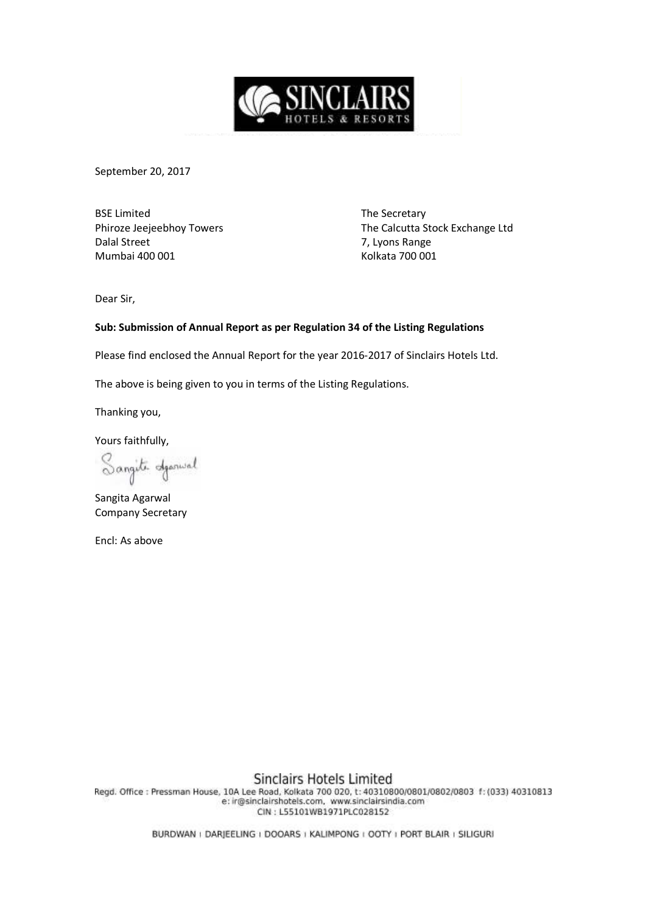**SINCLAIRS**
HOTELS & RESORTS

September 20, 2017

BSE Limited
Phiroze Jeejeebhoy Towers
Dalal Street
Mumbai 400 001

The Secretary
The Calcutta Stock Exchange Ltd
7, Lyons Range
Kolkata 700 001

Dear Sir,

**Sub: Submission of Annual Report as per Regulation 34 of the Listing Regulations**

Please find enclosed the Annual Report for the year 2016-2017 of Sinclairs Hotels Ltd.

The above is being given to you in terms of the Listing Regulations.

Thanking you,

Yours faithfully,

Sangita Agarwal
Company Secretary

Encl: As above

Sinclairs Hotels Limited
Regd. Office : Pressman House, 10A Lee Road, Kolkata 700 020, t: 40310800/0801/0802/0803 f: (033) 40310813
e: ir@sinclairshotels.com, www.sinclairsindia.com
CIN : L55101WB1971PLC028152

BURDWAN | DARJEELING | DOOARS | KALIMPONG | OOTY | PORT BLAIR | SILIGURI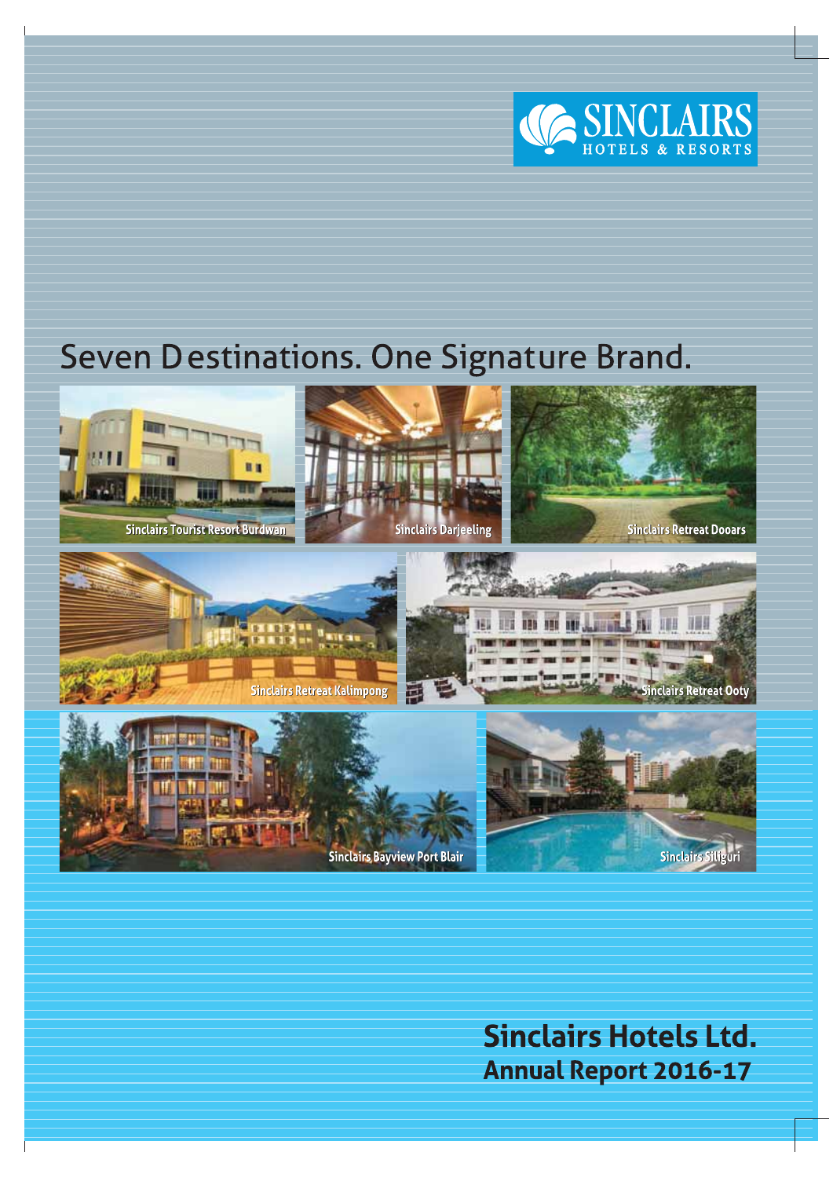SINCLAIRS
HOTELS & RESORTS

# Seven Destinations. One Signature Brand.

Sinclairs Tourist Resort Burdwan

Sinclairs Darjeeling

Sinclairs Retreat Dooars

Sinclairs Retreat Kalimpong

Sinclairs Retreat Ooty

Sinclairs Bayview Port Blair

Sinclairs Siliguri

# Sinclairs Hotels Ltd.

## Annual Report 2016-17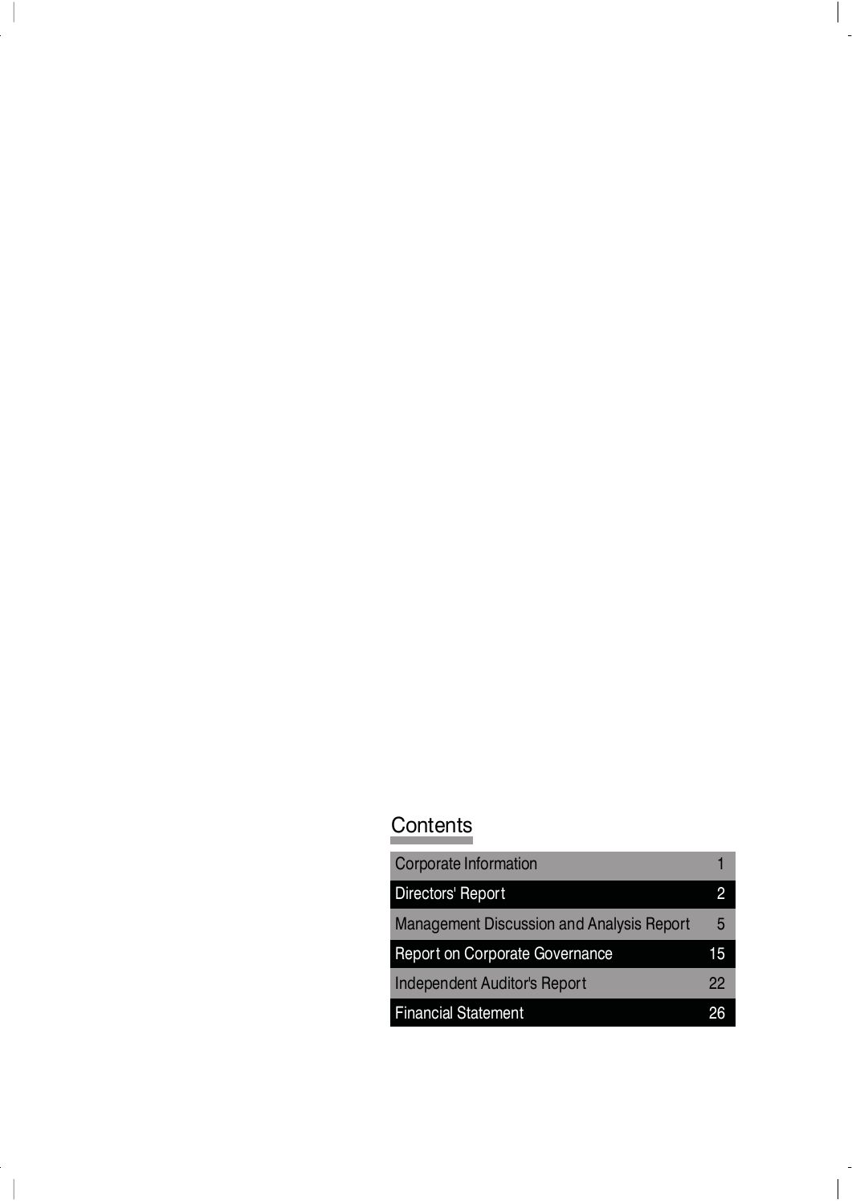## Contents

| Section | Page |
|---|---|
| Corporate Information | 1 |
| Directors' Report | 2 |
| Management Discussion and Analysis Report | 5 |
| Report on Corporate Governance | 15 |
| Independent Auditor's Report | 22 |
| Financial Statement | 26 |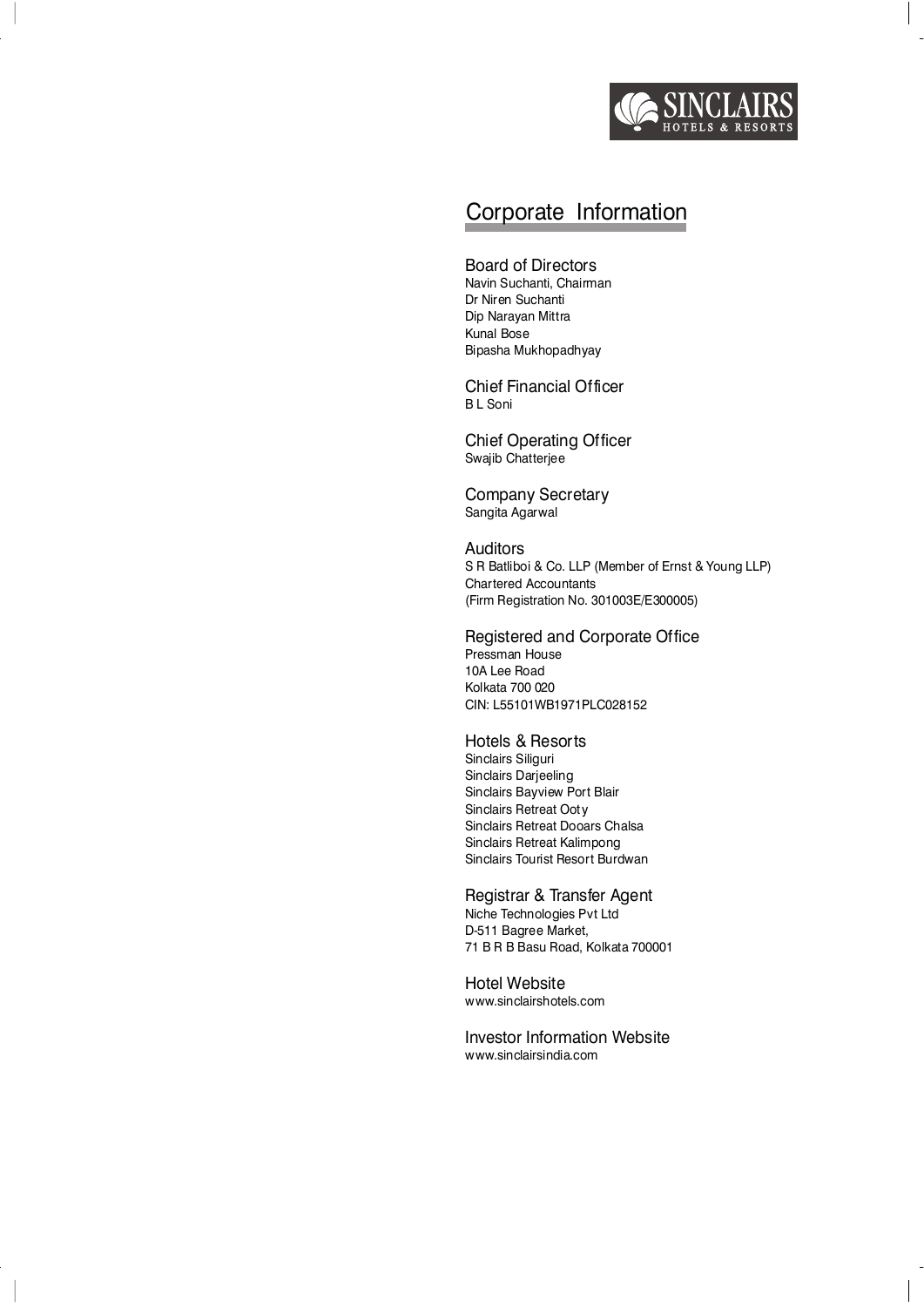SINCLAIRS
HOTELS & RESORTS

# Corporate Information

## Board of Directors

Navin Suchanti, Chairman
Dr Niren Suchanti
Dip Narayan Mittra
Kunal Bose
Bipasha Mukhopadhyay

## Chief Financial Officer

B L Soni

## Chief Operating Officer

Swajib Chatterjee

## Company Secretary

Sangita Agarwal

## Auditors

S R Batliboi & Co. LLP (Member of Ernst & Young LLP)
Chartered Accountants
(Firm Registration No. 301003E/E300005)

## Registered and Corporate Office

Pressman House
10A Lee Road
Kolkata 700 020
CIN: L55101WB1971PLC028152

## Hotels & Resorts

Sinclairs Siliguri
Sinclairs Darjeeling
Sinclairs Bayview Port Blair
Sinclairs Retreat Ooty
Sinclairs Retreat Dooars Chalsa
Sinclairs Retreat Kalimpong
Sinclairs Tourist Resort Burdwan

## Registrar & Transfer Agent

Niche Technologies Pvt Ltd
D-511 Bagree Market,
71 B R B Basu Road, Kolkata 700001

## Hotel Website

www.sinclairshotels.com

## Investor Information Website

www.sinclairsindia.com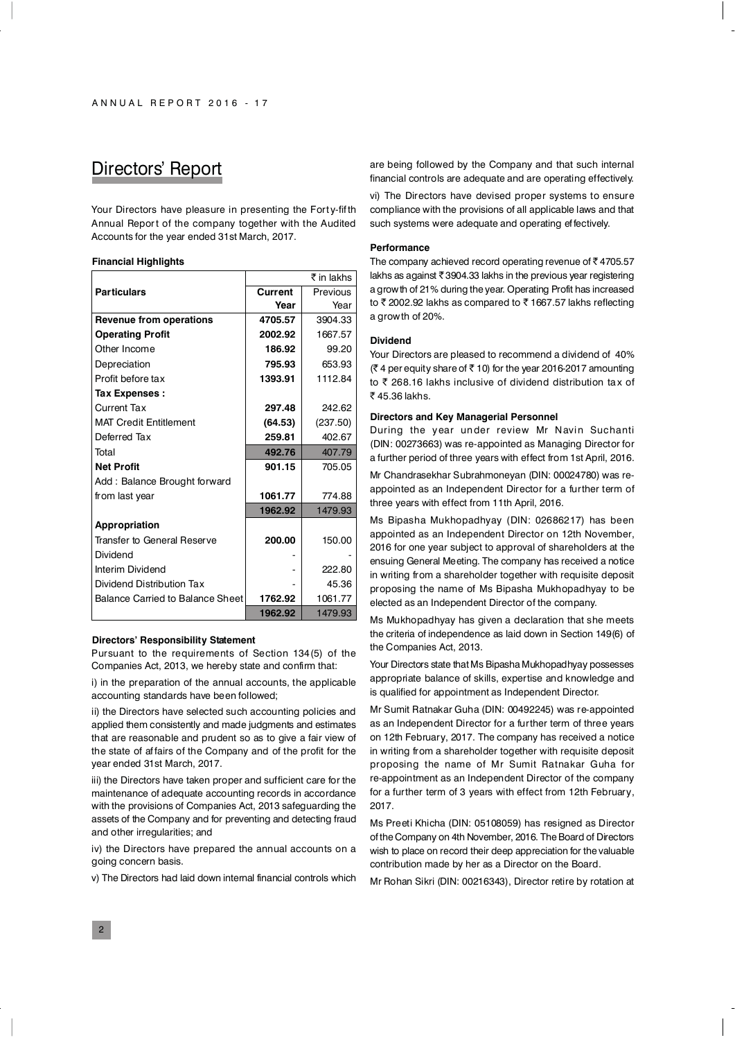# Directors' Report

Your Directors have pleasure in presenting the Forty-fifth Annual Report of the company together with the Audited Accounts for the year ended 31st March, 2017.

**Financial Highlights**

| Particulars | Current Year | Previous Year |
|---|---|---|
| | | ₹ in lakhs |
| **Revenue from operations** | **4705.57** | 3904.33 |
| **Operating Profit** | **2002.92** | 1667.57 |
| Other Income | **186.92** | 99.20 |
| Depreciation | **795.93** | 653.93 |
| Profit before tax | **1393.91** | 1112.84 |
| **Tax Expenses :** | | |
| Current Tax | **297.48** | 242.62 |
| MAT Credit Entitlement | **(64.53)** | (237.50) |
| Deferred Tax | **259.81** | 402.67 |
| Total | **492.76** | 407.79 |
| **Net Profit** | **901.15** | 705.05 |
| Add : Balance Brought forward from last year | **1061.77** | 774.88 |
| | **1962.92** | 1479.93 |
| **Appropriation** | | |
| Transfer to General Reserve | **200.00** | 150.00 |
| Dividend | - | - |
| Interim Dividend | - | 222.80 |
| Dividend Distribution Tax | - | 45.36 |
| Balance Carried to Balance Sheet | **1762.92** | 1061.77 |
| | **1962.92** | 1479.93 |

**Directors' Responsibility Statement**

Pursuant to the requirements of Section 134(5) of the Companies Act, 2013, we hereby state and confirm that:

i) in the preparation of the annual accounts, the applicable accounting standards have been followed;

ii) the Directors have selected such accounting policies and applied them consistently and made judgments and estimates that are reasonable and prudent so as to give a fair view of the state of affairs of the Company and of the profit for the year ended 31st March, 2017.

iii) the Directors have taken proper and sufficient care for the maintenance of adequate accounting records in accordance with the provisions of Companies Act, 2013 safeguarding the assets of the Company and for preventing and detecting fraud and other irregularities; and

iv) the Directors have prepared the annual accounts on a going concern basis.

v) The Directors had laid down internal financial controls which are being followed by the Company and that such internal financial controls are adequate and are operating effectively.

vi) The Directors have devised proper systems to ensure compliance with the provisions of all applicable laws and that such systems were adequate and operating effectively.

**Performance**

The company achieved record operating revenue of ₹ 4705.57 lakhs as against ₹ 3904.33 lakhs in the previous year registering a growth of 21% during the year. Operating Profit has increased to ₹ 2002.92 lakhs as compared to ₹ 1667.57 lakhs reflecting a growth of 20%.

**Dividend**

Your Directors are pleased to recommend a dividend of 40% (₹ 4 per equity share of ₹ 10) for the year 2016-2017 amounting to ₹ 268.16 lakhs inclusive of dividend distribution tax of ₹ 45.36 lakhs.

**Directors and Key Managerial Personnel**

During the year under review Mr Navin Suchanti (DIN: 00273663) was re-appointed as Managing Director for a further period of three years with effect from 1st April, 2016.

Mr Chandrasekhar Subrahmoneyan (DIN: 00024780) was re-appointed as an Independent Director for a further term of three years with effect from 11th April, 2016.

Ms Bipasha Mukhopadhyay (DIN: 02686217) has been appointed as an Independent Director on 12th November, 2016 for one year subject to approval of shareholders at the ensuing General Meeting. The company has received a notice in writing from a shareholder together with requisite deposit proposing the name of Ms Bipasha Mukhopadhyay to be elected as an Independent Director of the company.

Ms Mukhopadhyay has given a declaration that she meets the criteria of independence as laid down in Section 149(6) of the Companies Act, 2013.

Your Directors state that Ms Bipasha Mukhopadhyay possesses appropriate balance of skills, expertise and knowledge and is qualified for appointment as Independent Director.

Mr Sumit Ratnakar Guha (DIN: 00492245) was re-appointed as an Independent Director for a further term of three years on 12th February, 2017. The company has received a notice in writing from a shareholder together with requisite deposit proposing the name of Mr Sumit Ratnakar Guha for re-appointment as an Independent Director of the company for a further term of 3 years with effect from 12th February, 2017.

Ms Preeti Khicha (DIN: 05108059) has resigned as Director of the Company on 4th November, 2016. The Board of Directors wish to place on record their deep appreciation for the valuable contribution made by her as a Director on the Board.

Mr Rohan Sikri (DIN: 00216343), Director retire by rotation at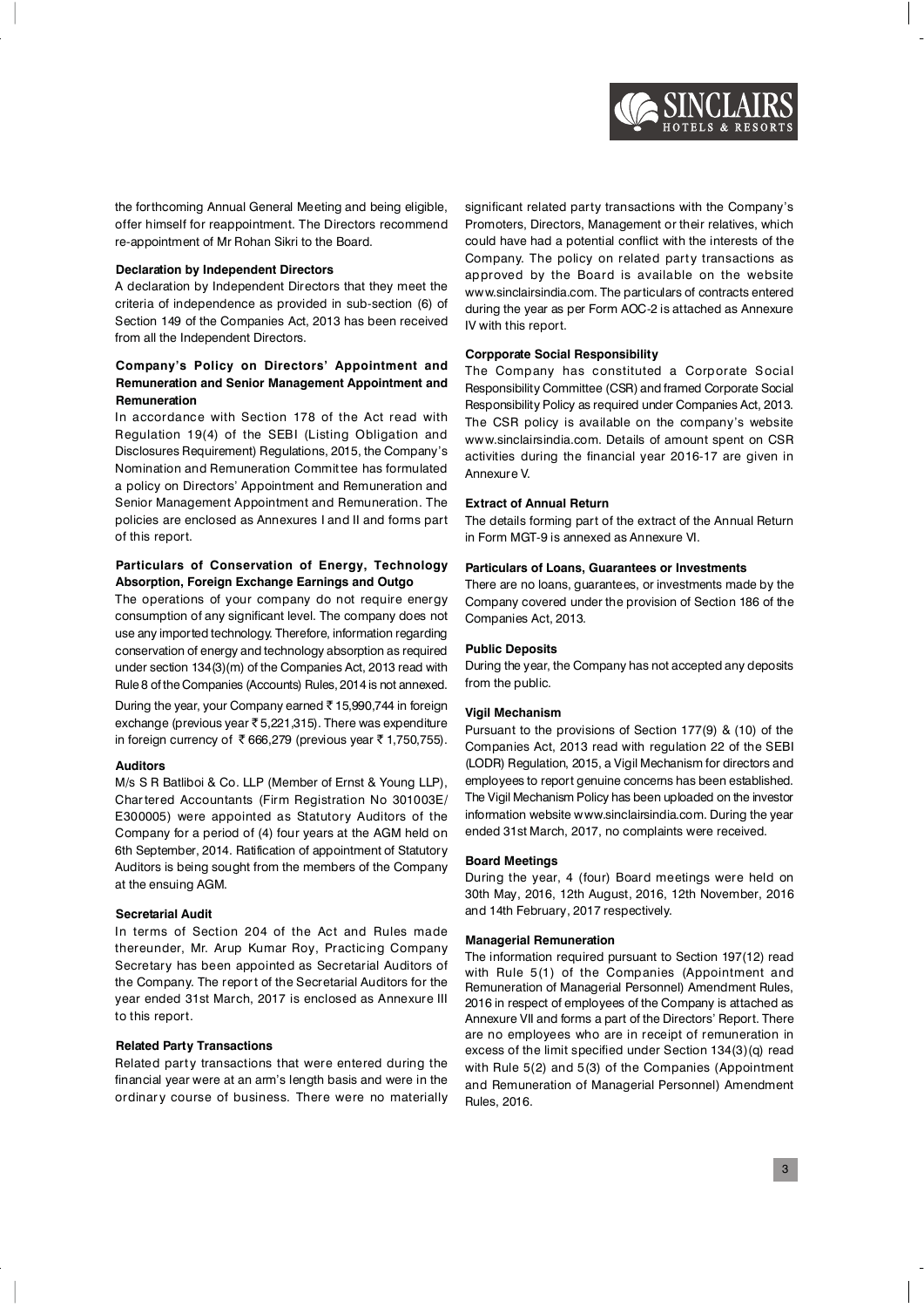the forthcoming Annual General Meeting and being eligible, offer himself for reappointment. The Directors recommend re-appointment of Mr Rohan Sikri to the Board.

### Declaration by Independent Directors

A declaration by Independent Directors that they meet the criteria of independence as provided in sub-section (6) of Section 149 of the Companies Act, 2013 has been received from all the Independent Directors.

### Company's Policy on Directors' Appointment and Remuneration and Senior Management Appointment and Remuneration

In accordance with Section 178 of the Act read with Regulation 19(4) of the SEBI (Listing Obligation and Disclosures Requirement) Regulations, 2015, the Company's Nomination and Remuneration Committee has formulated a policy on Directors' Appointment and Remuneration and Senior Management Appointment and Remuneration. The policies are enclosed as Annexures I and II and forms part of this report.

### Particulars of Conservation of Energy, Technology Absorption, Foreign Exchange Earnings and Outgo

The operations of your company do not require energy consumption of any significant level. The company does not use any imported technology. Therefore, information regarding conservation of energy and technology absorption as required under section 134(3)(m) of the Companies Act, 2013 read with Rule 8 of the Companies (Accounts) Rules, 2014 is not annexed.

During the year, your Company earned ₹ 15,990,744 in foreign exchange (previous year ₹ 5,221,315). There was expenditure in foreign currency of ₹ 666,279 (previous year ₹ 1,750,755).

### Auditors

M/s S R Batliboi & Co. LLP (Member of Ernst & Young LLP), Chartered Accountants (Firm Registration No 301003E/ E300005) were appointed as Statutory Auditors of the Company for a period of (4) four years at the AGM held on 6th September, 2014. Ratification of appointment of Statutory Auditors is being sought from the members of the Company at the ensuing AGM.

### Secretarial Audit

In terms of Section 204 of the Act and Rules made thereunder, Mr. Arup Kumar Roy, Practicing Company Secretary has been appointed as Secretarial Auditors of the Company. The report of the Secretarial Auditors for the year ended 31st March, 2017 is enclosed as Annexure III to this report.

### Related Party Transactions

Related party transactions that were entered during the financial year were at an arm's length basis and were in the ordinary course of business. There were no materially significant related party transactions with the Company's Promoters, Directors, Management or their relatives, which could have had a potential conflict with the interests of the Company. The policy on related party transactions as approved by the Board is available on the website www.sinclairsindia.com. The particulars of contracts entered during the year as per Form AOC-2 is attached as Annexure IV with this report.

### Corpporate Social Responsibility

The Company has constituted a Corporate Social Responsibility Committee (CSR) and framed Corporate Social Responsibility Policy as required under Companies Act, 2013. The CSR policy is available on the company's website www.sinclairsindia.com. Details of amount spent on CSR activities during the financial year 2016-17 are given in Annexure V.

### Extract of Annual Return

The details forming part of the extract of the Annual Return in Form MGT-9 is annexed as Annexure VI.

### Particulars of Loans, Guarantees or Investments

There are no loans, guarantees, or investments made by the Company covered under the provision of Section 186 of the Companies Act, 2013.

### Public Deposits

During the year, the Company has not accepted any deposits from the public.

### Vigil Mechanism

Pursuant to the provisions of Section 177(9) & (10) of the Companies Act, 2013 read with regulation 22 of the SEBI (LODR) Regulation, 2015, a Vigil Mechanism for directors and employees to report genuine concerns has been established. The Vigil Mechanism Policy has been uploaded on the investor information website www.sinclairsindia.com. During the year ended 31st March, 2017, no complaints were received.

### Board Meetings

During the year, 4 (four) Board meetings were held on 30th May, 2016, 12th August, 2016, 12th November, 2016 and 14th February, 2017 respectively.

### Managerial Remuneration

The information required pursuant to Section 197(12) read with Rule 5(1) of the Companies (Appointment and Remuneration of Managerial Personnel) Amendment Rules, 2016 in respect of employees of the Company is attached as Annexure VII and forms a part of the Directors' Report. There are no employees who are in receipt of remuneration in excess of the limit specified under Section 134(3)(q) read with Rule 5(2) and 5(3) of the Companies (Appointment and Remuneration of Managerial Personnel) Amendment Rules, 2016.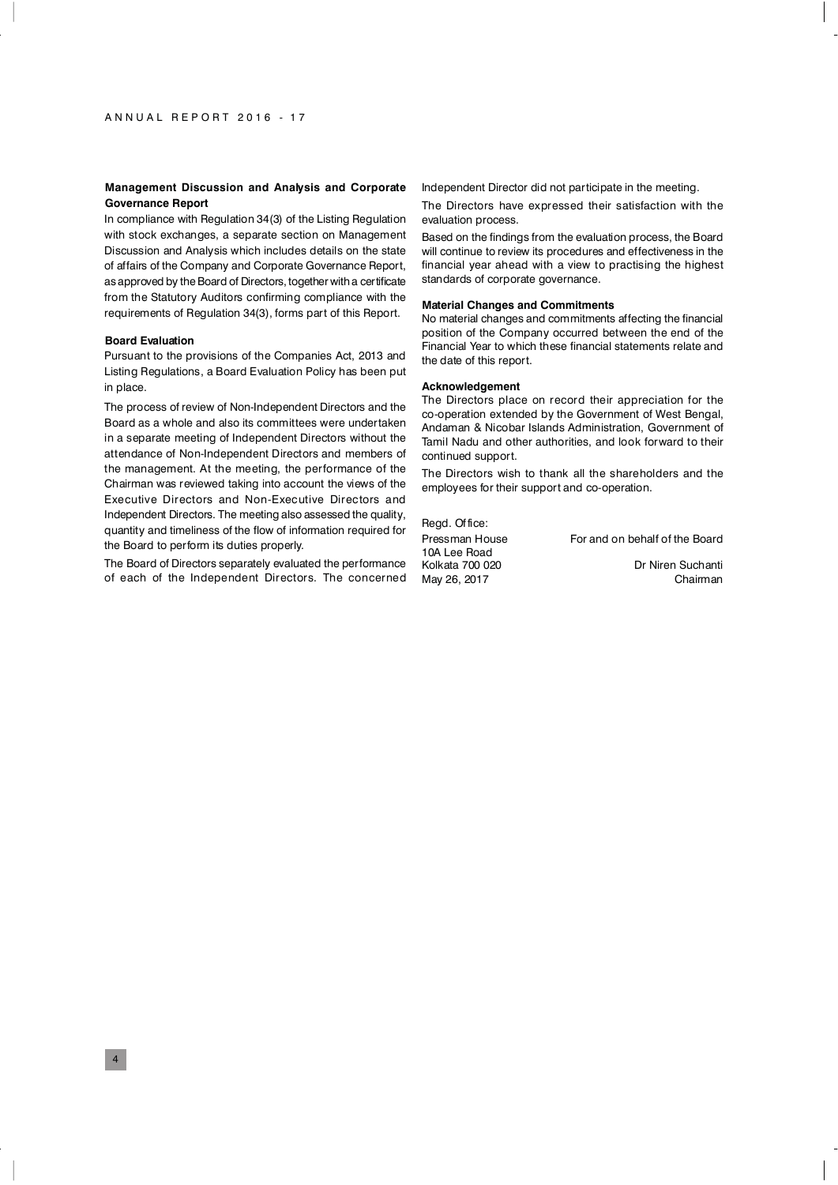**Management Discussion and Analysis and Corporate Governance Report**

In compliance with Regulation 34(3) of the Listing Regulation with stock exchanges, a separate section on Management Discussion and Analysis which includes details on the state of affairs of the Company and Corporate Governance Report, as approved by the Board of Directors, together with a certificate from the Statutory Auditors confirming compliance with the requirements of Regulation 34(3), forms part of this Report.

**Board Evaluation**

Pursuant to the provisions of the Companies Act, 2013 and Listing Regulations, a Board Evaluation Policy has been put in place.

The process of review of Non-Independent Directors and the Board as a whole and also its committees were undertaken in a separate meeting of Independent Directors without the attendance of Non-Independent Directors and members of the management. At the meeting, the performance of the Chairman was reviewed taking into account the views of the Executive Directors and Non-Executive Directors and Independent Directors. The meeting also assessed the quality, quantity and timeliness of the flow of information required for the Board to perform its duties properly.

The Board of Directors separately evaluated the performance of each of the Independent Directors. The concerned Independent Director did not participate in the meeting.

The Directors have expressed their satisfaction with the evaluation process.

Based on the findings from the evaluation process, the Board will continue to review its procedures and effectiveness in the financial year ahead with a view to practising the highest standards of corporate governance.

**Material Changes and Commitments**

No material changes and commitments affecting the financial position of the Company occurred between the end of the Financial Year to which these financial statements relate and the date of this report.

**Acknowledgement**

The Directors place on record their appreciation for the co-operation extended by the Government of West Bengal, Andaman & Nicobar Islands Administration, Government of Tamil Nadu and other authorities, and look forward to their continued support.

The Directors wish to thank all the shareholders and the employees for their support and co-operation.

Regd. Office:
Pressman House
10A Lee Road
Kolkata 700 020
May 26, 2017

For and on behalf of the Board

Dr Niren Suchanti
Chairman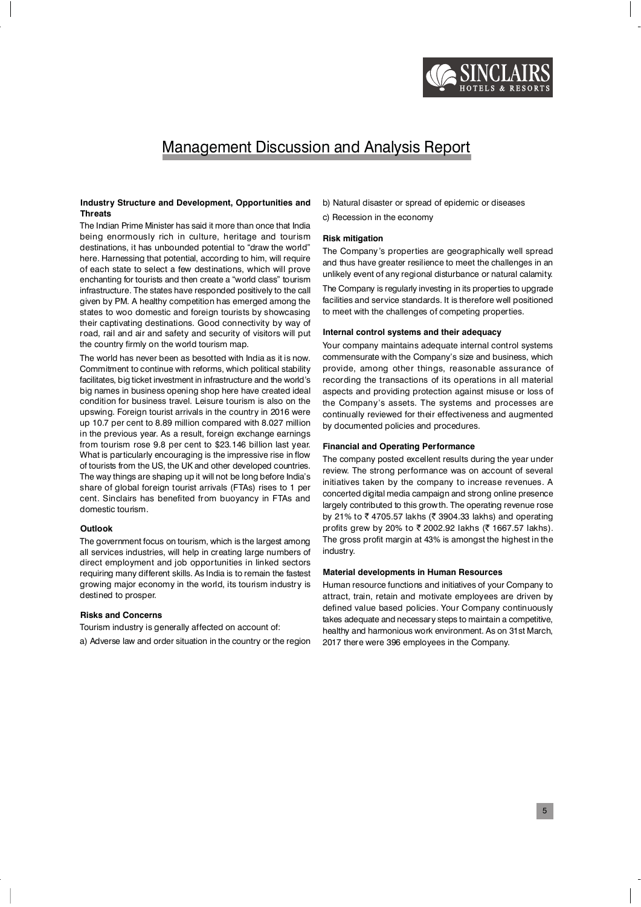# Management Discussion and Analysis Report

**Industry Structure and Development, Opportunities and Threats**

The Indian Prime Minister has said it more than once that India being enormously rich in culture, heritage and tourism destinations, it has unbounded potential to "draw the world" here. Harnessing that potential, according to him, will require of each state to select a few destinations, which will prove enchanting for tourists and then create a "world class" tourism infrastructure. The states have responded positively to the call given by PM. A healthy competition has emerged among the states to woo domestic and foreign tourists by showcasing their captivating destinations. Good connectivity by way of road, rail and air and safety and security of visitors will put the country firmly on the world tourism map.

The world has never been as besotted with India as it is now. Commitment to continue with reforms, which political stability facilitates, big ticket investment in infrastructure and the world's big names in business opening shop here have created ideal condition for business travel. Leisure tourism is also on the upswing. Foreign tourist arrivals in the country in 2016 were up 10.7 per cent to 8.89 million compared with 8.027 million in the previous year. As a result, foreign exchange earnings from tourism rose 9.8 per cent to $23.146 billion last year. What is particularly encouraging is the impressive rise in flow of tourists from the US, the UK and other developed countries. The way things are shaping up it will not be long before India's share of global foreign tourist arrivals (FTAs) rises to 1 per cent. Sinclairs has benefited from buoyancy in FTAs and domestic tourism.

**Outlook**

The government focus on tourism, which is the largest among all services industries, will help in creating large numbers of direct employment and job opportunities in linked sectors requiring many different skills. As India is to remain the fastest growing major economy in the world, its tourism industry is destined to prosper.

**Risks and Concerns**

Tourism industry is generally affected on account of:

a) Adverse law and order situation in the country or the region

b) Natural disaster or spread of epidemic or diseases

c) Recession in the economy

**Risk mitigation**

The Company's properties are geographically well spread and thus have greater resilience to meet the challenges in an unlikely event of any regional disturbance or natural calamity.

The Company is regularly investing in its properties to upgrade facilities and service standards. It is therefore well positioned to meet with the challenges of competing properties.

**Internal control systems and their adequacy**

Your company maintains adequate internal control systems commensurate with the Company's size and business, which provide, among other things, reasonable assurance of recording the transactions of its operations in all material aspects and providing protection against misuse or loss of the Company's assets. The systems and processes are continually reviewed for their effectiveness and augmented by documented policies and procedures.

**Financial and Operating Performance**

The company posted excellent results during the year under review. The strong performance was on account of several initiatives taken by the company to increase revenues. A concerted digital media campaign and strong online presence largely contributed to this growth. The operating revenue rose by 21% to ₹ 4705.57 lakhs (₹ 3904.33 lakhs) and operating profits grew by 20% to ₹ 2002.92 lakhs (₹ 1667.57 lakhs). The gross profit margin at 43% is amongst the highest in the industry.

**Material developments in Human Resources**

Human resource functions and initiatives of your Company to attract, train, retain and motivate employees are driven by defined value based policies. Your Company continuously takes adequate and necessary steps to maintain a competitive, healthy and harmonious work environment. As on 31st March, 2017 there were 396 employees in the Company.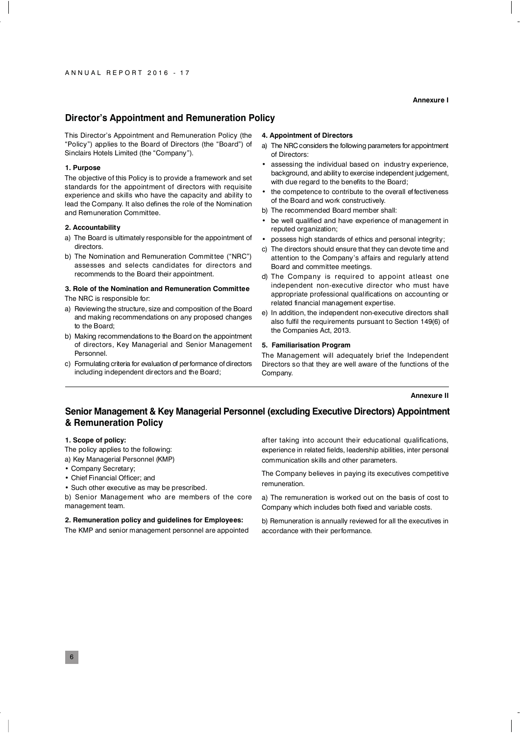Annexure I

## Director's Appointment and Remuneration Policy

This Director's Appointment and Remuneration Policy (the "Policy") applies to the Board of Directors (the "Board") of Sinclairs Hotels Limited (the "Company").

**1. Purpose**

The objective of this Policy is to provide a framework and set standards for the appointment of directors with requisite experience and skills who have the capacity and ability to lead the Company. It also defines the role of the Nomination and Remuneration Committee.

**2. Accountability**

a) The Board is ultimately responsible for the appointment of directors.

b) The Nomination and Remuneration Committee ("NRC") assesses and selects candidates for directors and recommends to the Board their appointment.

**3. Role of the Nomination and Remuneration Committee**

The NRC is responsible for:

a) Reviewing the structure, size and composition of the Board and making recommendations on any proposed changes to the Board;

b) Making recommendations to the Board on the appointment of directors, Key Managerial and Senior Management Personnel.

c) Formulating criteria for evaluation of performance of directors including independent directors and the Board;

**4. Appointment of Directors**

a) The NRC considers the following parameters for appointment of Directors:

- assessing the individual based on industry experience, background, and ability to exercise independent judgement, with due regard to the benefits to the Board;
- the competence to contribute to the overall effectiveness of the Board and work constructively.

b) The recommended Board member shall:

- be well qualified and have experience of management in reputed organization;
- possess high standards of ethics and personal integrity;

c) The directors should ensure that they can devote time and attention to the Company's affairs and regularly attend Board and committee meetings.

d) The Company is required to appoint atleast one independent non-executive director who must have appropriate professional qualifications on accounting or related financial management expertise.

e) In addition, the independent non-executive directors shall also fulfil the requirements pursuant to Section 149(6) of the Companies Act, 2013.

**5. Familiarisation Program**

The Management will adequately brief the Independent Directors so that they are well aware of the functions of the Company.

---

Annexure II

## Senior Management & Key Managerial Personnel (excluding Executive Directors) Appointment & Remuneration Policy

**1. Scope of policy:**

The policy applies to the following:

a) Key Managerial Personnel (KMP)

- Company Secretary;
- Chief Financial Officer; and
- Such other executive as may be prescribed.

b) Senior Management who are members of the core management team.

**2. Remuneration policy and guidelines for Employees:**

The KMP and senior management personnel are appointed after taking into account their educational qualifications, experience in related fields, leadership abilities, inter personal communication skills and other parameters.

The Company believes in paying its executives competitive remuneration.

a) The remuneration is worked out on the basis of cost to Company which includes both fixed and variable costs.

b) Remuneration is annually reviewed for all the executives in accordance with their performance.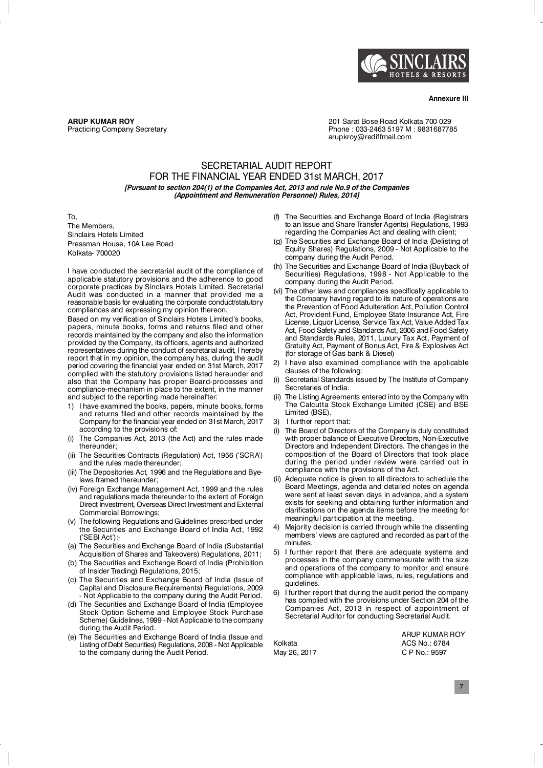**Annexure III**

**ARUP KUMAR ROY**
Practicing Company Secretary

201 Sarat Bose Road Kolkata 700 029
Phone : 033-2463 5197 M : 9831687785
arupkroy@rediffmail.com

# SECRETARIAL AUDIT REPORT
## FOR THE FINANCIAL YEAR ENDED 31st MARCH, 2017

***[Pursuant to section 204(1) of the Companies Act, 2013 and rule No.9 of the Companies (Appointment and Remuneration Personnel) Rules, 2014]***

To,
The Members,
Sinclairs Hotels Limited
Pressman House, 10A Lee Road
Kolkata- 700020

I have conducted the secretarial audit of the compliance of applicable statutory provisions and the adherence to good corporate practices by Sinclairs Hotels Limited. Secretarial Audit was conducted in a manner that provided me a reasonable basis for evaluating the corporate conduct/statutory compliances and expressing my opinion thereon.

Based on my verification of Sinclairs Hotels Limited's books, papers, minute books, forms and returns filed and other records maintained by the company and also the information provided by the Company, its officers, agents and authorized representatives during the conduct of secretarial audit, I hereby report that in my opinion, the company has, during the audit period covering the financial year ended on 31st March, 2017 complied with the statutory provisions listed hereunder and also that the Company has proper Board-processes and compliance-mechanism in place to the extent, in the manner and subject to the reporting made hereinafter:

1) I have examined the books, papers, minute books, forms and returns filed and other records maintained by the Company for the financial year ended on 31st March, 2017 according to the provisions of:

(i) The Companies Act, 2013 (the Act) and the rules made thereunder;

(ii) The Securities Contracts (Regulation) Act, 1956 ('SCRA') and the rules made thereunder;

(iii) The Depositories Act, 1996 and the Regulations and Bye-laws framed thereunder;

(iv) Foreign Exchange Management Act, 1999 and the rules and regulations made thereunder to the extent of Foreign Direct Investment, Overseas Direct Investment and External Commercial Borrowings;

(v) The following Regulations and Guidelines prescribed under the Securities and Exchange Board of India Act, 1992 ('SEBI Act'):-

(a) The Securities and Exchange Board of India (Substantial Acquisition of Shares and Takeovers) Regulations, 2011;

(b) The Securities and Exchange Board of India (Prohibition of Insider Trading) Regulations, 2015;

(c) The Securities and Exchange Board of India (Issue of Capital and Disclosure Requirements) Regulations, 2009 - Not Applicable to the company during the Audit Period.

(d) The Securities and Exchange Board of India (Employee Stock Option Scheme and Employee Stock Purchase Scheme) Guidelines, 1999 - Not Applicable to the company during the Audit Period.

(e) The Securities and Exchange Board of India (Issue and Listing of Debt Securities) Regulations, 2008 - Not Applicable to the company during the Audit Period.

(f) The Securities and Exchange Board of India (Registrars to an Issue and Share Transfer Agents) Regulations, 1993 regarding the Companies Act and dealing with client;

(g) The Securities and Exchange Board of India (Delisting of Equity Shares) Regulations, 2009 - Not Applicable to the company during the Audit Period.

(h) The Securities and Exchange Board of India (Buyback of Securities) Regulations, 1998 - Not Applicable to the company during the Audit Period.

(vi) The other laws and compliances specifically applicable to the Company having regard to its nature of operations are the Prevention of Food Adulteration Act, Pollution Control Act, Provident Fund, Employee State Insurance Act, Fire License, Liquor License, Service Tax Act, Value Added Tax Act, Food Safety and Standards Act, 2006 and Food Safety and Standards Rules, 2011, Luxury Tax Act, Payment of Gratuity Act, Payment of Bonus Act, Fire & Explosives Act (for storage of Gas bank & Diesel)

2) I have also examined compliance with the applicable clauses of the following:

(i) Secretarial Standards issued by The Institute of Company Secretaries of India.

(ii) The Listing Agreements entered into by the Company with The Calcutta Stock Exchange Limited (CSE) and BSE Limited (BSE).

3) I further report that:

(i) The Board of Directors of the Company is duly constituted with proper balance of Executive Directors, Non-Executive Directors and Independent Directors. The changes in the composition of the Board of Directors that took place during the period under review were carried out in compliance with the provisions of the Act.

(ii) Adequate notice is given to all directors to schedule the Board Meetings, agenda and detailed notes on agenda were sent at least seven days in advance, and a system exists for seeking and obtaining further information and clarifications on the agenda items before the meeting for meaningful participation at the meeting.

4) Majority decision is carried through while the dissenting members' views are captured and recorded as part of the minutes.

5) I further report that there are adequate systems and processes in the company commensurate with the size and operations of the company to monitor and ensure compliance with applicable laws, rules, regulations and guidelines.

6) I further report that during the audit period the company has complied with the provisions under Section 204 of the Companies Act, 2013 in respect of appointment of Secretarial Auditor for conducting Secretarial Audit.

Kolkata
May 26, 2017

ARUP KUMAR ROY
ACS No.: 6784
C P No.: 9597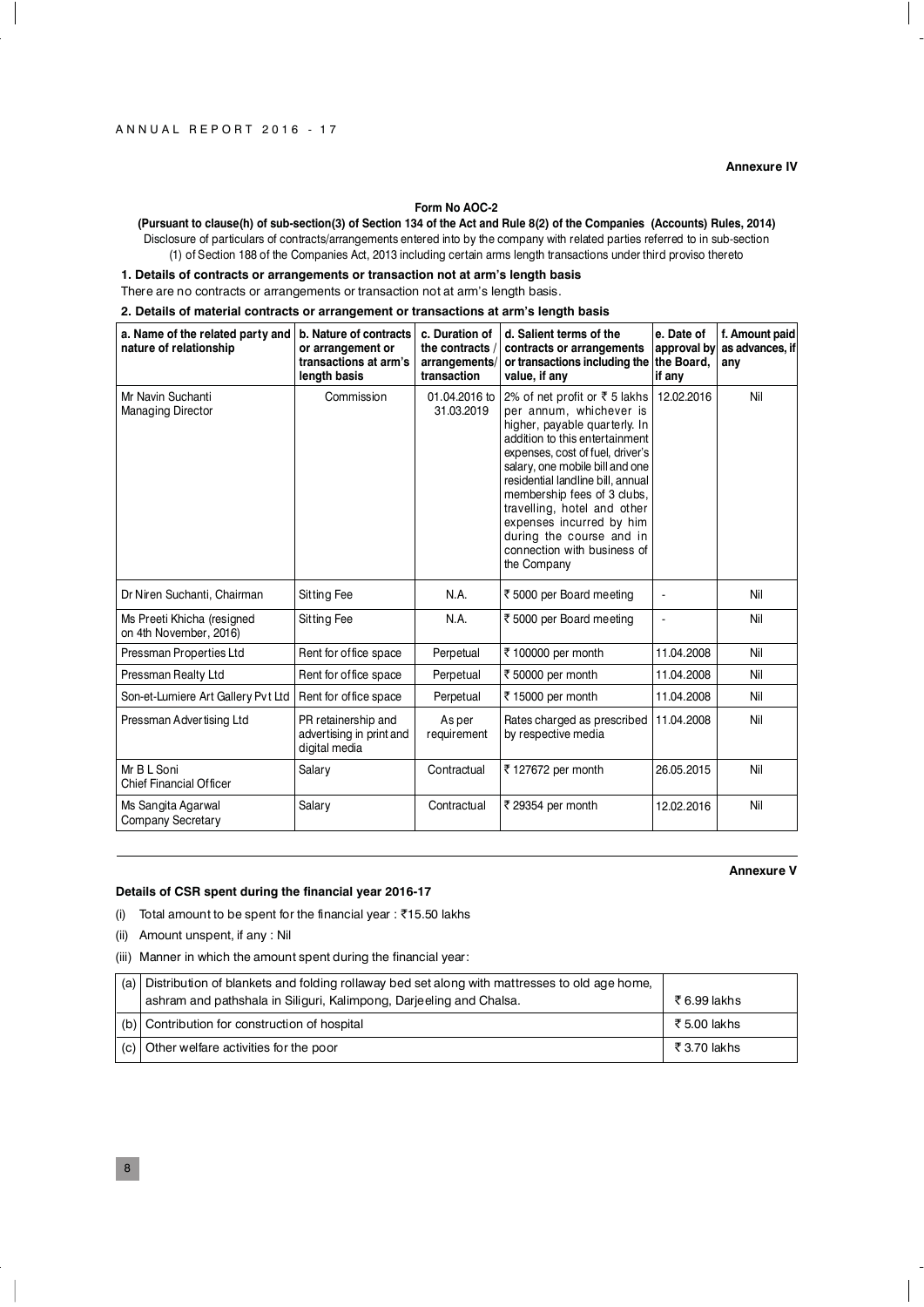**Annexure IV**

**Form No AOC-2**

**(Pursuant to clause(h) of sub-section(3) of Section 134 of the Act and Rule 8(2) of the Companies (Accounts) Rules, 2014)**

Disclosure of particulars of contracts/arrangements entered into by the company with related parties referred to in sub-section (1) of Section 188 of the Companies Act, 2013 including certain arms length transactions under third proviso thereto

**1. Details of contracts or arrangements or transaction not at arm's length basis**

There are no contracts or arrangements or transaction not at arm's length basis.

**2. Details of material contracts or arrangement or transactions at arm's length basis**

| a. Name of the related party and nature of relationship | b. Nature of contracts or arrangement or transactions at arm's length basis | c. Duration of the contracts / arrangements/ transaction | d. Salient terms of the contracts or arrangements or transactions including the value, if any | e. Date of approval by the Board, if any | f. Amount paid as advances, if any |
|---|---|---|---|---|---|
| Mr Navin Suchanti Managing Director | Commission | 01.04.2016 to 31.03.2019 | 2% of net profit or ₹ 5 lakhs per annum, whichever is higher, payable quarterly. In addition to this entertainment expenses, cost of fuel, driver's salary, one mobile bill and one residential landline bill, annual membership fees of 3 clubs, travelling, hotel and other expenses incurred by him during the course and in connection with business of the Company | 12.02.2016 | Nil |
| Dr Niren Suchanti, Chairman | Sitting Fee | N.A. | ₹ 5000 per Board meeting | - | Nil |
| Ms Preeti Khicha (resigned on 4th November, 2016) | Sitting Fee | N.A. | ₹ 5000 per Board meeting | - | Nil |
| Pressman Properties Ltd | Rent for office space | Perpetual | ₹ 100000 per month | 11.04.2008 | Nil |
| Pressman Realty Ltd | Rent for office space | Perpetual | ₹ 50000 per month | 11.04.2008 | Nil |
| Son-et-Lumiere Art Gallery Pvt Ltd | Rent for office space | Perpetual | ₹ 15000 per month | 11.04.2008 | Nil |
| Pressman Advertising Ltd | PR retainership and advertising in print and digital media | As per requirement | Rates charged as prescribed by respective media | 11.04.2008 | Nil |
| Mr B L Soni Chief Financial Officer | Salary | Contractual | ₹ 127672 per month | 26.05.2015 | Nil |
| Ms Sangita Agarwal Company Secretary | Salary | Contractual | ₹ 29354 per month | 12.02.2016 | Nil |

**Annexure V**

**Details of CSR spent during the financial year 2016-17**

(i) Total amount to be spent for the financial year : ₹15.50 lakhs

(ii) Amount unspent, if any : Nil

(iii) Manner in which the amount spent during the financial year:

| | | |
|---|---|---|
| (a) | Distribution of blankets and folding rollaway bed set along with mattresses to old age home, ashram and pathshala in Siliguri, Kalimpong, Darjeeling and Chalsa. | ₹ 6.99 lakhs |
| (b) | Contribution for construction of hospital | ₹ 5.00 lakhs |
| (c) | Other welfare activities for the poor | ₹ 3.70 lakhs |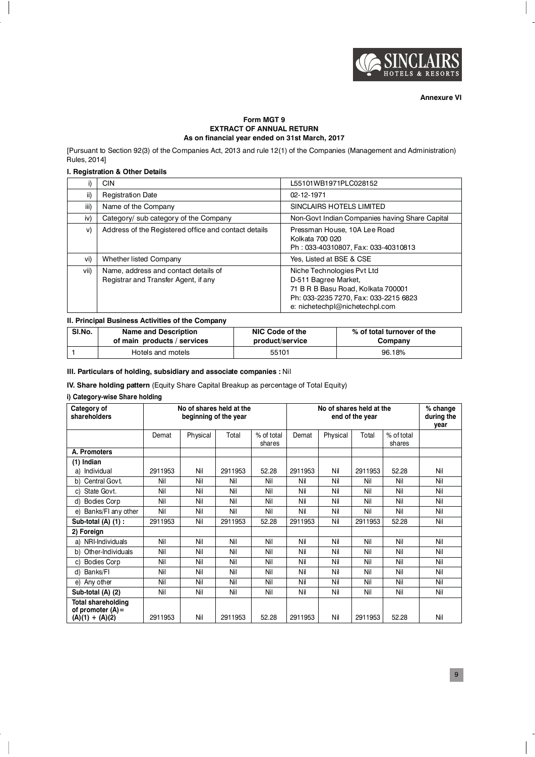**Annexure VI**

**Form MGT 9**
**EXTRACT OF ANNUAL RETURN**
**As on financial year ended on 31st March, 2017**

[Pursuant to Section 92(3) of the Companies Act, 2013 and rule 12(1) of the Companies (Management and Administration) Rules, 2014]

**I. Registration & Other Details**

| | | |
|---|---|---|
| i) | CIN | L55101WB1971PLC028152 |
| ii) | Registration Date | 02-12-1971 |
| iii) | Name of the Company | SINCLAIRS HOTELS LIMITED |
| iv) | Category/ sub category of the Company | Non-Govt Indian Companies having Share Capital |
| v) | Address of the Registered office and contact details | Pressman House, 10A Lee Road<br>Kolkata 700 020<br>Ph : 033-40310807, Fax: 033-40310813 |
| vi) | Whether listed Company | Yes, Listed at BSE & CSE |
| vii) | Name, address and contact details of Registrar and Transfer Agent, if any | Niche Technologies Pvt Ltd<br>D-511 Bagree Market,<br>71 B R B Basu Road, Kolkata 700001<br>Ph: 033-2235 7270, Fax: 033-2215 6823<br>e: nichetechpl@nichetechpl.com |

**II. Principal Business Activities of the Company**

| Sl.No. | Name and Description of main products / services | NIC Code of the product/service | % of total turnover of the Company |
|---|---|---|---|
| 1 | Hotels and motels | 55101 | 96.18% |

**III. Particulars of holding, subsidiary and associate companies :** Nil

**IV. Share holding pattern** (Equity Share Capital Breakup as percentage of Total Equity)

**i) Category-wise Share holding**

| Category of shareholders | No of shares held at the beginning of the year | | | | No of shares held at the end of the year | | | | % change during the year |
|---|---|---|---|---|---|---|---|---|---|
| | Demat | Physical | Total | % of total shares | Demat | Physical | Total | % of total shares | |
| **A. Promoters** | | | | | | | | | |
| **(1) Indian** | | | | | | | | | |
| a) Individual | 2911953 | Nil | 2911953 | 52.28 | 2911953 | Nil | 2911953 | 52.28 | Nil |
| b) Central Govt. | Nil | Nil | Nil | Nil | Nil | Nil | Nil | Nil | Nil |
| c) State Govt. | Nil | Nil | Nil | Nil | Nil | Nil | Nil | Nil | Nil |
| d) Bodies Corp | Nil | Nil | Nil | Nil | Nil | Nil | Nil | Nil | Nil |
| e) Banks/FI any other | Nil | Nil | Nil | Nil | Nil | Nil | Nil | Nil | Nil |
| **Sub-total (A) (1) :** | 2911953 | Nil | 2911953 | 52.28 | 2911953 | Nil | 2911953 | 52.28 | Nil |
| **2) Foreign** | | | | | | | | | |
| a) NRI-Individuals | Nil | Nil | Nil | Nil | Nil | Nil | Nil | Nil | Nil |
| b) Other-Individuals | Nil | Nil | Nil | Nil | Nil | Nil | Nil | Nil | Nil |
| c) Bodies Corp | Nil | Nil | Nil | Nil | Nil | Nil | Nil | Nil | Nil |
| d) Banks/FI | Nil | Nil | Nil | Nil | Nil | Nil | Nil | Nil | Nil |
| e) Any other | Nil | Nil | Nil | Nil | Nil | Nil | Nil | Nil | Nil |
| **Sub-total (A) (2)** | Nil | Nil | Nil | Nil | Nil | Nil | Nil | Nil | Nil |
| **Total shareholding of promoter (A) = (A)(1) + (A)(2)** | 2911953 | Nil | 2911953 | 52.28 | 2911953 | Nil | 2911953 | 52.28 | Nil |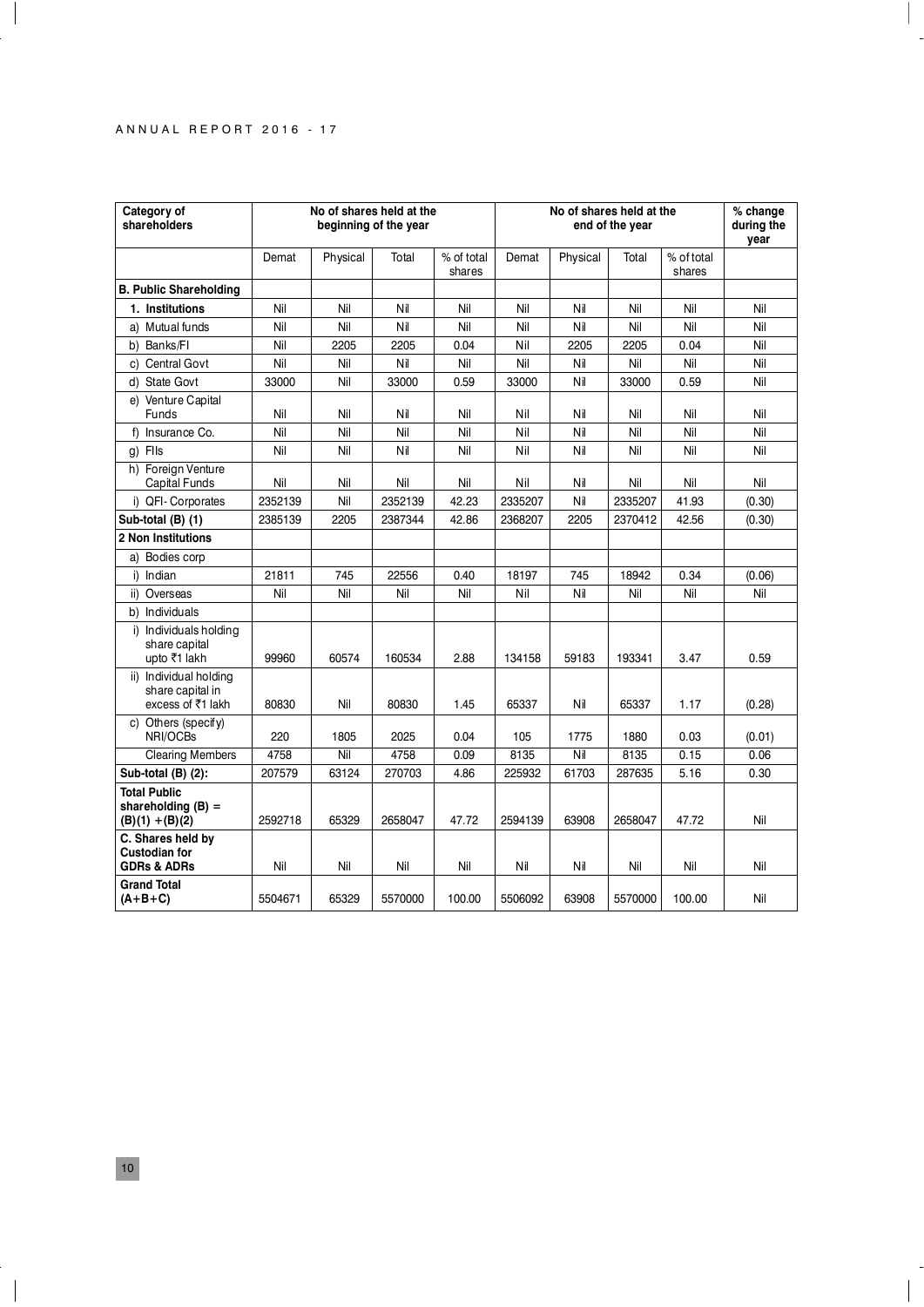| Category of shareholders | No of shares held at the beginning of the year | | | | No of shares held at the end of the year | | | | % change during the year |
|---|---|---|---|---|---|---|---|---|---|
| | Demat | Physical | Total | % of total shares | Demat | Physical | Total | % of total shares | |
| **B. Public Shareholding** | | | | | | | | | |
| **1. Institutions** | Nil | Nil | Nil | Nil | Nil | Nil | Nil | Nil | Nil |
| a) Mutual funds | Nil | Nil | Nil | Nil | Nil | Nil | Nil | Nil | Nil |
| b) Banks/FI | Nil | 2205 | 2205 | 0.04 | Nil | 2205 | 2205 | 0.04 | Nil |
| c) Central Govt | Nil | Nil | Nil | Nil | Nil | Nil | Nil | Nil | Nil |
| d) State Govt | 33000 | Nil | 33000 | 0.59 | 33000 | Nil | 33000 | 0.59 | Nil |
| e) Venture Capital Funds | Nil | Nil | Nil | Nil | Nil | Nil | Nil | Nil | Nil |
| f) Insurance Co. | Nil | Nil | Nil | Nil | Nil | Nil | Nil | Nil | Nil |
| g) FIIs | Nil | Nil | Nil | Nil | Nil | Nil | Nil | Nil | Nil |
| h) Foreign Venture Capital Funds | Nil | Nil | Nil | Nil | Nil | Nil | Nil | Nil | Nil |
| i) QFI- Corporates | 2352139 | Nil | 2352139 | 42.23 | 2335207 | Nil | 2335207 | 41.93 | (0.30) |
| **Sub-total (B) (1)** | 2385139 | 2205 | 2387344 | 42.86 | 2368207 | 2205 | 2370412 | 42.56 | (0.30) |
| **2 Non Institutions** | | | | | | | | | |
| a) Bodies corp | | | | | | | | | |
| i) Indian | 21811 | 745 | 22556 | 0.40 | 18197 | 745 | 18942 | 0.34 | (0.06) |
| ii) Overseas | Nil | Nil | Nil | Nil | Nil | Nil | Nil | Nil | Nil |
| b) Individuals | | | | | | | | | |
| i) Individuals holding share capital upto ₹1 lakh | 99960 | 60574 | 160534 | 2.88 | 134158 | 59183 | 193341 | 3.47 | 0.59 |
| ii) Individual holding share capital in excess of ₹1 lakh | 80830 | Nil | 80830 | 1.45 | 65337 | Nil | 65337 | 1.17 | (0.28) |
| c) Others (specify) NRI/OCBs | 220 | 1805 | 2025 | 0.04 | 105 | 1775 | 1880 | 0.03 | (0.01) |
| Clearing Members | 4758 | Nil | 4758 | 0.09 | 8135 | Nil | 8135 | 0.15 | 0.06 |
| **Sub-total (B) (2):** | 207579 | 63124 | 270703 | 4.86 | 225932 | 61703 | 287635 | 5.16 | 0.30 |
| **Total Public shareholding (B) = (B)(1) +(B)(2)** | 2592718 | 65329 | 2658047 | 47.72 | 2594139 | 63908 | 2658047 | 47.72 | Nil |
| **C. Shares held by Custodian for GDRs & ADRs** | Nil | Nil | Nil | Nil | Nil | Nil | Nil | Nil | Nil |
| **Grand Total (A+B+C)** | 5504671 | 65329 | 5570000 | 100.00 | 5506092 | 63908 | 5570000 | 100.00 | Nil |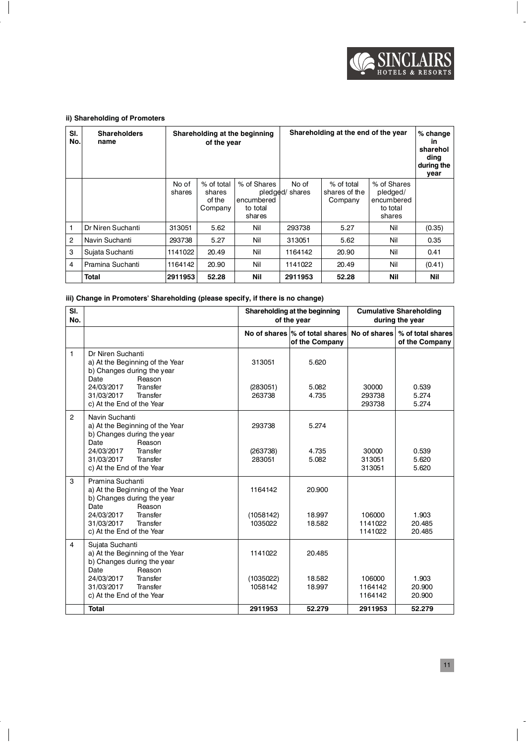#### ii) Shareholding of Promoters

| Sl. No. | Shareholders name | Shareholding at the beginning of the year | | | Shareholding at the end of the year | | | % change in shareholding during the year |
|---|---|---|---|---|---|---|---|---|
| | | No of shares | % of total shares of the Company | % of Shares pledged/ encumbered to total shares | No of shares | % of total shares of the Company | % of Shares pledged/ encumbered to total shares | |
| 1 | Dr Niren Suchanti | 313051 | 5.62 | Nil | 293738 | 5.27 | Nil | (0.35) |
| 2 | Navin Suchanti | 293738 | 5.27 | Nil | 313051 | 5.62 | Nil | 0.35 |
| 3 | Sujata Suchanti | 1141022 | 20.49 | Nil | 1164142 | 20.90 | Nil | 0.41 |
| 4 | Pramina Suchanti | 1164142 | 20.90 | Nil | 1141022 | 20.49 | Nil | (0.41) |
| | **Total** | **2911953** | **52.28** | **Nil** | **2911953** | **52.28** | **Nil** | **Nil** |

#### iii) Change in Promoters' Shareholding (please specify, if there is no change)

| Sl. No. | | Shareholding at the beginning of the year | | Cumulative Shareholding during the year | |
|---|---|---|---|---|---|
| | | No of shares | % of total shares of the Company | No of shares | % of total shares of the Company |
| 1 | Dr Niren Suchanti | | | | |
| | a) At the Beginning of the Year | 313051 | 5.620 | | |
| | b) Changes during the year | | | | |
| | Date Reason | | | | |
| | 24/03/2017 Transfer | (283051) | 5.082 | 30000 | 0.539 |
| | 31/03/2017 Transfer | 263738 | 4.735 | 293738 | 5.274 |
| | c) At the End of the Year | | | 293738 | 5.274 |
| 2 | Navin Suchanti | | | | |
| | a) At the Beginning of the Year | 293738 | 5.274 | | |
| | b) Changes during the year | | | | |
| | Date Reason | | | | |
| | 24/03/2017 Transfer | (263738) | 4.735 | 30000 | 0.539 |
| | 31/03/2017 Transfer | 283051 | 5.082 | 313051 | 5.620 |
| | c) At the End of the Year | | | 313051 | 5.620 |
| 3 | Pramina Suchanti | | | | |
| | a) At the Beginning of the Year | 1164142 | 20.900 | | |
| | b) Changes during the year | | | | |
| | Date Reason | | | | |
| | 24/03/2017 Transfer | (1058142) | 18.997 | 106000 | 1.903 |
| | 31/03/2017 Transfer | 1035022 | 18.582 | 1141022 | 20.485 |
| | c) At the End of the Year | | | 1141022 | 20.485 |
| 4 | Sujata Suchanti | | | | |
| | a) At the Beginning of the Year | 1141022 | 20.485 | | |
| | b) Changes during the year | | | | |
| | Date Reason | | | | |
| | 24/03/2017 Transfer | (1035022) | 18.582 | 106000 | 1.903 |
| | 31/03/2017 Transfer | 1058142 | 18.997 | 1164142 | 20.900 |
| | c) At the End of the Year | | | 1164142 | 20.900 |
| | **Total** | **2911953** | **52.279** | **2911953** | **52.279** |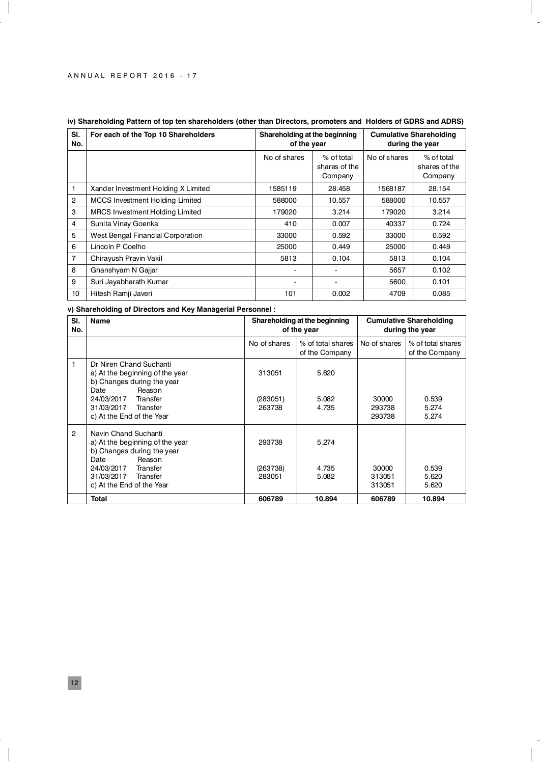### iv) Shareholding Pattern of top ten shareholders (other than Directors, promoters and Holders of GDRS and ADRS)

| Sl. No. | For each of the Top 10 Shareholders | Shareholding at the beginning of the year | | Cumulative Shareholding during the year | |
|---|---|---|---|---|---|
| | | No of shares | % of total shares of the Company | No of shares | % of total shares of the Company |
| 1 | Xander Investment Holding X Limited | 1585119 | 28.458 | 1568187 | 28.154 |
| 2 | MCCS Investment Holding Limited | 588000 | 10.557 | 588000 | 10.557 |
| 3 | MRCS Investment Holding Limited | 179020 | 3.214 | 179020 | 3.214 |
| 4 | Sunita Vinay Goenka | 410 | 0.007 | 40337 | 0.724 |
| 5 | West Bengal Financial Corporation | 33000 | 0.592 | 33000 | 0.592 |
| 6 | Lincoln P Coelho | 25000 | 0.449 | 25000 | 0.449 |
| 7 | Chirayush Pravin Vakil | 5813 | 0.104 | 5813 | 0.104 |
| 8 | Ghanshyam N Gajjar | - | - | 5657 | 0.102 |
| 9 | Suri Jayabharath Kumar | - | - | 5600 | 0.101 |
| 10 | Hitesh Ramji Javeri | 101 | 0.002 | 4709 | 0.085 |

### v) Shareholding of Directors and Key Managerial Personnel :

| Sl. No. | Name | Shareholding at the beginning of the year | | Cumulative Shareholding during the year | |
|---|---|---|---|---|---|
| | | No of shares | % of total shares of the Company | No of shares | % of total shares of the Company |
| 1 | Dr Niren Chand Suchanti | | | | |
| | a) At the beginning of the year | 313051 | 5.620 | | |
| | b) Changes during the year | | | | |
| | Date Reason | | | | |
| | 24/03/2017 Transfer | (283051) | 5.082 | 30000 | 0.539 |
| | 31/03/2017 Transfer | 263738 | 4.735 | 293738 | 5.274 |
| | c) At the End of the Year | | | 293738 | 5.274 |
| 2 | Navin Chand Suchanti | | | | |
| | a) At the beginning of the year | 293738 | 5.274 | | |
| | b) Changes during the year | | | | |
| | Date Reason | | | | |
| | 24/03/2017 Transfer | (263738) | 4.735 | 30000 | 0.539 |
| | 31/03/2017 Transfer | 283051 | 5.082 | 313051 | 5.620 |
| | c) At the End of the Year | | | 313051 | 5.620 |
| | **Total** | **606789** | **10.894** | **606789** | **10.894** |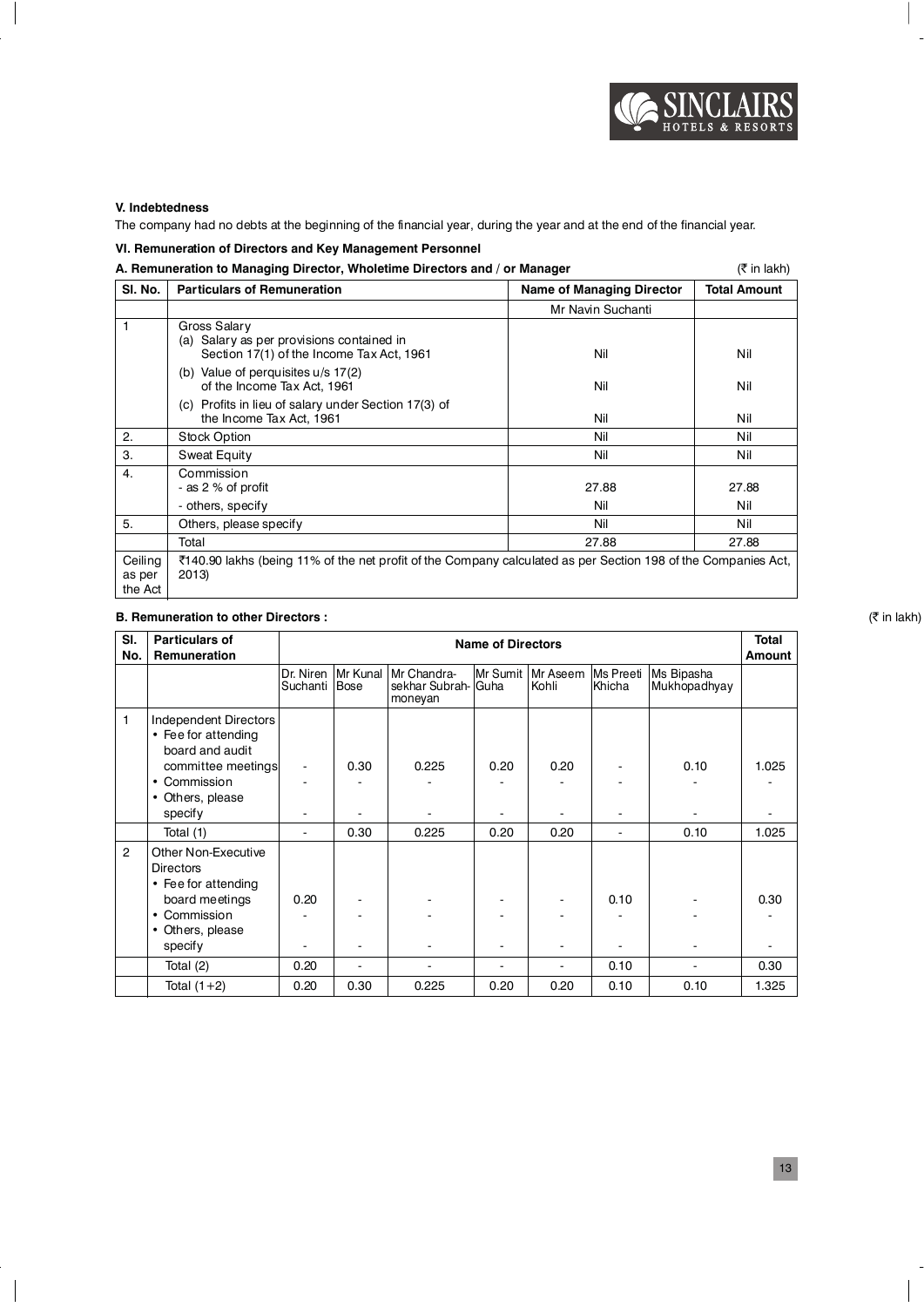### V. Indebtedness

The company had no debts at the beginning of the financial year, during the year and at the end of the financial year.

### VI. Remuneration of Directors and Key Management Personnel

**A. Remuneration to Managing Director, Wholetime Directors and / or Manager** (₹ in lakh)

| Sl. No. | Particulars of Remuneration | Name of Managing Director | Total Amount |
|---|---|---|---|
| | | Mr Navin Suchanti | |
| 1 | Gross Salary<br>(a) Salary as per provisions contained in Section 17(1) of the Income Tax Act, 1961<br>(b) Value of perquisites u/s 17(2) of the Income Tax Act, 1961<br>(c) Profits in lieu of salary under Section 17(3) of the Income Tax Act, 1961 | <br>Nil<br>Nil<br>Nil | <br>Nil<br>Nil<br>Nil |
| 2. | Stock Option | Nil | Nil |
| 3. | Sweat Equity | Nil | Nil |
| 4. | Commission<br>- as 2 % of profit<br>- others, specify | <br>27.88<br>Nil | <br>27.88<br>Nil |
| 5. | Others, please specify | Nil | Nil |
| | Total | 27.88 | 27.88 |
| Ceiling as per the Act | ₹140.90 lakhs (being 11% of the net profit of the Company calculated as per Section 198 of the Companies Act, 2013) | | |

**B. Remuneration to other Directors :** (₹ in lakh)

| Sl. No. | Particulars of Remuneration | Name of Directors | | | | | | | Total Amount |
|---|---|---|---|---|---|---|---|---|---|
| | | Dr. Niren Suchanti | Mr Kunal Bose | Mr Chandra-sekhar Subrah-moneyan | Mr Sumit Guha | Mr Aseem Kohli | Ms Preeti Khicha | Ms Bipasha Mukhopadhyay | |
| 1 | Independent Directors<br>• Fee for attending board and audit committee meetings<br>• Commission<br>• Others, please specify | <br>-<br>-<br>- | <br>0.30<br>-<br>- | <br>0.225<br>-<br>- | <br>0.20<br>-<br>- | <br>0.20<br>-<br>- | <br>-<br>-<br>- | <br>0.10<br>-<br>- | <br>1.025<br>-<br>- |
| | Total (1) | - | 0.30 | 0.225 | 0.20 | 0.20 | - | 0.10 | 1.025 |
| 2 | Other Non-Executive Directors<br>• Fee for attending board meetings<br>• Commission<br>• Others, please specify | <br>0.20<br>-<br>- | <br>-<br>-<br>- | <br>-<br>-<br>- | <br>-<br>-<br>- | <br>-<br>-<br>- | <br>0.10<br>-<br>- | <br>-<br>-<br>- | <br>0.30<br>-<br>- |
| | Total (2) | 0.20 | - | - | - | - | 0.10 | - | 0.30 |
| | Total (1+2) | 0.20 | 0.30 | 0.225 | 0.20 | 0.20 | 0.10 | 0.10 | 1.325 |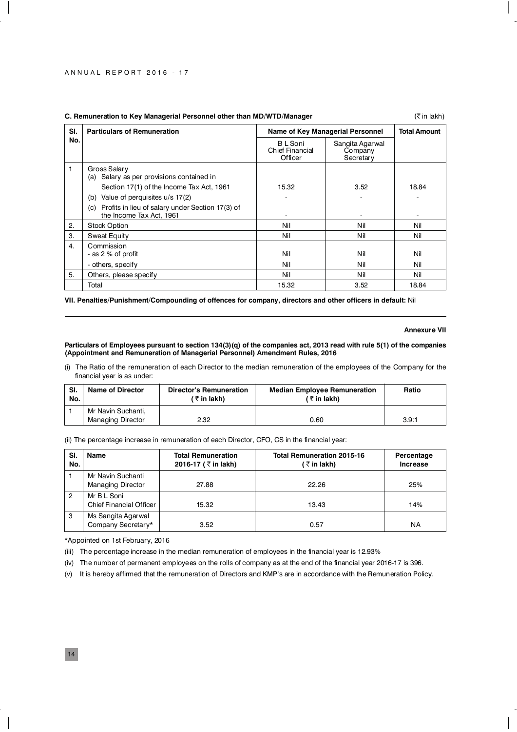### C. Remuneration to Key Managerial Personnel other than MD/WTD/Manager

(₹ in lakh)

| Sl. No. | Particulars of Remuneration | Name of Key Managerial Personnel | | Total Amount |
|---|---|---|---|---|
| | | B L Soni Chief Financial Officer | Sangita Agarwal Company Secretary | |
| 1 | Gross Salary<br>(a) Salary as per provisions contained in Section 17(1) of the Income Tax Act, 1961 | 15.32 | 3.52 | 18.84 |
| | (b) Value of perquisites u/s 17(2) | - | - | - |
| | (c) Profits in lieu of salary under Section 17(3) of the Income Tax Act, 1961 | - | - | - |
| 2. | Stock Option | Nil | Nil | Nil |
| 3. | Sweat Equity | Nil | Nil | Nil |
| 4. | Commission<br>- as 2 % of profit | Nil | Nil | Nil |
| | - others, specify | Nil | Nil | Nil |
| 5. | Others, please specify | Nil | Nil | Nil |
| | Total | 15.32 | 3.52 | 18.84 |

**VII. Penalties/Punishment/Compounding of offences for company, directors and other officers in default:** Nil

---

**Annexure VII**

**Particulars of Employees pursuant to section 134(3)(q) of the companies act, 2013 read with rule 5(1) of the companies (Appointment and Remuneration of Managerial Personnel) Amendment Rules, 2016**

(i) The Ratio of the remuneration of each Director to the median remuneration of the employees of the Company for the financial year is as under:

| Sl. No. | Name of Director | Director's Remuneration (₹ in lakh) | Median Employee Remuneration (₹ in lakh) | Ratio |
|---|---|---|---|---|
| 1 | Mr Navin Suchanti, Managing Director | 2.32 | 0.60 | 3.9:1 |

(ii) The percentage increase in remuneration of each Director, CFO, CS in the financial year:

| Sl. No. | Name | Total Remuneration 2016-17 (₹ in lakh) | Total Remuneration 2015-16 (₹ in lakh) | Percentage Increase |
|---|---|---|---|---|
| 1 | Mr Navin Suchanti Managing Director | 27.88 | 22.26 | 25% |
| 2 | Mr B L Soni Chief Financial Officer | 15.32 | 13.43 | 14% |
| 3 | Ms Sangita Agarwal Company Secretary* | 3.52 | 0.57 | NA |

*Appointed on 1st February, 2016

(iii) The percentage increase in the median remuneration of employees in the financial year is 12.93%

(iv) The number of permanent employees on the rolls of company as at the end of the financial year 2016-17 is 396.

(v) It is hereby affirmed that the remuneration of Directors and KMP's are in accordance with the Remuneration Policy.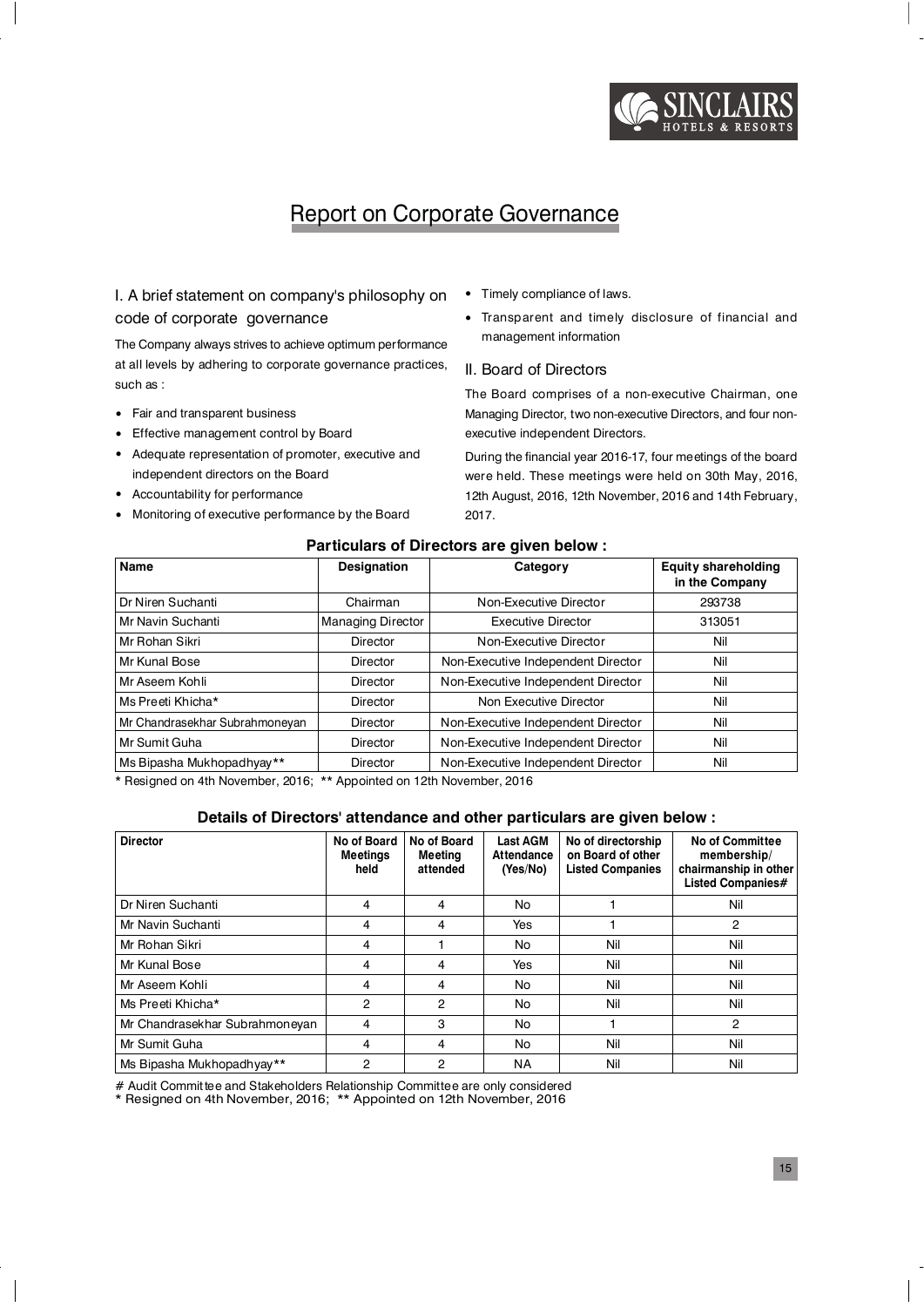# Report on Corporate Governance

## I. A brief statement on company's philosophy on code of corporate governance

The Company always strives to achieve optimum performance at all levels by adhering to corporate governance practices, such as :

- Fair and transparent business
- Effective management control by Board
- Adequate representation of promoter, executive and independent directors on the Board
- Accountability for performance
- Monitoring of executive performance by the Board
- Timely compliance of laws.
- Transparent and timely disclosure of financial and management information

## II. Board of Directors

The Board comprises of a non-executive Chairman, one Managing Director, two non-executive Directors, and four non-executive independent Directors.

During the financial year 2016-17, four meetings of the board were held. These meetings were held on 30th May, 2016, 12th August, 2016, 12th November, 2016 and 14th February, 2017.

**Particulars of Directors are given below :**

| Name | Designation | Category | Equity shareholding in the Company |
|---|---|---|---|
| Dr Niren Suchanti | Chairman | Non-Executive Director | 293738 |
| Mr Navin Suchanti | Managing Director | Executive Director | 313051 |
| Mr Rohan Sikri | Director | Non-Executive Director | Nil |
| Mr Kunal Bose | Director | Non-Executive Independent Director | Nil |
| Mr Aseem Kohli | Director | Non-Executive Independent Director | Nil |
| Ms Preeti Khicha* | Director | Non Executive Director | Nil |
| Mr Chandrasekhar Subrahmoneyan | Director | Non-Executive Independent Director | Nil |
| Mr Sumit Guha | Director | Non-Executive Independent Director | Nil |
| Ms Bipasha Mukhopadhyay** | Director | Non-Executive Independent Director | Nil |

\* Resigned on 4th November, 2016; ** Appointed on 12th November, 2016

**Details of Directors' attendance and other particulars are given below :**

| Director | No of Board Meetings held | No of Board Meeting attended | Last AGM Attendance (Yes/No) | No of directorship on Board of other Listed Companies | No of Committee membership/ chairmanship in other Listed Companies# |
|---|---|---|---|---|---|
| Dr Niren Suchanti | 4 | 4 | No | 1 | Nil |
| Mr Navin Suchanti | 4 | 4 | Yes | 1 | 2 |
| Mr Rohan Sikri | 4 | 1 | No | Nil | Nil |
| Mr Kunal Bose | 4 | 4 | Yes | Nil | Nil |
| Mr Aseem Kohli | 4 | 4 | No | Nil | Nil |
| Ms Preeti Khicha* | 2 | 2 | No | Nil | Nil |
| Mr Chandrasekhar Subrahmoneyan | 4 | 3 | No | 1 | 2 |
| Mr Sumit Guha | 4 | 4 | No | Nil | Nil |
| Ms Bipasha Mukhopadhyay** | 2 | 2 | NA | Nil | Nil |

\# Audit Committee and Stakeholders Relationship Committee are only considered

\* Resigned on 4th November, 2016; ** Appointed on 12th November, 2016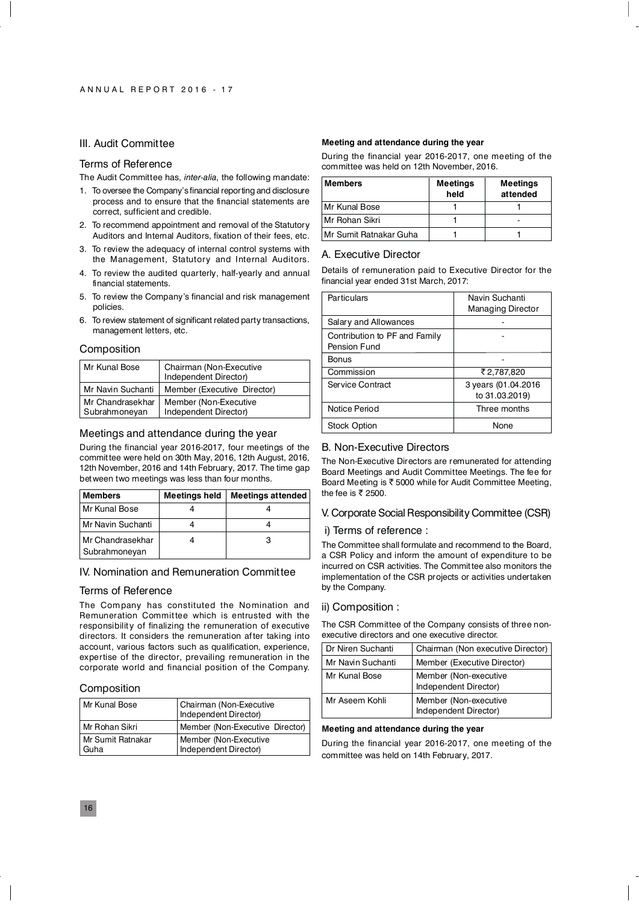## III. Audit Committee

### Terms of Reference

The Audit Committee has, *inter-alia*, the following mandate:

1. To oversee the Company's financial reporting and disclosure process and to ensure that the financial statements are correct, sufficient and credible.
2. To recommend appointment and removal of the Statutory Auditors and Internal Auditors, fixation of their fees, etc.
3. To review the adequacy of internal control systems with the Management, Statutory and Internal Auditors.
4. To review the audited quarterly, half-yearly and annual financial statements.
5. To review the Company's financial and risk management policies.
6. To review statement of significant related party transactions, management letters, etc.

### Composition

| Mr Kunal Bose | Chairman (Non-Executive Independent Director) |
|---|---|
| Mr Navin Suchanti | Member (Executive Director) |
| Mr Chandrasekhar Subrahmoneyan | Member (Non-Executive Independent Director) |

### Meetings and attendance during the year

During the financial year 2016-2017, four meetings of the committee were held on 30th May, 2016, 12th August, 2016, 12th November, 2016 and 14th February, 2017. The time gap between two meetings was less than four months.

| Members | Meetings held | Meetings attended |
|---|---|---|
| Mr Kunal Bose | 4 | 4 |
| Mr Navin Suchanti | 4 | 4 |
| Mr Chandrasekhar Subrahmoneyan | 4 | 3 |

## IV. Nomination and Remuneration Committee

### Terms of Reference

The Company has constituted the Nomination and Remuneration Committee which is entrusted with the responsibility of finalizing the remuneration of executive directors. It considers the remuneration after taking into account, various factors such as qualification, experience, expertise of the director, prevailing remuneration in the corporate world and financial position of the Company.

### Composition

| Mr Kunal Bose | Chairman (Non-Executive Independent Director) |
|---|---|
| Mr Rohan Sikri | Member (Non-Executive Director) |
| Mr Sumit Ratnakar Guha | Member (Non-Executive Independent Director) |

**Meeting and attendance during the year**

During the financial year 2016-2017, one meeting of the committee was held on 12th November, 2016.

| Members | Meetings held | Meetings attended |
|---|---|---|
| Mr Kunal Bose | 1 | 1 |
| Mr Rohan Sikri | 1 | - |
| Mr Sumit Ratnakar Guha | 1 | 1 |

### A. Executive Director

Details of remuneration paid to Executive Director for the financial year ended 31st March, 2017:

| Particulars | Navin Suchanti Managing Director |
|---|---|
| Salary and Allowances | - |
| Contribution to PF and Family Pension Fund | - |
| Bonus | - |
| Commission | ₹ 2,787,820 |
| Service Contract | 3 years (01.04.2016 to 31.03.2019) |
| Notice Period | Three months |
| Stock Option | None |

### B. Non-Executive Directors

The Non-Executive Directors are remunerated for attending Board Meetings and Audit Committee Meetings. The fee for Board Meeting is ₹ 5000 while for Audit Committee Meeting, the fee is ₹ 2500.

## V. Corporate Social Responsibility Committee (CSR)

### i) Terms of reference :

The Committee shall formulate and recommend to the Board, a CSR Policy and inform the amount of expenditure to be incurred on CSR activities. The Committee also monitors the implementation of the CSR projects or activities undertaken by the Company.

### ii) Composition :

The CSR Committee of the Company consists of three non-executive directors and one executive director.

| Dr Niren Suchanti | Chairman (Non executive Director) |
|---|---|
| Mr Navin Suchanti | Member (Executive Director) |
| Mr Kunal Bose | Member (Non-executive Independent Director) |
| Mr Aseem Kohli | Member (Non-executive Independent Director) |

**Meeting and attendance during the year**

During the financial year 2016-2017, one meeting of the committee was held on 14th February, 2017.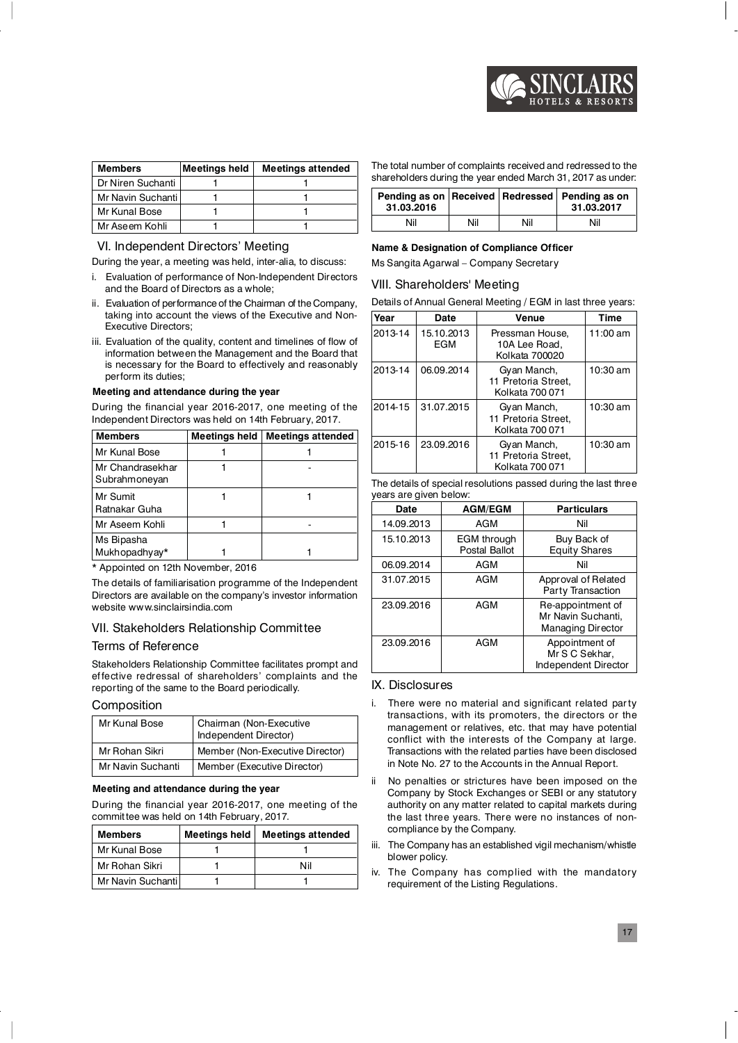| Members | Meetings held | Meetings attended |
|---|---|---|
| Dr Niren Suchanti | 1 | 1 |
| Mr Navin Suchanti | 1 | 1 |
| Mr Kunal Bose | 1 | 1 |
| Mr Aseem Kohli | 1 | 1 |

## VI. Independent Directors' Meeting

During the year, a meeting was held, inter-alia, to discuss:

i. Evaluation of performance of Non-Independent Directors and the Board of Directors as a whole;

ii. Evaluation of performance of the Chairman of the Company, taking into account the views of the Executive and Non-Executive Directors;

iii. Evaluation of the quality, content and timelines of flow of information between the Management and the Board that is necessary for the Board to effectively and reasonably perform its duties;

**Meeting and attendance during the year**

During the financial year 2016-2017, one meeting of the Independent Directors was held on 14th February, 2017.

| Members | Meetings held | Meetings attended |
|---|---|---|
| Mr Kunal Bose | 1 | 1 |
| Mr Chandrasekhar Subrahmoneyan | 1 | - |
| Mr Sumit Ratnakar Guha | 1 | 1 |
| Mr Aseem Kohli | 1 | - |
| Ms Bipasha Mukhopadhyay* | 1 | 1 |

\* Appointed on 12th November, 2016

The details of familiarisation programme of the Independent Directors are available on the company's investor information website www.sinclairsindia.com

## VII. Stakeholders Relationship Committee

### Terms of Reference

Stakeholders Relationship Committee facilitates prompt and effective redressal of shareholders' complaints and the reporting of the same to the Board periodically.

### Composition

| | |
|---|---|
| Mr Kunal Bose | Chairman (Non-Executive Independent Director) |
| Mr Rohan Sikri | Member (Non-Executive Director) |
| Mr Navin Suchanti | Member (Executive Director) |

**Meeting and attendance during the year**

During the financial year 2016-2017, one meeting of the committee was held on 14th February, 2017.

| Members | Meetings held | Meetings attended |
|---|---|---|
| Mr Kunal Bose | 1 | 1 |
| Mr Rohan Sikri | 1 | Nil |
| Mr Navin Suchanti | 1 | 1 |

The total number of complaints received and redressed to the shareholders during the year ended March 31, 2017 as under:

| Pending as on 31.03.2016 | Received | Redressed | Pending as on 31.03.2017 |
|---|---|---|---|
| Nil | Nil | Nil | Nil |

**Name & Designation of Compliance Officer**

Ms Sangita Agarwal – Company Secretary

## VIII. Shareholders' Meeting

Details of Annual General Meeting / EGM in last three years:

| Year | Date | Venue | Time |
|---|---|---|---|
| 2013-14 | 15.10.2013 EGM | Pressman House, 10A Lee Road, Kolkata 700020 | 11:00 am |
| 2013-14 | 06.09.2014 | Gyan Manch, 11 Pretoria Street, Kolkata 700 071 | 10:30 am |
| 2014-15 | 31.07.2015 | Gyan Manch, 11 Pretoria Street, Kolkata 700 071 | 10:30 am |
| 2015-16 | 23.09.2016 | Gyan Manch, 11 Pretoria Street, Kolkata 700 071 | 10:30 am |

The details of special resolutions passed during the last three years are given below:

| Date | AGM/EGM | Particulars |
|---|---|---|
| 14.09.2013 | AGM | Nil |
| 15.10.2013 | EGM through Postal Ballot | Buy Back of Equity Shares |
| 06.09.2014 | AGM | Nil |
| 31.07.2015 | AGM | Approval of Related Party Transaction |
| 23.09.2016 | AGM | Re-appointment of Mr Navin Suchanti, Managing Director |
| 23.09.2016 | AGM | Appointment of Mr S C Sekhar, Independent Director |

## IX. Disclosures

i. There were no material and significant related party transactions, with its promoters, the directors or the management or relatives, etc. that may have potential conflict with the interests of the Company at large. Transactions with the related parties have been disclosed in Note No. 27 to the Accounts in the Annual Report.

ii No penalties or strictures have been imposed on the Company by Stock Exchanges or SEBI or any statutory authority on any matter related to capital markets during the last three years. There were no instances of non-compliance by the Company.

iii. The Company has an established vigil mechanism/whistle blower policy.

iv. The Company has complied with the mandatory requirement of the Listing Regulations.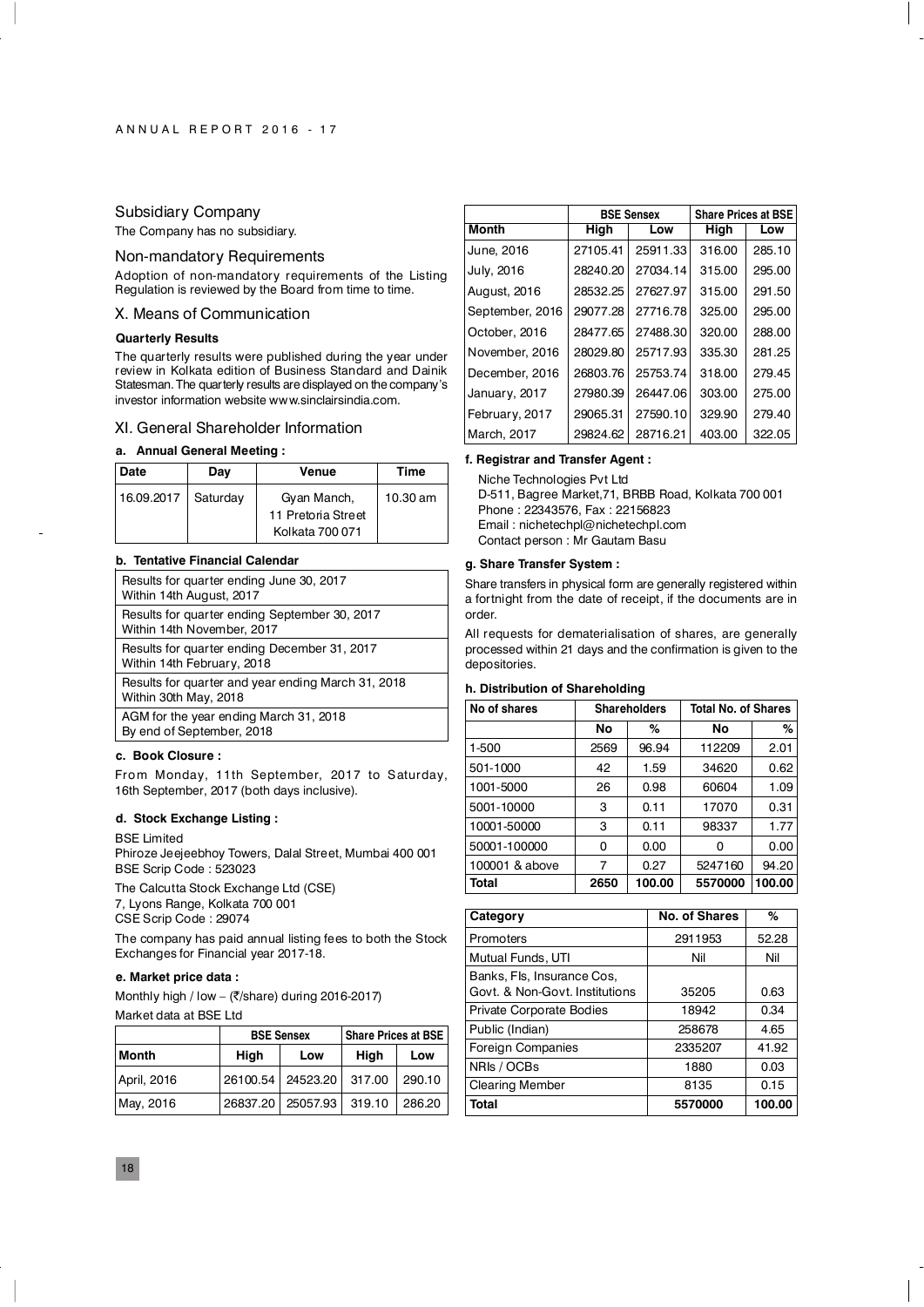## Subsidiary Company

The Company has no subsidiary.

## Non-mandatory Requirements

Adoption of non-mandatory requirements of the Listing Regulation is reviewed by the Board from time to time.

## X. Means of Communication

**Quarterly Results**

The quarterly results were published during the year under review in Kolkata edition of Business Standard and Dainik Statesman. The quarterly results are displayed on the company's investor information website www.sinclairsindia.com.

## XI. General Shareholder Information

**a. Annual General Meeting :**

| Date | Day | Venue | Time |
|---|---|---|---|
| 16.09.2017 | Saturday | Gyan Manch, 11 Pretoria Street Kolkata 700 071 | 10.30 am |

**b. Tentative Financial Calendar**

| |
|---|
| Results for quarter ending June 30, 2017 Within 14th August, 2017 |
| Results for quarter ending September 30, 2017 Within 14th November, 2017 |
| Results for quarter ending December 31, 2017 Within 14th February, 2018 |
| Results for quarter and year ending March 31, 2018 Within 30th May, 2018 |
| AGM for the year ending March 31, 2018 By end of September, 2018 |

**c. Book Closure :**

From Monday, 11th September, 2017 to Saturday, 16th September, 2017 (both days inclusive).

**d. Stock Exchange Listing :**

BSE Limited
Phiroze Jeejeebhoy Towers, Dalal Street, Mumbai 400 001
BSE Scrip Code : 523023

The Calcutta Stock Exchange Ltd (CSE)
7, Lyons Range, Kolkata 700 001
CSE Scrip Code : 29074

The company has paid annual listing fees to both the Stock Exchanges for Financial year 2017-18.

**e. Market price data :**

Monthly high / low – (₹/share) during 2016-2017)

Market data at BSE Ltd

| | BSE Sensex | | Share Prices at BSE | |
|---|---|---|---|---|
| Month | High | Low | High | Low |
| April, 2016 | 26100.54 | 24523.20 | 317.00 | 290.10 |
| May, 2016 | 26837.20 | 25057.93 | 319.10 | 286.20 |
| June, 2016 | 27105.41 | 25911.33 | 316.00 | 285.10 |
| July, 2016 | 28240.20 | 27034.14 | 315.00 | 295.00 |
| August, 2016 | 28532.25 | 27627.97 | 315.00 | 291.50 |
| September, 2016 | 29077.28 | 27716.78 | 325.00 | 295.00 |
| October, 2016 | 28477.65 | 27488.30 | 320.00 | 288.00 |
| November, 2016 | 28029.80 | 25717.93 | 335.30 | 281.25 |
| December, 2016 | 26803.76 | 25753.74 | 318.00 | 279.45 |
| January, 2017 | 27980.39 | 26447.06 | 303.00 | 275.00 |
| February, 2017 | 29065.31 | 27590.10 | 329.90 | 279.40 |
| March, 2017 | 29824.62 | 28716.21 | 403.00 | 322.05 |

**f. Registrar and Transfer Agent :**

Niche Technologies Pvt Ltd
D-511, Bagree Market,71, BRBB Road, Kolkata 700 001
Phone : 22343576, Fax : 22156823
Email : nichetechpl@nichetechpl.com
Contact person : Mr Gautam Basu

**g. Share Transfer System :**

Share transfers in physical form are generally registered within a fortnight from the date of receipt, if the documents are in order.

All requests for dematerialisation of shares, are generally processed within 21 days and the confirmation is given to the depositories.

**h. Distribution of Shareholding**

| No of shares | Shareholders | | Total No. of Shares | |
|---|---|---|---|---|
| | No | % | No | % |
| 1-500 | 2569 | 96.94 | 112209 | 2.01 |
| 501-1000 | 42 | 1.59 | 34620 | 0.62 |
| 1001-5000 | 26 | 0.98 | 60604 | 1.09 |
| 5001-10000 | 3 | 0.11 | 17070 | 0.31 |
| 10001-50000 | 3 | 0.11 | 98337 | 1.77 |
| 50001-100000 | 0 | 0.00 | 0 | 0.00 |
| 100001 & above | 7 | 0.27 | 5247160 | 94.20 |
| **Total** | **2650** | **100.00** | **5570000** | **100.00** |

| Category | No. of Shares | % |
|---|---|---|
| Promoters | 2911953 | 52.28 |
| Mutual Funds, UTI | Nil | Nil |
| Banks, FIs, Insurance Cos, Govt. & Non-Govt. Institutions | 35205 | 0.63 |
| Private Corporate Bodies | 18942 | 0.34 |
| Public (Indian) | 258678 | 4.65 |
| Foreign Companies | 2335207 | 41.92 |
| NRIs / OCBs | 1880 | 0.03 |
| Clearing Member | 8135 | 0.15 |
| **Total** | **5570000** | **100.00** |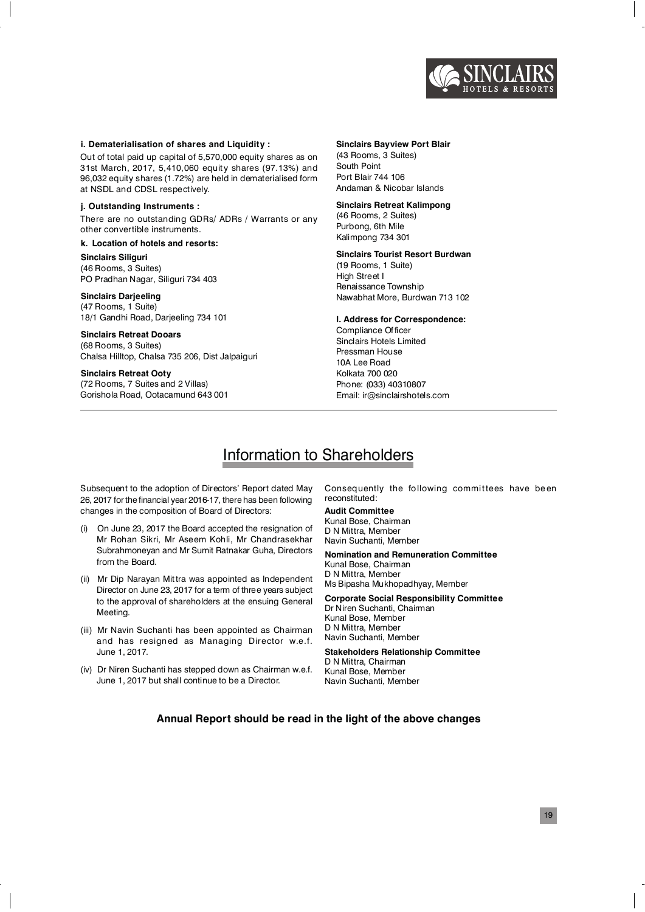**i. Dematerialisation of shares and Liquidity :**

Out of total paid up capital of 5,570,000 equity shares as on 31st March, 2017, 5,410,060 equity shares (97.13%) and 96,032 equity shares (1.72%) are held in dematerialised form at NSDL and CDSL respectively.

**j. Outstanding Instruments :**

There are no outstanding GDRs/ ADRs / Warrants or any other convertible instruments.

**k. Location of hotels and resorts:**

**Sinclairs Siliguri**
(46 Rooms, 3 Suites)
PO Pradhan Nagar, Siliguri 734 403

**Sinclairs Darjeeling**
(47 Rooms, 1 Suite)
18/1 Gandhi Road, Darjeeling 734 101

**Sinclairs Retreat Dooars**
(68 Rooms, 3 Suites)
Chalsa Hilltop, Chalsa 735 206, Dist Jalpaiguri

**Sinclairs Retreat Ooty**
(72 Rooms, 7 Suites and 2 Villas)
Gorishola Road, Ootacamund 643 001

**Sinclairs Bayview Port Blair**
(43 Rooms, 3 Suites)
South Point
Port Blair 744 106
Andaman & Nicobar Islands

**Sinclairs Retreat Kalimpong**
(46 Rooms, 2 Suites)
Purbong, 6th Mile
Kalimpong 734 301

**Sinclairs Tourist Resort Burdwan**
(19 Rooms, 1 Suite)
High Street I
Renaissance Township
Nawabhat More, Burdwan 713 102

**l. Address for Correspondence:**

Compliance Officer
Sinclairs Hotels Limited
Pressman House
10A Lee Road
Kolkata 700 020
Phone: (033) 40310807
Email: ir@sinclairshotels.com

# Information to Shareholders

Subsequent to the adoption of Directors' Report dated May 26, 2017 for the financial year 2016-17, there has been following changes in the composition of Board of Directors:

(i) On June 23, 2017 the Board accepted the resignation of Mr Rohan Sikri, Mr Aseem Kohli, Mr Chandrasekhar Subrahmoneyan and Mr Sumit Ratnakar Guha, Directors from the Board.

(ii) Mr Dip Narayan Mittra was appointed as Independent Director on June 23, 2017 for a term of three years subject to the approval of shareholders at the ensuing General Meeting.

(iii) Mr Navin Suchanti has been appointed as Chairman and has resigned as Managing Director w.e.f. June 1, 2017.

(iv) Dr Niren Suchanti has stepped down as Chairman w.e.f. June 1, 2017 but shall continue to be a Director.

Consequently the following committees have been reconstituted:

**Audit Committee**
Kunal Bose, Chairman
D N Mittra, Member
Navin Suchanti, Member

**Nomination and Remuneration Committee**
Kunal Bose, Chairman
D N Mittra, Member
Ms Bipasha Mukhopadhyay, Member

**Corporate Social Responsibility Committee**
Dr Niren Suchanti, Chairman
Kunal Bose, Member
D N Mittra, Member
Navin Suchanti, Member

**Stakeholders Relationship Committee**
D N Mittra, Chairman
Kunal Bose, Member
Navin Suchanti, Member

**Annual Report should be read in the light of the above changes**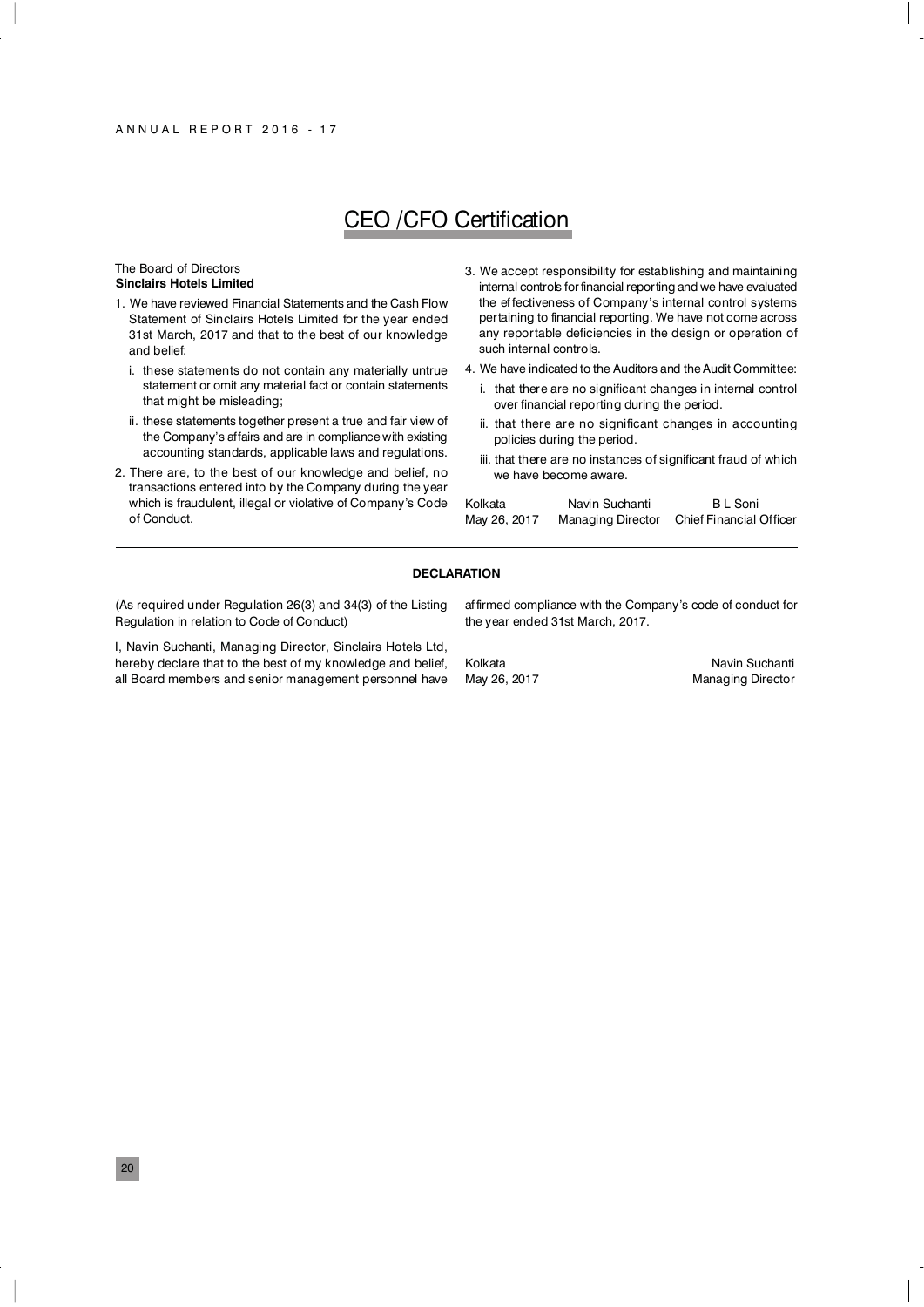# CEO /CFO Certification

The Board of Directors
**Sinclairs Hotels Limited**

1. We have reviewed Financial Statements and the Cash Flow Statement of Sinclairs Hotels Limited for the year ended 31st March, 2017 and that to the best of our knowledge and belief:
   - i. these statements do not contain any materially untrue statement or omit any material fact or contain statements that might be misleading;
   - ii. these statements together present a true and fair view of the Company's affairs and are in compliance with existing accounting standards, applicable laws and regulations.
2. There are, to the best of our knowledge and belief, no transactions entered into by the Company during the year which is fraudulent, illegal or violative of Company's Code of Conduct.
3. We accept responsibility for establishing and maintaining internal controls for financial reporting and we have evaluated the effectiveness of Company's internal control systems pertaining to financial reporting. We have not come across any reportable deficiencies in the design or operation of such internal controls.
4. We have indicated to the Auditors and the Audit Committee:
   - i. that there are no significant changes in internal control over financial reporting during the period.
   - ii. that there are no significant changes in accounting policies during the period.
   - iii. that there are no instances of significant fraud of which we have become aware.

| Kolkata | Navin Suchanti | B L Soni |
|---|---|---|
| May 26, 2017 | Managing Director | Chief Financial Officer |

**DECLARATION**

(As required under Regulation 26(3) and 34(3) of the Listing Regulation in relation to Code of Conduct)

I, Navin Suchanti, Managing Director, Sinclairs Hotels Ltd, hereby declare that to the best of my knowledge and belief, all Board members and senior management personnel have affirmed compliance with the Company's code of conduct for the year ended 31st March, 2017.

| Kolkata | Navin Suchanti |
|---|---|
| May 26, 2017 | Managing Director |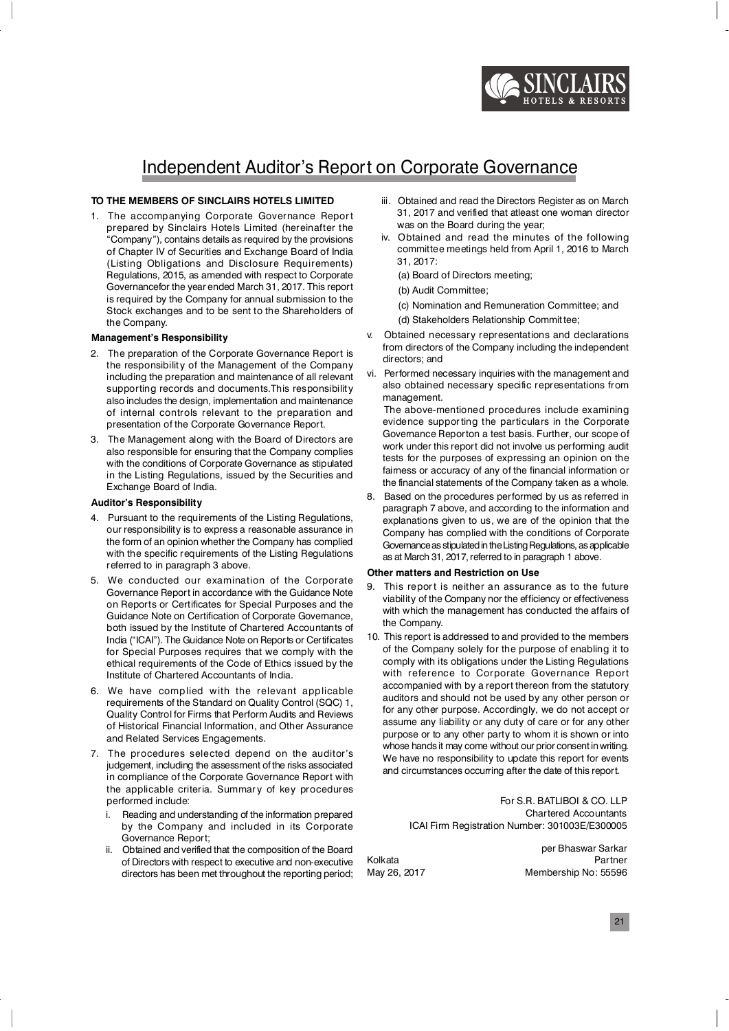# Independent Auditor's Report on Corporate Governance

**TO THE MEMBERS OF SINCLAIRS HOTELS LIMITED**

1. The accompanying Corporate Governance Report prepared by Sinclairs Hotels Limited (hereinafter the "Company"), contains details as required by the provisions of Chapter IV of Securities and Exchange Board of India (Listing Obligations and Disclosure Requirements) Regulations, 2015, as amended with respect to Corporate Governancefor the year ended March 31, 2017. This report is required by the Company for annual submission to the Stock exchanges and to be sent to the Shareholders of the Company.

**Management's Responsibility**

2. The preparation of the Corporate Governance Report is the responsibility of the Management of the Company including the preparation and maintenance of all relevant supporting records and documents.This responsibility also includes the design, implementation and maintenance of internal controls relevant to the preparation and presentation of the Corporate Governance Report.

3. The Management along with the Board of Directors are also responsible for ensuring that the Company complies with the conditions of Corporate Governance as stipulated in the Listing Regulations, issued by the Securities and Exchange Board of India.

**Auditor's Responsibility**

4. Pursuant to the requirements of the Listing Regulations, our responsibility is to express a reasonable assurance in the form of an opinion whether the Company has complied with the specific requirements of the Listing Regulations referred to in paragraph 3 above.

5. We conducted our examination of the Corporate Governance Report in accordance with the Guidance Note on Reports or Certificates for Special Purposes and the Guidance Note on Certification of Corporate Governance, both issued by the Institute of Chartered Accountants of India ("ICAI"). The Guidance Note on Reports or Certificates for Special Purposes requires that we comply with the ethical requirements of the Code of Ethics issued by the Institute of Chartered Accountants of India.

6. We have complied with the relevant applicable requirements of the Standard on Quality Control (SQC) 1, Quality Control for Firms that Perform Audits and Reviews of Historical Financial Information, and Other Assurance and Related Services Engagements.

7. The procedures selected depend on the auditor's judgement, including the assessment of the risks associated in compliance of the Corporate Governance Report with the applicable criteria. Summary of key procedures performed include:

   i. Reading and understanding of the information prepared by the Company and included in its Corporate Governance Report;

   ii. Obtained and verified that the composition of the Board of Directors with respect to executive and non-executive directors has been met throughout the reporting period;

   iii. Obtained and read the Directors Register as on March 31, 2017 and verified that atleast one woman director was on the Board during the year;

   iv. Obtained and read the minutes of the following committee meetings held from April 1, 2016 to March 31, 2017:

      (a) Board of Directors meeting;

      (b) Audit Committee;

      (c) Nomination and Remuneration Committee; and

      (d) Stakeholders Relationship Committee;

   v. Obtained necessary representations and declarations from directors of the Company including the independent directors; and

   vi. Performed necessary inquiries with the management and also obtained necessary specific representations from management.

   The above-mentioned procedures include examining evidence supporting the particulars in the Corporate Governance Reporton a test basis. Further, our scope of work under this report did not involve us performing audit tests for the purposes of expressing an opinion on the fairness or accuracy of any of the financial information or the financial statements of the Company taken as a whole.

8. Based on the procedures performed by us as referred in paragraph 7 above, and according to the information and explanations given to us, we are of the opinion that the Company has complied with the conditions of Corporate Governance as stipulated in the Listing Regulations, as applicable as at March 31, 2017, referred to in paragraph 1 above.

**Other matters and Restriction on Use**

9. This report is neither an assurance as to the future viability of the Company nor the efficiency or effectiveness with which the management has conducted the affairs of the Company.

10. This report is addressed to and provided to the members of the Company solely for the purpose of enabling it to comply with its obligations under the Listing Regulations with reference to Corporate Governance Report accompanied with by a report thereon from the statutory auditors and should not be used by any other person or for any other purpose. Accordingly, we do not accept or assume any liability or any duty of care or for any other purpose or to any other party to whom it is shown or into whose hands it may come without our prior consent in writing. We have no responsibility to update this report for events and circumstances occurring after the date of this report.

For S.R. BATLIBOI & CO. LLP
Chartered Accountants
ICAI Firm Registration Number: 301003E/E300005

per Bhaswar Sarkar
Partner
Membership No: 55596

Kolkata
May 26, 2017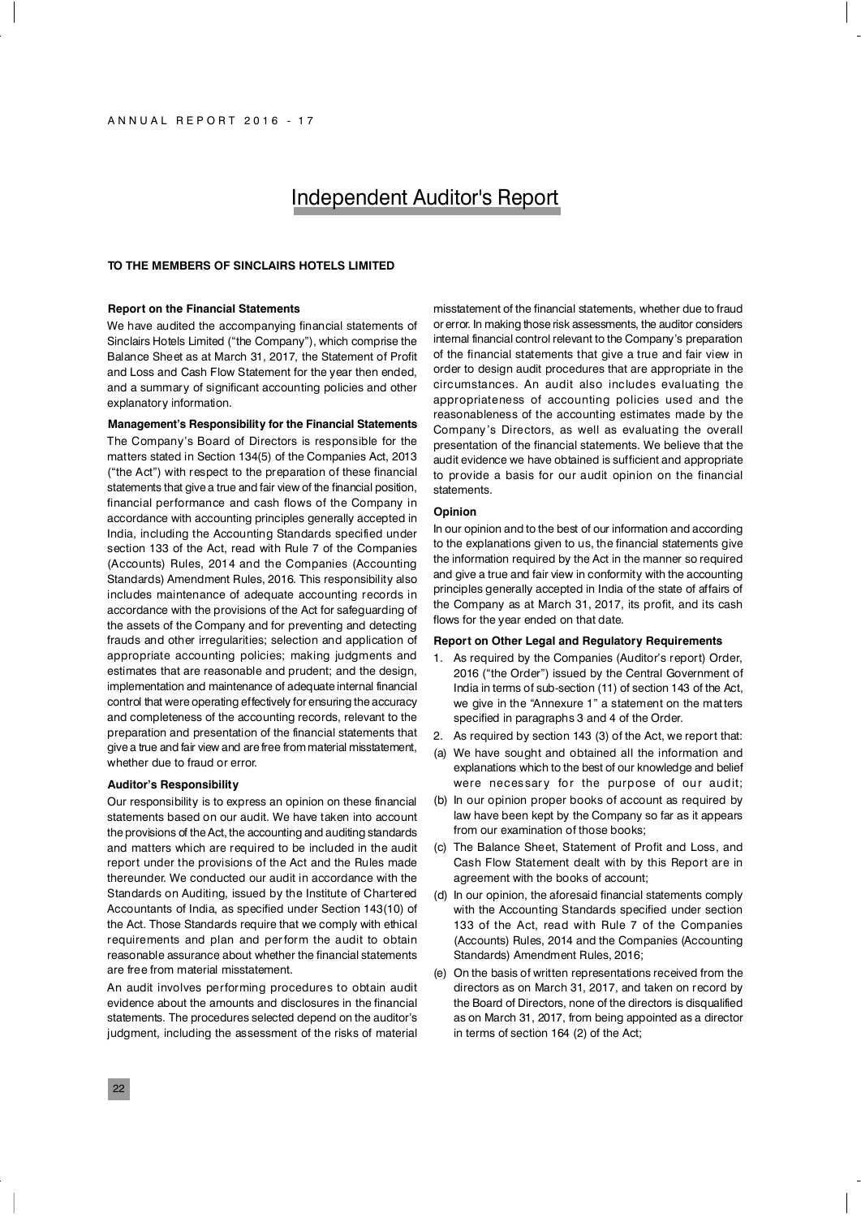# Independent Auditor's Report

**TO THE MEMBERS OF SINCLAIRS HOTELS LIMITED**

**Report on the Financial Statements**

We have audited the accompanying financial statements of Sinclairs Hotels Limited ("the Company"), which comprise the Balance Sheet as at March 31, 2017, the Statement of Profit and Loss and Cash Flow Statement for the year then ended, and a summary of significant accounting policies and other explanatory information.

**Management's Responsibility for the Financial Statements**

The Company's Board of Directors is responsible for the matters stated in Section 134(5) of the Companies Act, 2013 ("the Act") with respect to the preparation of these financial statements that give a true and fair view of the financial position, financial performance and cash flows of the Company in accordance with accounting principles generally accepted in India, including the Accounting Standards specified under section 133 of the Act, read with Rule 7 of the Companies (Accounts) Rules, 2014 and the Companies (Accounting Standards) Amendment Rules, 2016. This responsibility also includes maintenance of adequate accounting records in accordance with the provisions of the Act for safeguarding of the assets of the Company and for preventing and detecting frauds and other irregularities; selection and application of appropriate accounting policies; making judgments and estimates that are reasonable and prudent; and the design, implementation and maintenance of adequate internal financial control that were operating effectively for ensuring the accuracy and completeness of the accounting records, relevant to the preparation and presentation of the financial statements that give a true and fair view and are free from material misstatement, whether due to fraud or error.

**Auditor's Responsibility**

Our responsibility is to express an opinion on these financial statements based on our audit. We have taken into account the provisions of the Act, the accounting and auditing standards and matters which are required to be included in the audit report under the provisions of the Act and the Rules made thereunder. We conducted our audit in accordance with the Standards on Auditing, issued by the Institute of Chartered Accountants of India, as specified under Section 143(10) of the Act. Those Standards require that we comply with ethical requirements and plan and perform the audit to obtain reasonable assurance about whether the financial statements are free from material misstatement.

An audit involves performing procedures to obtain audit evidence about the amounts and disclosures in the financial statements. The procedures selected depend on the auditor's judgment, including the assessment of the risks of material misstatement of the financial statements, whether due to fraud or error. In making those risk assessments, the auditor considers internal financial control relevant to the Company's preparation of the financial statements that give a true and fair view in order to design audit procedures that are appropriate in the circumstances. An audit also includes evaluating the appropriateness of accounting policies used and the reasonableness of the accounting estimates made by the Company's Directors, as well as evaluating the overall presentation of the financial statements. We believe that the audit evidence we have obtained is sufficient and appropriate to provide a basis for our audit opinion on the financial statements.

**Opinion**

In our opinion and to the best of our information and according to the explanations given to us, the financial statements give the information required by the Act in the manner so required and give a true and fair view in conformity with the accounting principles generally accepted in India of the state of affairs of the Company as at March 31, 2017, its profit, and its cash flows for the year ended on that date.

**Report on Other Legal and Regulatory Requirements**

1. As required by the Companies (Auditor's report) Order, 2016 ("the Order") issued by the Central Government of India in terms of sub-section (11) of section 143 of the Act, we give in the "Annexure 1" a statement on the matters specified in paragraphs 3 and 4 of the Order.
2. As required by section 143 (3) of the Act, we report that:

(a) We have sought and obtained all the information and explanations which to the best of our knowledge and belief were necessary for the purpose of our audit;

(b) In our opinion proper books of account as required by law have been kept by the Company so far as it appears from our examination of those books;

(c) The Balance Sheet, Statement of Profit and Loss, and Cash Flow Statement dealt with by this Report are in agreement with the books of account;

(d) In our opinion, the aforesaid financial statements comply with the Accounting Standards specified under section 133 of the Act, read with Rule 7 of the Companies (Accounts) Rules, 2014 and the Companies (Accounting Standards) Amendment Rules, 2016;

(e) On the basis of written representations received from the directors as on March 31, 2017, and taken on record by the Board of Directors, none of the directors is disqualified as on March 31, 2017, from being appointed as a director in terms of section 164 (2) of the Act;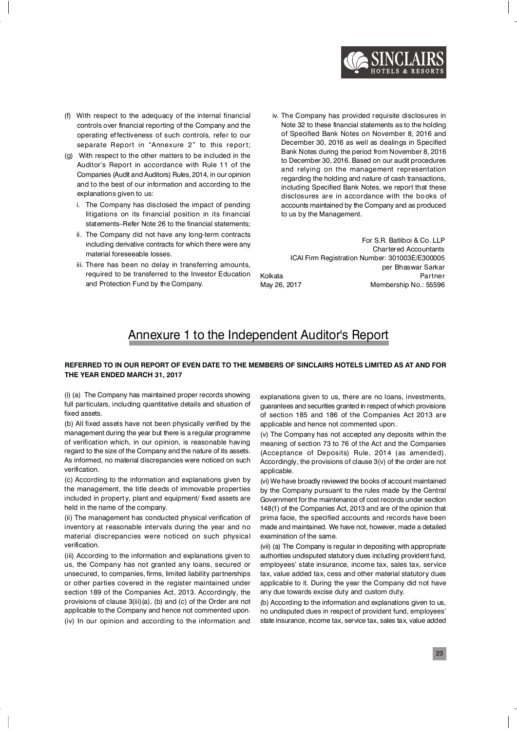(f) With respect to the adequacy of the internal financial controls over financial reporting of the Company and the operating effectiveness of such controls, refer to our separate Report in "Annexure 2" to this report;

(g) With respect to the other matters to be included in the Auditor's Report in accordance with Rule 11 of the Companies (Audit and Auditors) Rules, 2014, in our opinion and to the best of our information and according to the explanations given to us:

i. The Company has disclosed the impact of pending litigations on its financial position in its financial statements–Refer Note 26 to the financial statements;

ii. The Company did not have any long-term contracts including derivative contracts for which there were any material foreseeable losses.

iii. There has been no delay in transferring amounts, required to be transferred to the Investor Education and Protection Fund by the Company.

iv. The Company has provided requisite disclosures in Note 32 to these financial statements as to the holding of Specified Bank Notes on November 8, 2016 and December 30, 2016 as well as dealings in Specified Bank Notes during the period from November 8, 2016 to December 30, 2016. Based on our audit procedures and relying on the management representation regarding the holding and nature of cash transactions, including Specified Bank Notes, we report that these disclosures are in accordance with the books of accounts maintained by the Company and as produced to us by the Management.

For S.R. Batliboi & Co. LLP
Chartered Accountants
ICAI Firm Registration Number: 301003E/E300005
per Bhaswar Sarkar
Partner
Membership No.: 55596

Kolkata
May 26, 2017

# Annexure 1 to the Independent Auditor's Report

**REFERRED TO IN OUR REPORT OF EVEN DATE TO THE MEMBERS OF SINCLAIRS HOTELS LIMITED AS AT AND FOR THE YEAR ENDED MARCH 31, 2017**

(i) (a) The Company has maintained proper records showing full particulars, including quantitative details and situation of fixed assets.

(b) All fixed assets have not been physically verified by the management during the year but there is a regular programme of verification which, in our opinion, is reasonable having regard to the size of the Company and the nature of its assets. As informed, no material discrepancies were noticed on such verification.

(c) According to the information and explanations given by the management, the title deeds of immovable properties included in property, plant and equipment/ fixed assets are held in the name of the company.

(ii) The management has conducted physical verification of inventory at reasonable intervals during the year and no material discrepancies were noticed on such physical verification.

(iii) According to the information and explanations given to us, the Company has not granted any loans, secured or unsecured, to companies, firms, limited liability partnerships or other parties covered in the register maintained under section 189 of the Companies Act, 2013. Accordingly, the provisions of clause 3(iii)(a), (b) and (c) of the Order are not applicable to the Company and hence not commented upon.

(iv) In our opinion and according to the information and explanations given to us, there are no loans, investments, guarantees and securities granted in respect of which provisions of section 185 and 186 of the Companies Act 2013 are applicable and hence not commented upon.

(v) The Company has not accepted any deposits within the meaning of section 73 to 76 of the Act and the Companies (Acceptance of Deposits) Rule, 2014 (as amended). Accordingly, the provisions of clause 3(v) of the order are not applicable.

(vi) We have broadly reviewed the books of account maintained by the Company pursuant to the rules made by the Central Government for the maintenance of cost records under section 148(1) of the Companies Act, 2013 and are of the opinion that prima facie, the specified accounts and records have been made and maintained. We have not, however, made a detailed examination of the same.

(vii) (a) The Company is regular in depositing with appropriate authorities undisputed statutory dues including provident fund, employees' state insurance, income tax, sales tax, service tax, value added tax, cess and other material statutory dues applicable to it. During the year the Company did not have any due towards excise duty and custom duty.

(b) According to the information and explanations given to us, no undisputed dues in respect of provident fund, employees' state insurance, income tax, service tax, sales tax, value added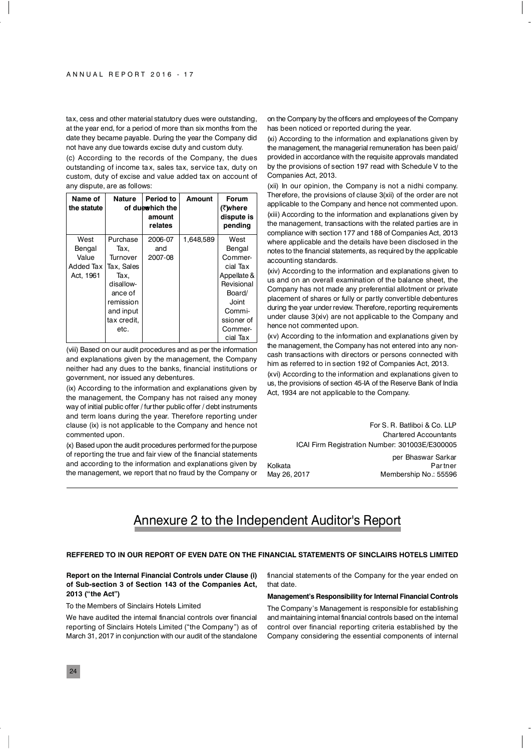tax, cess and other material statutory dues were outstanding, at the year end, for a period of more than six months from the date they became payable. During the year the Company did not have any due towards excise duty and custom duty.

(c) According to the records of the Company, the dues outstanding of income tax, sales tax, service tax, duty on custom, duty of excise and value added tax on account of any dispute, are as follows:

| Name of the statute | Nature of dues | Period to which the amount relates | Amount (₹) | Forum where dispute is pending |
|---|---|---|---|---|
| West Bengal Value Added Tax Act, 1961 | Purchase Tax, Turnover Tax, Sales Tax, disallowance of remission and input tax credit, etc. | 2006-07 and 2007-08 | 1,648,589 | West Bengal Commercial Tax Appellate & Revisional Board/ Joint Commissioner of Commercial Tax |

(viii) Based on our audit procedures and as per the information and explanations given by the management, the Company neither had any dues to the banks, financial institutions or government, nor issued any debentures.

(ix) According to the information and explanations given by the management, the Company has not raised any money way of initial public offer / further public offer / debt instruments and term loans during the year. Therefore reporting under clause (ix) is not applicable to the Company and hence not commented upon.

(x) Based upon the audit procedures performed for the purpose of reporting the true and fair view of the financial statements and according to the information and explanations given by the management, we report that no fraud by the Company or on the Company by the officers and employees of the Company has been noticed or reported during the year.

(xi) According to the information and explanations given by the management, the managerial remuneration has been paid/ provided in accordance with the requisite approvals mandated by the provisions of section 197 read with Schedule V to the Companies Act, 2013.

(xii) In our opinion, the Company is not a nidhi company. Therefore, the provisions of clause 3(xii) of the order are not applicable to the Company and hence not commented upon.

(xiii) According to the information and explanations given by the management, transactions with the related parties are in compliance with section 177 and 188 of Companies Act, 2013 where applicable and the details have been disclosed in the notes to the financial statements, as required by the applicable accounting standards.

(xiv) According to the information and explanations given to us and on an overall examination of the balance sheet, the Company has not made any preferential allotment or private placement of shares or fully or partly convertible debentures during the year under review. Therefore, reporting requirements under clause 3(xiv) are not applicable to the Company and hence not commented upon.

(xv) According to the information and explanations given by the management, the Company has not entered into any non-cash transactions with directors or persons connected with him as referred to in section 192 of Companies Act, 2013.

(xvi) According to the information and explanations given to us, the provisions of section 45-IA of the Reserve Bank of India Act, 1934 are not applicable to the Company.

For S. R. Batliboi & Co. LLP
Chartered Accountants
ICAI Firm Registration Number: 301003E/E300005

per Bhaswar Sarkar
Partner
Membership No.: 55596

Kolkata
May 26, 2017

# Annexure 2 to the Independent Auditor's Report

**REFFERED TO IN OUR REPORT OF EVEN DATE ON THE FINANCIAL STATEMENTS OF SINCLAIRS HOTELS LIMITED**

**Report on the Internal Financial Controls under Clause (i) of Sub-section 3 of Section 143 of the Companies Act, 2013 ("the Act")**

To the Members of Sinclairs Hotels Limited

We have audited the internal financial controls over financial reporting of Sinclairs Hotels Limited ("the Company") as of March 31, 2017 in conjunction with our audit of the standalone financial statements of the Company for the year ended on that date.

**Management's Responsibility for Internal Financial Controls**

The Company's Management is responsible for establishing and maintaining internal financial controls based on the internal control over financial reporting criteria established by the Company considering the essential components of internal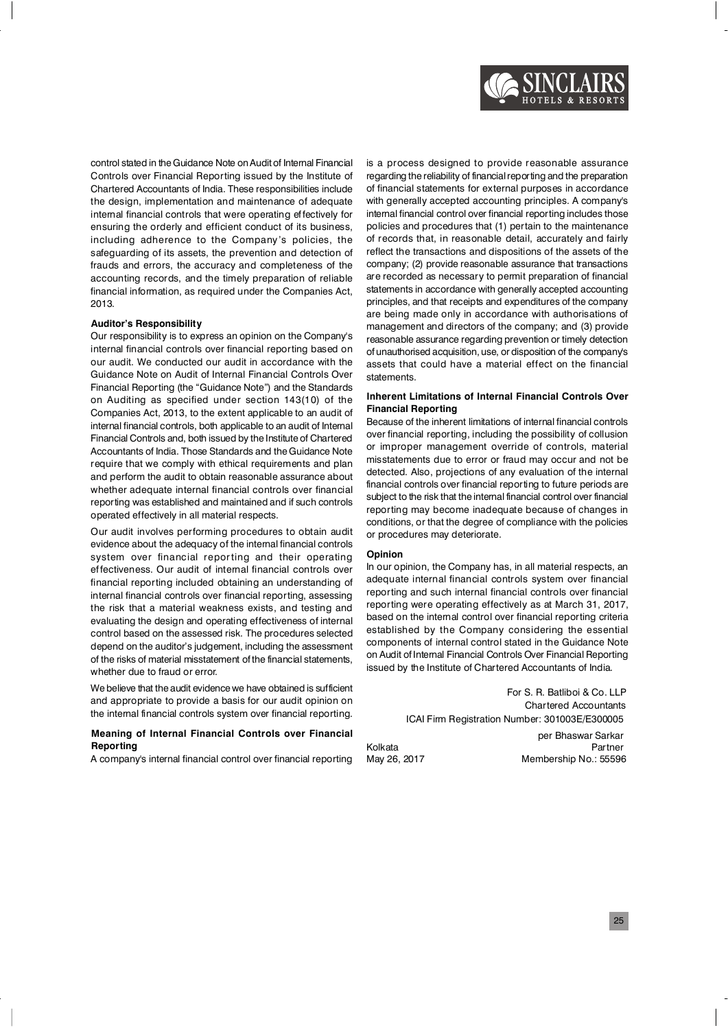control stated in the Guidance Note on Audit of Internal Financial Controls over Financial Reporting issued by the Institute of Chartered Accountants of India. These responsibilities include the design, implementation and maintenance of adequate internal financial controls that were operating effectively for ensuring the orderly and efficient conduct of its business, including adherence to the Company's policies, the safeguarding of its assets, the prevention and detection of frauds and errors, the accuracy and completeness of the accounting records, and the timely preparation of reliable financial information, as required under the Companies Act, 2013.

**Auditor's Responsibility**

Our responsibility is to express an opinion on the Company's internal financial controls over financial reporting based on our audit. We conducted our audit in accordance with the Guidance Note on Audit of Internal Financial Controls Over Financial Reporting (the "Guidance Note") and the Standards on Auditing as specified under section 143(10) of the Companies Act, 2013, to the extent applicable to an audit of internal financial controls, both applicable to an audit of Internal Financial Controls and, both issued by the Institute of Chartered Accountants of India. Those Standards and the Guidance Note require that we comply with ethical requirements and plan and perform the audit to obtain reasonable assurance about whether adequate internal financial controls over financial reporting was established and maintained and if such controls operated effectively in all material respects.

Our audit involves performing procedures to obtain audit evidence about the adequacy of the internal financial controls system over financial reporting and their operating effectiveness. Our audit of internal financial controls over financial reporting included obtaining an understanding of internal financial controls over financial reporting, assessing the risk that a material weakness exists, and testing and evaluating the design and operating effectiveness of internal control based on the assessed risk. The procedures selected depend on the auditor's judgement, including the assessment of the risks of material misstatement of the financial statements, whether due to fraud or error.

We believe that the audit evidence we have obtained is sufficient and appropriate to provide a basis for our audit opinion on the internal financial controls system over financial reporting.

**Meaning of Internal Financial Controls over Financial Reporting**

A company's internal financial control over financial reporting is a process designed to provide reasonable assurance regarding the reliability of financial reporting and the preparation of financial statements for external purposes in accordance with generally accepted accounting principles. A company's internal financial control over financial reporting includes those policies and procedures that (1) pertain to the maintenance of records that, in reasonable detail, accurately and fairly reflect the transactions and dispositions of the assets of the company; (2) provide reasonable assurance that transactions are recorded as necessary to permit preparation of financial statements in accordance with generally accepted accounting principles, and that receipts and expenditures of the company are being made only in accordance with authorisations of management and directors of the company; and (3) provide reasonable assurance regarding prevention or timely detection of unauthorised acquisition, use, or disposition of the company's assets that could have a material effect on the financial statements.

**Inherent Limitations of Internal Financial Controls Over Financial Reporting**

Because of the inherent limitations of internal financial controls over financial reporting, including the possibility of collusion or improper management override of controls, material misstatements due to error or fraud may occur and not be detected. Also, projections of any evaluation of the internal financial controls over financial reporting to future periods are subject to the risk that the internal financial control over financial reporting may become inadequate because of changes in conditions, or that the degree of compliance with the policies or procedures may deteriorate.

**Opinion**

In our opinion, the Company has, in all material respects, an adequate internal financial controls system over financial reporting and such internal financial controls over financial reporting were operating effectively as at March 31, 2017, based on the internal control over financial reporting criteria established by the Company considering the essential components of internal control stated in the Guidance Note on Audit of Internal Financial Controls Over Financial Reporting issued by the Institute of Chartered Accountants of India.

For S. R. Batliboi & Co. LLP
Chartered Accountants
ICAI Firm Registration Number: 301003E/E300005

per Bhaswar Sarkar
Partner
Membership No.: 55596

Kolkata
May 26, 2017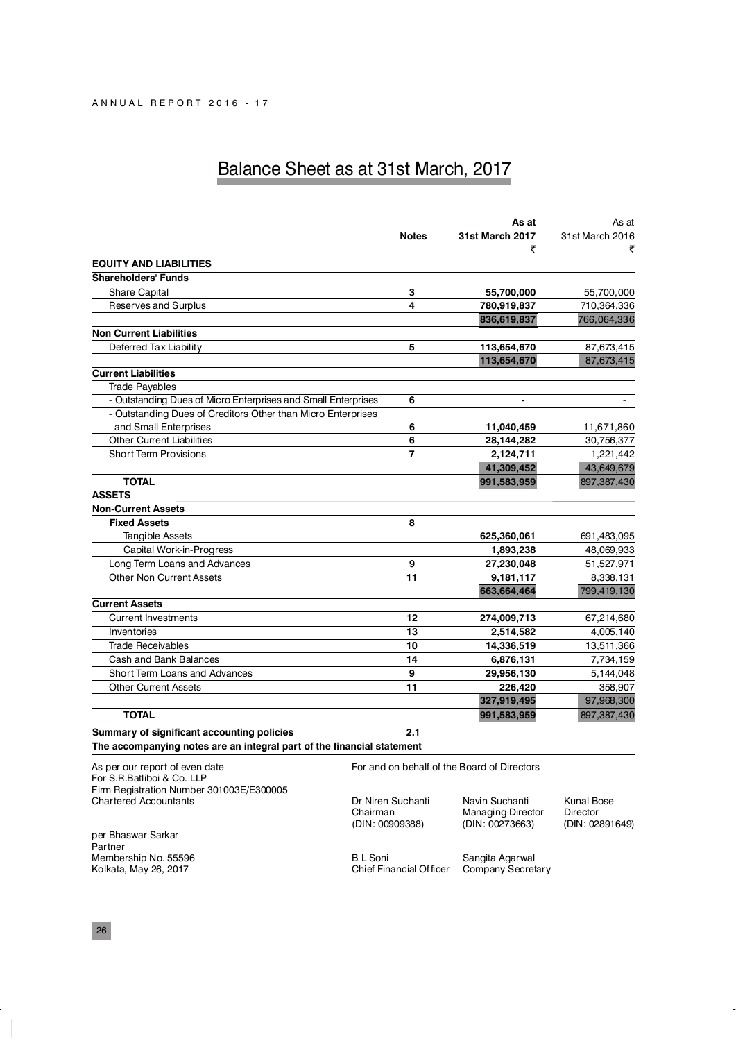# Balance Sheet as at 31st March, 2017

| | Notes | As at 31st March 2017 ₹ | As at 31st March 2016 ₹ |
|---|---|---|---|
| **EQUITY AND LIABILITIES** | | | |
| **Shareholders' Funds** | | | |
| Share Capital | 3 | **55,700,000** | 55,700,000 |
| Reserves and Surplus | 4 | **780,919,837** | 710,364,336 |
| | | **836,619,837** | 766,064,336 |
| **Non Current Liabilities** | | | |
| Deferred Tax Liability | 5 | **113,654,670** | 87,673,415 |
| | | **113,654,670** | 87,673,415 |
| **Current Liabilities** | | | |
| Trade Payables | | | |
| - Outstanding Dues of Micro Enterprises and Small Enterprises | 6 | **-** | - |
| - Outstanding Dues of Creditors Other than Micro Enterprises and Small Enterprises | 6 | **11,040,459** | 11,671,860 |
| Other Current Liabilities | 6 | **28,144,282** | 30,756,377 |
| Short Term Provisions | 7 | **2,124,711** | 1,221,442 |
| | | **41,309,452** | 43,649,679 |
| **TOTAL** | | **991,583,959** | 897,387,430 |
| **ASSETS** | | | |
| **Non-Current Assets** | | | |
| **Fixed Assets** | 8 | | |
| Tangible Assets | | **625,360,061** | 691,483,095 |
| Capital Work-in-Progress | | **1,893,238** | 48,069,933 |
| Long Term Loans and Advances | 9 | **27,230,048** | 51,527,971 |
| Other Non Current Assets | 11 | **9,181,117** | 8,338,131 |
| | | **663,664,464** | 799,419,130 |
| **Current Assets** | | | |
| Current Investments | 12 | **274,009,713** | 67,214,680 |
| Inventories | 13 | **2,514,582** | 4,005,140 |
| Trade Receivables | 10 | **14,336,519** | 13,511,366 |
| Cash and Bank Balances | 14 | **6,876,131** | 7,734,159 |
| Short Term Loans and Advances | 9 | **29,956,130** | 5,144,048 |
| Other Current Assets | 11 | **226,420** | 358,907 |
| | | **327,919,495** | 97,968,300 |
| **TOTAL** | | **991,583,959** | 897,387,430 |
| **Summary of significant accounting policies** | **2.1** | | |

**The accompanying notes are an integral part of the financial statement**

As per our report of even date
For S.R.Batliboi & Co. LLP
Firm Registration Number 301003E/E300005
Chartered Accountants

per Bhaswar Sarkar
Partner
Membership No. 55596
Kolkata, May 26, 2017

For and on behalf of the Board of Directors

Dr Niren Suchanti
Chairman
(DIN: 00909388)

Navin Suchanti
Managing Director
(DIN: 00273663)

Kunal Bose
Director
(DIN: 02891649)

B L Soni
Chief Financial Officer

Sangita Agarwal
Company Secretary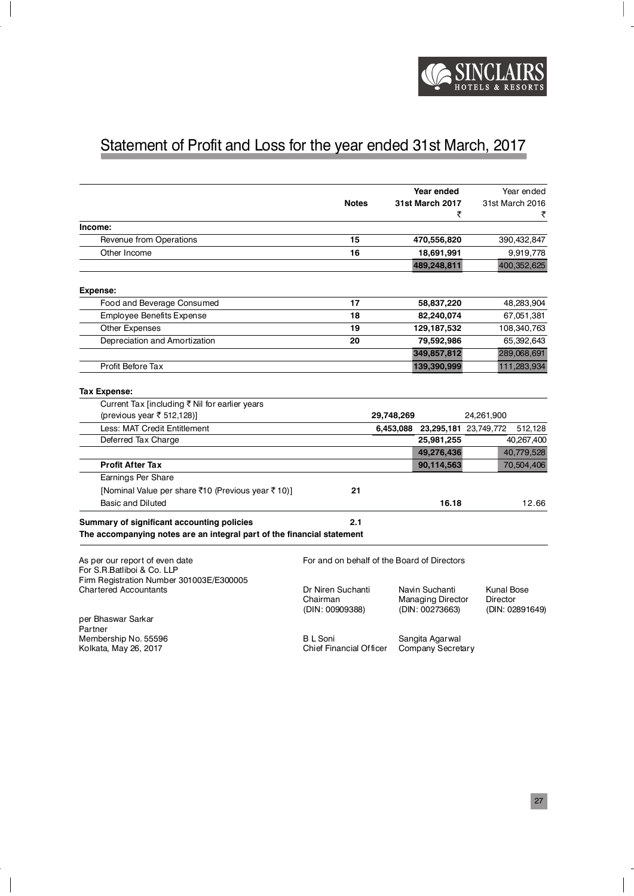# Statement of Profit and Loss for the year ended 31st March, 2017

| | Notes | | Year ended 31st March 2017 ₹ | | Year ended 31st March 2016 ₹ |
|---|---|---|---|---|---|
| **Income:** | | | | | |
| Revenue from Operations | 15 | | 470,556,820 | | 390,432,847 |
| Other Income | 16 | | 18,691,991 | | 9,919,778 |
| | | | 489,248,811 | | 400,352,625 |
| **Expense:** | | | | | |
| Food and Beverage Consumed | 17 | | 58,837,220 | | 48,283,904 |
| Employee Benefits Expense | 18 | | 82,240,074 | | 67,051,381 |
| Other Expenses | 19 | | 129,187,532 | | 108,340,763 |
| Depreciation and Amortization | 20 | | 79,592,986 | | 65,392,643 |
| | | | 349,857,812 | | 289,068,691 |
| Profit Before Tax | | | 139,390,999 | | 111,283,934 |
| **Tax Expense:** | | | | | |
| Current Tax [including ₹ Nil for earlier years (previous year ₹ 512,128)] | | 29,748,269 | | 24,261,900 | |
| Less: MAT Credit Entitlement | | 6,453,088 | 23,295,181 | 23,749,772 | 512,128 |
| Deferred Tax Charge | | | 25,981,255 | | 40,267,400 |
| | | | 49,276,436 | | 40,779,528 |
| **Profit After Tax** | | | 90,114,563 | | 70,504,406 |
| Earnings Per Share | | | | | |
| [Nominal Value per share ₹10 (Previous year ₹ 10)] | 21 | | | | |
| Basic and Diluted | | | 16.18 | | 12.66 |
| **Summary of significant accounting policies** | 2.1 | | | | |

**The accompanying notes are an integral part of the financial statement**

As per our report of even date
For S.R.Batliboi & Co. LLP
Firm Registration Number 301003E/E300005
Chartered Accountants

per Bhaswar Sarkar
Partner
Membership No. 55596
Kolkata, May 26, 2017

For and on behalf of the Board of Directors

Dr Niren Suchanti
Chairman
(DIN: 00909388)

Navin Suchanti
Managing Director
(DIN: 00273663)

Kunal Bose
Director
(DIN: 02891649)

B L Soni
Chief Financial Officer

Sangita Agarwal
Company Secretary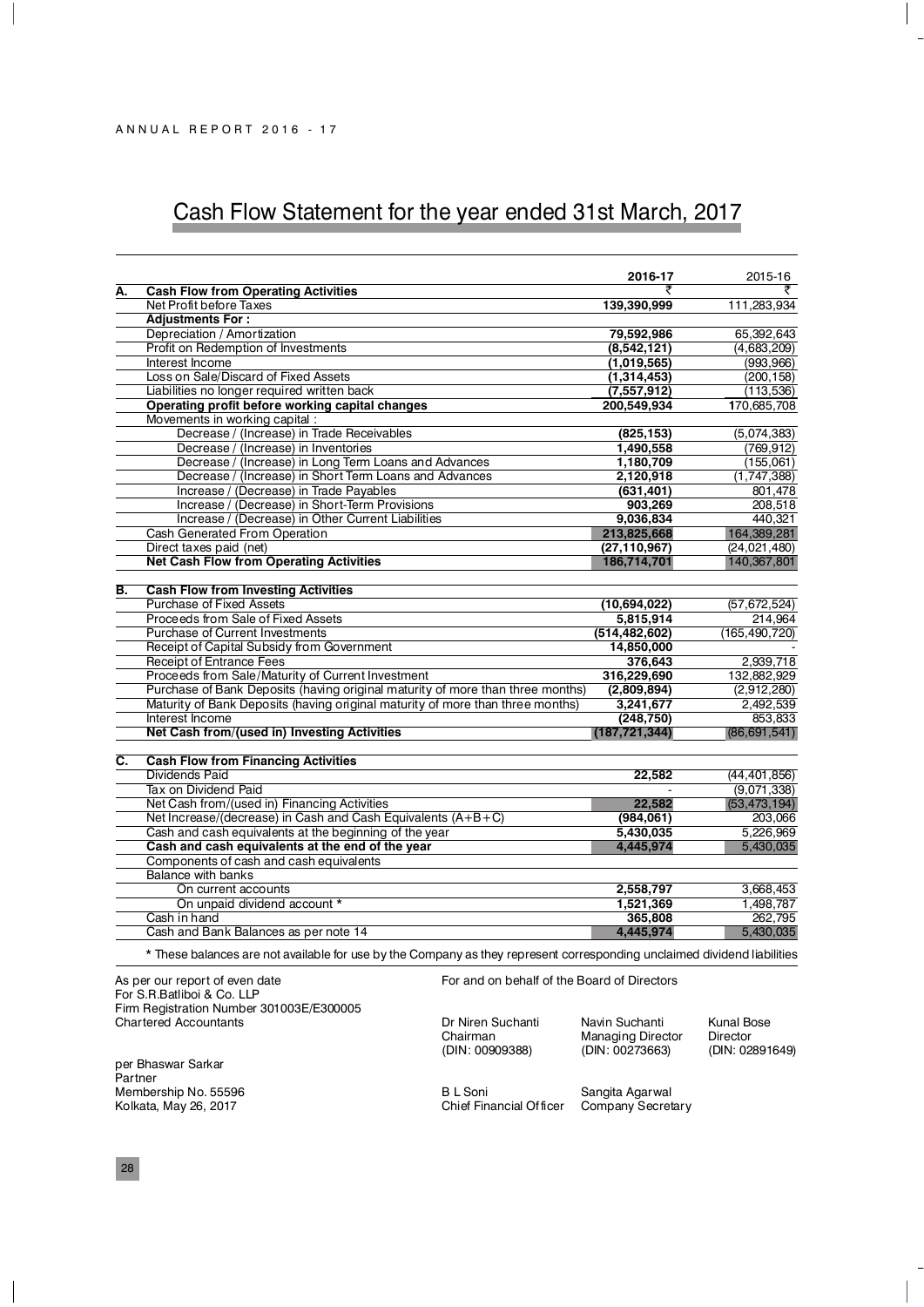# Cash Flow Statement for the year ended 31st March, 2017

| | | 2016-17 | 2015-16 |
|---|---|---|---|
| | | ₹ | ₹ |
| **A.** | **Cash Flow from Operating Activities** | | |
| | Net Profit before Taxes | **139,390,999** | 111,283,934 |
| | **Adjustments For :** | | |
| | Depreciation / Amortization | **79,592,986** | 65,392,643 |
| | Profit on Redemption of Investments | **(8,542,121)** | (4,683,209) |
| | Interest Income | **(1,019,565)** | (993,966) |
| | Loss on Sale/Discard of Fixed Assets | **(1,314,453)** | (200,158) |
| | Liabilities no longer required written back | **(7,557,912)** | (113,536) |
| | **Operating profit before working capital changes** | **200,549,934** | 170,685,708 |
| | Movements in working capital : | | |
| | Decrease / (Increase) in Trade Receivables | **(825,153)** | (5,074,383) |
| | Decrease / (Increase) in Inventories | **1,490,558** | (769,912) |
| | Decrease / (Increase) in Long Term Loans and Advances | **1,180,709** | (155,061) |
| | Decrease / (Increase) in Short Term Loans and Advances | **2,120,918** | (1,747,388) |
| | Increase / (Decrease) in Trade Payables | **(631,401)** | 801,478 |
| | Increase / (Decrease) in Short-Term Provisions | **903,269** | 208,518 |
| | Increase / (Decrease) in Other Current Liabilities | **9,036,834** | 440,321 |
| | Cash Generated From Operation | **213,825,668** | 164,389,281 |
| | Direct taxes paid (net) | **(27,110,967)** | (24,021,480) |
| | **Net Cash Flow from Operating Activities** | **186,714,701** | 140,367,801 |
| **B.** | **Cash Flow from Investing Activities** | | |
| | Purchase of Fixed Assets | **(10,694,022)** | (57,672,524) |
| | Proceeds from Sale of Fixed Assets | **5,815,914** | 214,964 |
| | Purchase of Current Investments | **(514,482,602)** | (165,490,720) |
| | Receipt of Capital Subsidy from Government | **14,850,000** | - |
| | Receipt of Entrance Fees | **376,643** | 2,939,718 |
| | Proceeds from Sale/Maturity of Current Investment | **316,229,690** | 132,882,929 |
| | Purchase of Bank Deposits (having original maturity of more than three months) | **(2,809,894)** | (2,912,280) |
| | Maturity of Bank Deposits (having original maturity of more than three months) | **3,241,677** | 2,492,539 |
| | Interest Income | **(248,750)** | 853,833 |
| | **Net Cash from/(used in) Investing Activities** | **(187,721,344)** | (86,691,541) |
| **C.** | **Cash Flow from Financing Activities** | | |
| | Dividends Paid | **22,582** | (44,401,856) |
| | Tax on Dividend Paid | - | (9,071,338) |
| | Net Cash from/(used in) Financing Activities | **22,582** | (53,473,194) |
| | Net Increase/(decrease) in Cash and Cash Equivalents (A+B+C) | **(984,061)** | 203,066 |
| | Cash and cash equivalents at the beginning of the year | **5,430,035** | 5,226,969 |
| | **Cash and cash equivalents at the end of the year** | **4,445,974** | 5,430,035 |
| | Components of cash and cash equivalents | | |
| | Balance with banks | | |
| | On current accounts | **2,558,797** | 3,668,453 |
| | On unpaid dividend account * | **1,521,369** | 1,498,787 |
| | Cash in hand | **365,808** | 262,795 |
| | Cash and Bank Balances as per note 14 | **4,445,974** | 5,430,035 |

\* These balances are not available for use by the Company as they represent corresponding unclaimed dividend liabilities

As per our report of even date
For S.R.Batliboi & Co. LLP
Firm Registration Number 301003E/E300005
Chartered Accountants

per Bhaswar Sarkar
Partner
Membership No. 55596
Kolkata, May 26, 2017

For and on behalf of the Board of Directors

Dr Niren Suchanti
Chairman
(DIN: 00909388)

Navin Suchanti
Managing Director
(DIN: 00273663)

Kunal Bose
Director
(DIN: 02891649)

B L Soni
Chief Financial Officer

Sangita Agarwal
Company Secretary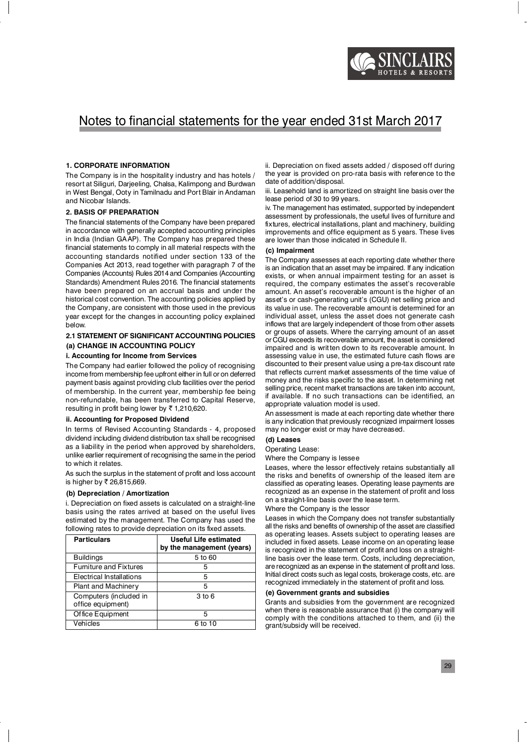# Notes to financial statements for the year ended 31st March 2017

### 1. CORPORATE INFORMATION

The Company is in the hospitality industry and has hotels / resort at Siliguri, Darjeeling, Chalsa, Kalimpong and Burdwan in West Bengal, Ooty in Tamilnadu and Port Blair in Andaman and Nicobar Islands.

### 2. BASIS OF PREPARATION

The financial statements of the Company have been prepared in accordance with generally accepted accounting principles in India (Indian GAAP). The Company has prepared these financial statements to comply in all material respects with the accounting standards notified under section 133 of the Companies Act 2013, read together with paragraph 7 of the Companies (Accounts) Rules 2014 and Companies (Accounting Standards) Amendment Rules 2016. The financial statements have been prepared on an accrual basis and under the historical cost convention. The accounting policies applied by the Company, are consistent with those used in the previous year except for the changes in accounting policy explained below.

### 2.1 STATEMENT OF SIGNIFICANT ACCOUNTING POLICIES

#### (a) CHANGE IN ACCOUNTING POLICY

**i. Accounting for Income from Services**

The Company had earlier followed the policy of recognising income from membership fee upfront either in full or on deferred payment basis against providing club facilities over the period of membership. In the current year, membership fee being non-refundable, has been transferred to Capital Reserve, resulting in profit being lower by ₹ 1,210,620.

**ii. Accounting for Proposed Dividend**

In terms of Revised Accounting Standards - 4, proposed dividend including dividend distribution tax shall be recognised as a liability in the period when approved by shareholders, unlike earlier requirement of recognising the same in the period to which it relates.

As such the surplus in the statement of profit and loss account is higher by ₹ 26,815,669.

#### (b) Depreciation / Amortization

i. Depreciation on fixed assets is calculated on a straight-line basis using the rates arrived at based on the useful lives estimated by the management. The Company has used the following rates to provide depreciation on its fixed assets.

| Particulars | Useful Life estimated by the management (years) |
|---|---|
| Buildings | 5 to 60 |
| Furniture and Fixtures | 5 |
| Electrical Installations | 5 |
| Plant and Machinery | 5 |
| Computers (included in office equipment) | 3 to 6 |
| Office Equipment | 5 |
| Vehicles | 6 to 10 |

ii. Depreciation on fixed assets added / disposed off during the year is provided on pro-rata basis with reference to the date of addition/disposal.

iii. Leasehold land is amortized on straight line basis over the lease period of 30 to 99 years.

iv. The management has estimated, supported by independent assessment by professionals, the useful lives of furniture and fixtures, electrical installations, plant and machinery, building improvements and office equipment as 5 years. These lives are lower than those indicated in Schedule II.

#### (c) Impairment

The Company assesses at each reporting date whether there is an indication that an asset may be impaired. If any indication exists, or when annual impairment testing for an asset is required, the company estimates the asset's recoverable amount. An asset's recoverable amount is the higher of an asset's or cash-generating unit's (CGU) net selling price and its value in use. The recoverable amount is determined for an individual asset, unless the asset does not generate cash inflows that are largely independent of those from other assets or groups of assets. Where the carrying amount of an asset or CGU exceeds its recoverable amount, the asset is considered impaired and is written down to its recoverable amount. In assessing value in use, the estimated future cash flows are discounted to their present value using a pre-tax discount rate that reflects current market assessments of the time value of money and the risks specific to the asset. In determining net selling price, recent market transactions are taken into account, if available. If no such transactions can be identified, an appropriate valuation model is used.

An assessment is made at each reporting date whether there is any indication that previously recognized impairment losses may no longer exist or may have decreased.

#### (d) Leases

Operating Lease:

Where the Company is lessee

Leases, where the lessor effectively retains substantially all the risks and benefits of ownership of the leased item are classified as operating leases. Operating lease payments are recognized as an expense in the statement of profit and loss on a straight-line basis over the lease term.

Where the Company is the lessor

Leases in which the Company does not transfer substantially all the risks and benefits of ownership of the asset are classified as operating leases. Assets subject to operating leases are included in fixed assets. Lease income on an operating lease is recognized in the statement of profit and loss on a straight-line basis over the lease term. Costs, including depreciation, are recognized as an expense in the statement of profit and loss. Initial direct costs such as legal costs, brokerage costs, etc. are recognized immediately in the statement of profit and loss.

#### (e) Government grants and subsidies

Grants and subsidies from the government are recognized when there is reasonable assurance that (i) the company will comply with the conditions attached to them, and (ii) the grant/subsidy will be received.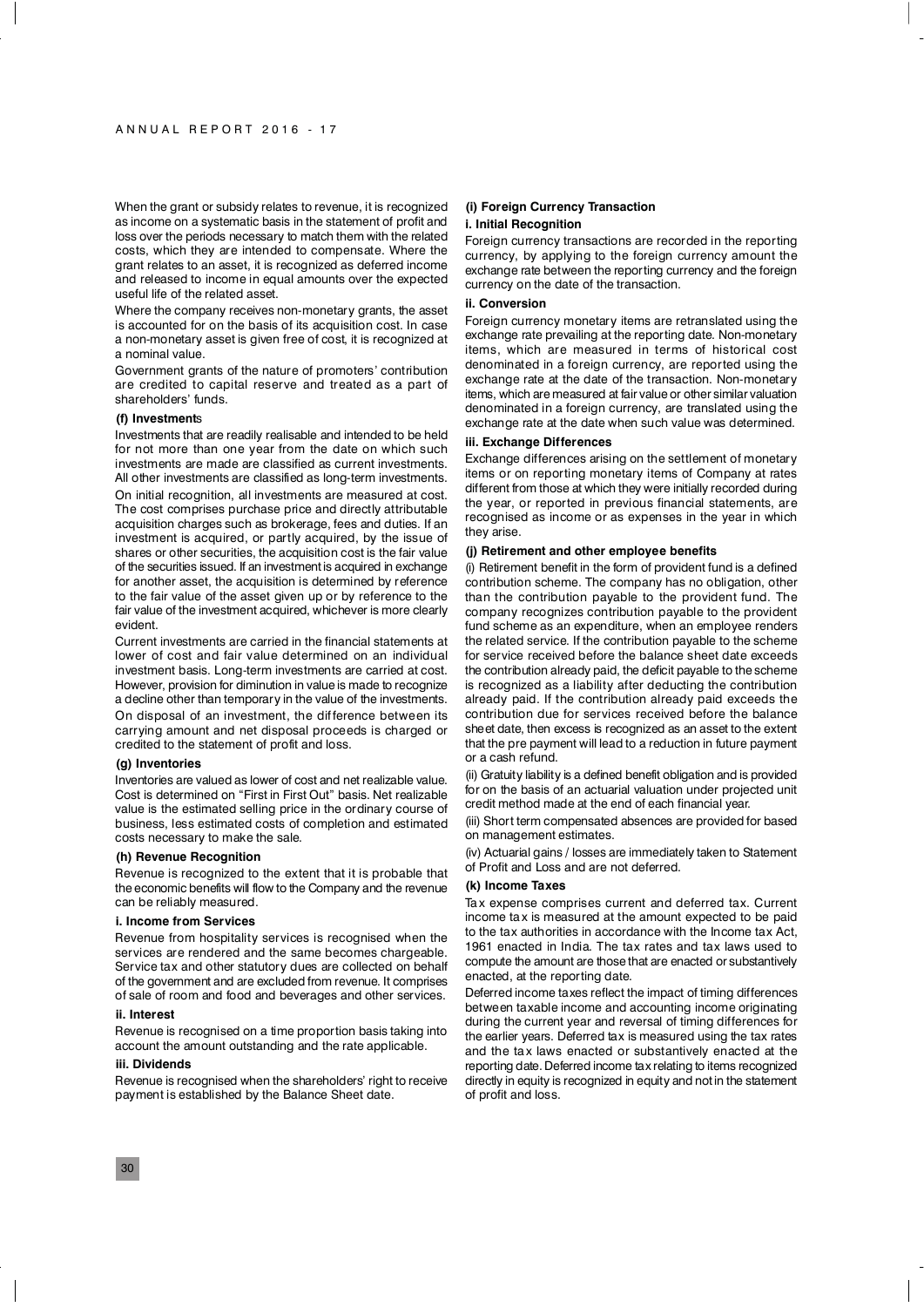When the grant or subsidy relates to revenue, it is recognized as income on a systematic basis in the statement of profit and loss over the periods necessary to match them with the related costs, which they are intended to compensate. Where the grant relates to an asset, it is recognized as deferred income and released to income in equal amounts over the expected useful life of the related asset.

Where the company receives non-monetary grants, the asset is accounted for on the basis of its acquisition cost. In case a non-monetary asset is given free of cost, it is recognized at a nominal value.

Government grants of the nature of promoters' contribution are credited to capital reserve and treated as a part of shareholders' funds.

#### (f) Investments

Investments that are readily realisable and intended to be held for not more than one year from the date on which such investments are made are classified as current investments. All other investments are classified as long-term investments.

On initial recognition, all investments are measured at cost. The cost comprises purchase price and directly attributable acquisition charges such as brokerage, fees and duties. If an investment is acquired, or partly acquired, by the issue of shares or other securities, the acquisition cost is the fair value of the securities issued. If an investment is acquired in exchange for another asset, the acquisition is determined by reference to the fair value of the asset given up or by reference to the fair value of the investment acquired, whichever is more clearly evident.

Current investments are carried in the financial statements at lower of cost and fair value determined on an individual investment basis. Long-term investments are carried at cost. However, provision for diminution in value is made to recognize a decline other than temporary in the value of the investments.

On disposal of an investment, the difference between its carrying amount and net disposal proceeds is charged or credited to the statement of profit and loss.

#### (g) Inventories

Inventories are valued as lower of cost and net realizable value. Cost is determined on "First in First Out" basis. Net realizable value is the estimated selling price in the ordinary course of business, less estimated costs of completion and estimated costs necessary to make the sale.

#### (h) Revenue Recognition

Revenue is recognized to the extent that it is probable that the economic benefits will flow to the Company and the revenue can be reliably measured.

**i. Income from Services**

Revenue from hospitality services is recognised when the services are rendered and the same becomes chargeable. Service tax and other statutory dues are collected on behalf of the government and are excluded from revenue. It comprises of sale of room and food and beverages and other services.

**ii. Interest**

Revenue is recognised on a time proportion basis taking into account the amount outstanding and the rate applicable.

**iii. Dividends**

Revenue is recognised when the shareholders' right to receive payment is established by the Balance Sheet date.

#### (i) Foreign Currency Transaction

**i. Initial Recognition**

Foreign currency transactions are recorded in the reporting currency, by applying to the foreign currency amount the exchange rate between the reporting currency and the foreign currency on the date of the transaction.

**ii. Conversion**

Foreign currency monetary items are retranslated using the exchange rate prevailing at the reporting date. Non-monetary items, which are measured in terms of historical cost denominated in a foreign currency, are reported using the exchange rate at the date of the transaction. Non-monetary items, which are measured at fair value or other similar valuation denominated in a foreign currency, are translated using the exchange rate at the date when such value was determined.

**iii. Exchange Differences**

Exchange differences arising on the settlement of monetary items or on reporting monetary items of Company at rates different from those at which they were initially recorded during the year, or reported in previous financial statements, are recognised as income or as expenses in the year in which they arise.

#### (j) Retirement and other employee benefits

(i) Retirement benefit in the form of provident fund is a defined contribution scheme. The company has no obligation, other than the contribution payable to the provident fund. The company recognizes contribution payable to the provident fund scheme as an expenditure, when an employee renders the related service. If the contribution payable to the scheme for service received before the balance sheet date exceeds the contribution already paid, the deficit payable to the scheme is recognized as a liability after deducting the contribution already paid. If the contribution already paid exceeds the contribution due for services received before the balance sheet date, then excess is recognized as an asset to the extent that the pre payment will lead to a reduction in future payment or a cash refund.

(ii) Gratuity liability is a defined benefit obligation and is provided for on the basis of an actuarial valuation under projected unit credit method made at the end of each financial year.

(iii) Short term compensated absences are provided for based on management estimates.

(iv) Actuarial gains / losses are immediately taken to Statement of Profit and Loss and are not deferred.

#### (k) Income Taxes

Tax expense comprises current and deferred tax. Current income tax is measured at the amount expected to be paid to the tax authorities in accordance with the Income tax Act, 1961 enacted in India. The tax rates and tax laws used to compute the amount are those that are enacted or substantively enacted, at the reporting date.

Deferred income taxes reflect the impact of timing differences between taxable income and accounting income originating during the current year and reversal of timing differences for the earlier years. Deferred tax is measured using the tax rates and the tax laws enacted or substantively enacted at the reporting date. Deferred income tax relating to items recognized directly in equity is recognized in equity and not in the statement of profit and loss.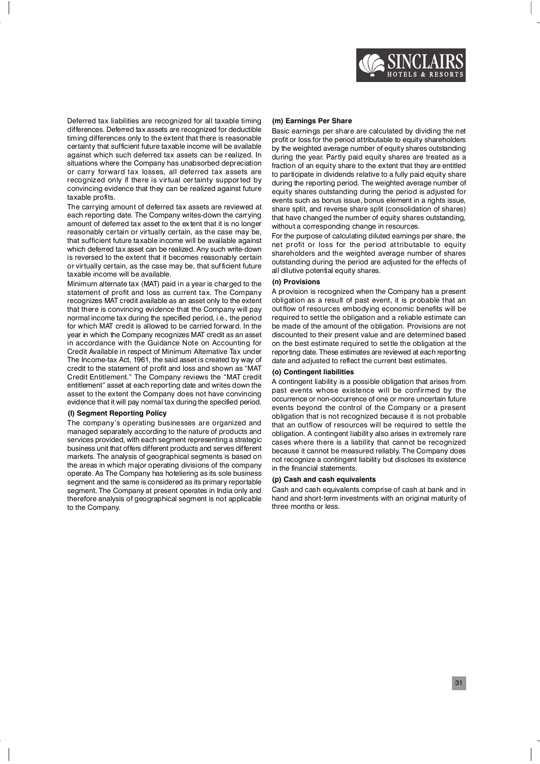Deferred tax liabilities are recognized for all taxable timing differences. Deferred tax assets are recognized for deductible timing differences only to the extent that there is reasonable certainty that sufficient future taxable income will be available against which such deferred tax assets can be realized. In situations where the Company has unabsorbed depreciation or carry forward tax losses, all deferred tax assets are recognized only if there is virtual certainty supported by convincing evidence that they can be realized against future taxable profits.

The carrying amount of deferred tax assets are reviewed at each reporting date. The Company writes-down the carrying amount of deferred tax asset to the extent that it is no longer reasonably certain or virtually certain, as the case may be, that sufficient future taxable income will be available against which deferred tax asset can be realized. Any such write-down is reversed to the extent that it becomes reasonably certain or virtually certain, as the case may be, that sufficient future taxable income will be available.

Minimum alternate tax (MAT) paid in a year is charged to the statement of profit and loss as current tax. The Company recognizes MAT credit available as an asset only to the extent that there is convincing evidence that the Company will pay normal income tax during the specified period, i.e., the period for which MAT credit is allowed to be carried forward. In the year in which the Company recognizes MAT credit as an asset in accordance with the Guidance Note on Accounting for Credit Available in respect of Minimum Alternative Tax under The Income-tax Act, 1961, the said asset is created by way of credit to the statement of profit and loss and shown as "MAT Credit Entitlement." The Company reviews the "MAT credit entitlement" asset at each reporting date and writes down the asset to the extent the Company does not have convincing evidence that it will pay normal tax during the specified period.

**(l) Segment Reporting Policy**

The company's operating businesses are organized and managed separately according to the nature of products and services provided, with each segment representing a strategic business unit that offers different products and serves different markets. The analysis of geographical segments is based on the areas in which major operating divisions of the company operate. As The Company has hoteliering as its sole business segment and the same is considered as its primary reportable segment. The Company at present operates in India only and therefore analysis of geographical segment is not applicable to the Company.

**(m) Earnings Per Share**

Basic earnings per share are calculated by dividing the net profit or loss for the period attributable to equity shareholders by the weighted average number of equity shares outstanding during the year. Partly paid equity shares are treated as a fraction of an equity share to the extent that they are entitled to participate in dividends relative to a fully paid equity share during the reporting period. The weighted average number of equity shares outstanding during the period is adjusted for events such as bonus issue, bonus element in a rights issue, share split, and reverse share split (consolidation of shares) that have changed the number of equity shares outstanding, without a corresponding change in resources.

For the purpose of calculating diluted earnings per share, the net profit or loss for the period attributable to equity shareholders and the weighted average number of shares outstanding during the period are adjusted for the effects of all dilutive potential equity shares.

**(n) Provisions**

A provision is recognized when the Company has a present obligation as a result of past event, it is probable that an outflow of resources embodying economic benefits will be required to settle the obligation and a reliable estimate can be made of the amount of the obligation. Provisions are not discounted to their present value and are determined based on the best estimate required to settle the obligation at the reporting date. These estimates are reviewed at each reporting date and adjusted to reflect the current best estimates.

**(o) Contingent liabilities**

A contingent liability is a possible obligation that arises from past events whose existence will be confirmed by the occurrence or non-occurrence of one or more uncertain future events beyond the control of the Company or a present obligation that is not recognized because it is not probable that an outflow of resources will be required to settle the obligation. A contingent liability also arises in extremely rare cases where there is a liability that cannot be recognized because it cannot be measured reliably. The Company does not recognize a contingent liability but discloses its existence in the financial statements.

**(p) Cash and cash equivalents**

Cash and cash equivalents comprise of cash at bank and in hand and short-term investments with an original maturity of three months or less.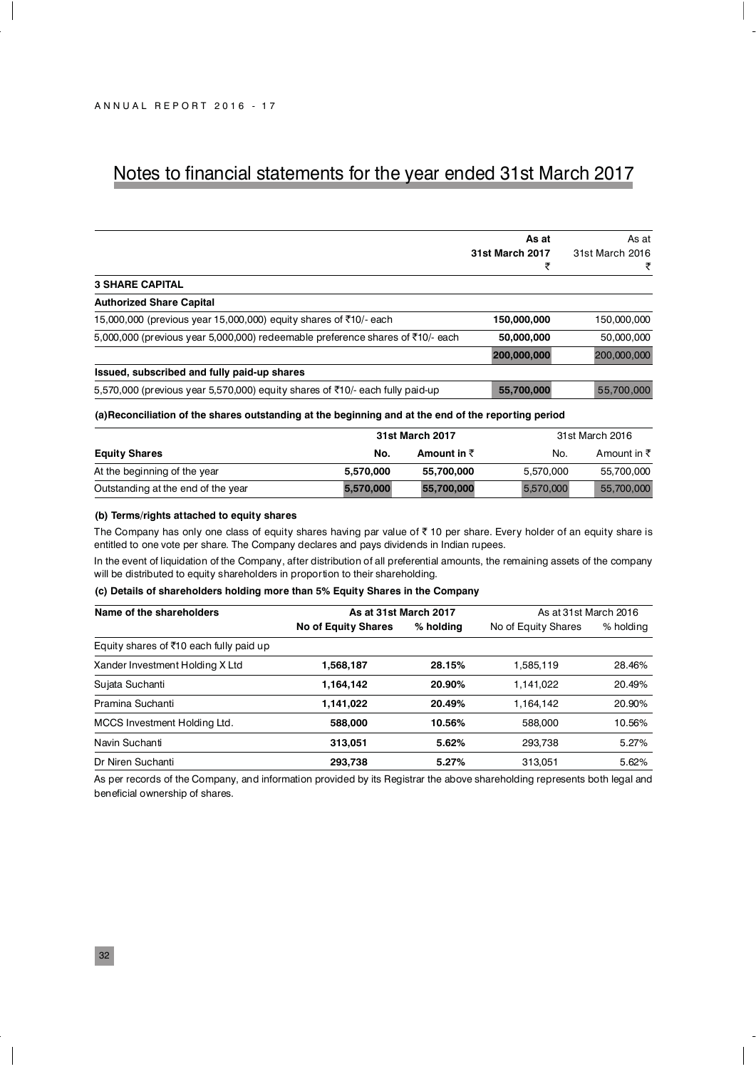# Notes to financial statements for the year ended 31st March 2017

| | As at 31st March 2017 ₹ | As at 31st March 2016 ₹ |
|---|---|---|
| **3 SHARE CAPITAL** | | |
| **Authorized Share Capital** | | |
| 15,000,000 (previous year 15,000,000) equity shares of ₹10/- each | **150,000,000** | 150,000,000 |
| 5,000,000 (previous year 5,000,000) redeemable preference shares of ₹10/- each | **50,000,000** | 50,000,000 |
| | **200,000,000** | 200,000,000 |
| **Issued, subscribed and fully paid-up shares** | | |
| 5,570,000 (previous year 5,570,000) equity shares of ₹10/- each fully paid-up | **55,700,000** | 55,700,000 |

**(a)Reconciliation of the shares outstanding at the beginning and at the end of the reporting period**

| | 31st March 2017 | | 31st March 2016 | |
|---|---|---|---|---|
| **Equity Shares** | **No.** | **Amount in ₹** | No. | Amount in ₹ |
| At the beginning of the year | **5,570,000** | **55,700,000** | 5,570,000 | 55,700,000 |
| Outstanding at the end of the year | **5,570,000** | **55,700,000** | 5,570,000 | 55,700,000 |

**(b) Terms/rights attached to equity shares**

The Company has only one class of equity shares having par value of ₹ 10 per share. Every holder of an equity share is entitled to one vote per share. The Company declares and pays dividends in Indian rupees.

In the event of liquidation of the Company, after distribution of all preferential amounts, the remaining assets of the company will be distributed to equity shareholders in proportion to their shareholding.

**(c) Details of shareholders holding more than 5% Equity Shares in the Company**

| Name of the shareholders | As at 31st March 2017 | | As at 31st March 2016 | |
|---|---|---|---|---|
| | **No of Equity Shares** | **% holding** | No of Equity Shares | % holding |
| Equity shares of ₹10 each fully paid up | | | | |
| Xander Investment Holding X Ltd | **1,568,187** | **28.15%** | 1,585,119 | 28.46% |
| Sujata Suchanti | **1,164,142** | **20.90%** | 1,141,022 | 20.49% |
| Pramina Suchanti | **1,141,022** | **20.49%** | 1,164,142 | 20.90% |
| MCCS Investment Holding Ltd. | **588,000** | **10.56%** | 588,000 | 10.56% |
| Navin Suchanti | **313,051** | **5.62%** | 293,738 | 5.27% |
| Dr Niren Suchanti | **293,738** | **5.27%** | 313,051 | 5.62% |

As per records of the Company, and information provided by its Registrar the above shareholding represents both legal and beneficial ownership of shares.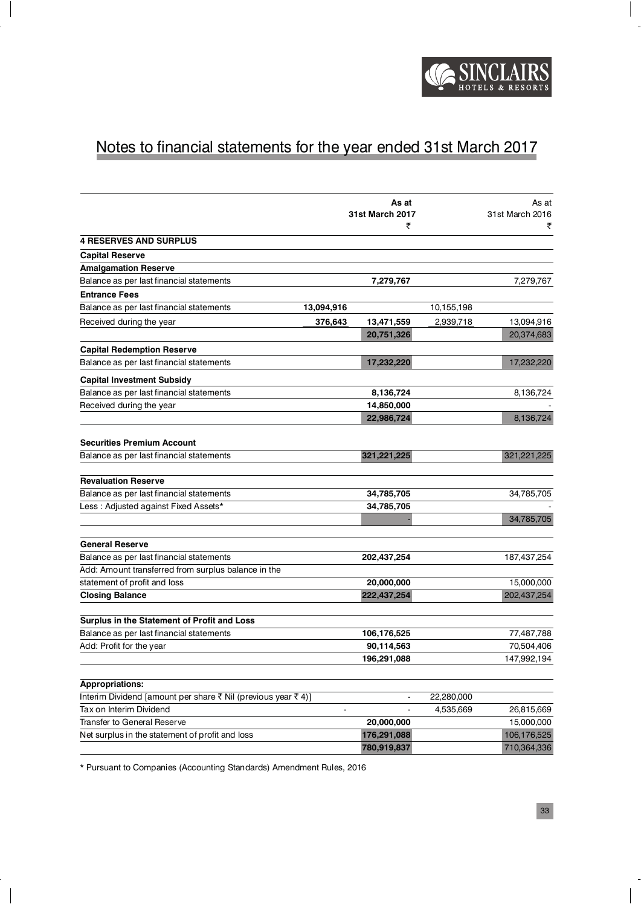# Notes to financial statements for the year ended 31st March 2017

| | | As at 31st March 2017 ₹ | | As at 31st March 2016 ₹ |
|---|---|---|---|---|
| **4 RESERVES AND SURPLUS** | | | | |
| **Capital Reserve** | | | | |
| **Amalgamation Reserve** | | | | |
| Balance as per last financial statements | | 7,279,767 | | 7,279,767 |
| **Entrance Fees** | | | | |
| Balance as per last financial statements | 13,094,916 | | 10,155,198 | |
| Received during the year | 376,643 | 13,471,559 | 2,939,718 | 13,094,916 |
| | | 20,751,326 | | 20,374,683 |
| **Capital Redemption Reserve** | | | | |
| Balance as per last financial statements | | 17,232,220 | | 17,232,220 |
| **Capital Investment Subsidy** | | | | |
| Balance as per last financial statements | | 8,136,724 | | 8,136,724 |
| Received during the year | | 14,850,000 | | - |
| | | 22,986,724 | | 8,136,724 |
| **Securities Premium Account** | | | | |
| Balance as per last financial statements | | 321,221,225 | | 321,221,225 |
| **Revaluation Reserve** | | | | |
| Balance as per last financial statements | | 34,785,705 | | 34,785,705 |
| Less : Adjusted against Fixed Assets* | | 34,785,705 | | - |
| | | - | | 34,785,705 |
| **General Reserve** | | | | |
| Balance as per last financial statements | | 202,437,254 | | 187,437,254 |
| Add: Amount transferred from surplus balance in the statement of profit and loss | | 20,000,000 | | 15,000,000 |
| **Closing Balance** | | 222,437,254 | | 202,437,254 |
| **Surplus in the Statement of Profit and Loss** | | | | |
| Balance as per last financial statements | | 106,176,525 | | 77,487,788 |
| Add: Profit for the year | | 90,114,563 | | 70,504,406 |
| | | 196,291,088 | | 147,992,194 |
| **Appropriations:** | | | | |
| Interim Dividend [amount per share ₹ Nil (previous year ₹ 4)] | | - | 22,280,000 | |
| Tax on Interim Dividend | - | - | 4,535,669 | 26,815,669 |
| Transfer to General Reserve | | 20,000,000 | | 15,000,000 |
| Net surplus in the statement of profit and loss | | 176,291,088 | | 106,176,525 |
| | | 780,919,837 | | 710,364,336 |

\* Pursuant to Companies (Accounting Standards) Amendment Rules, 2016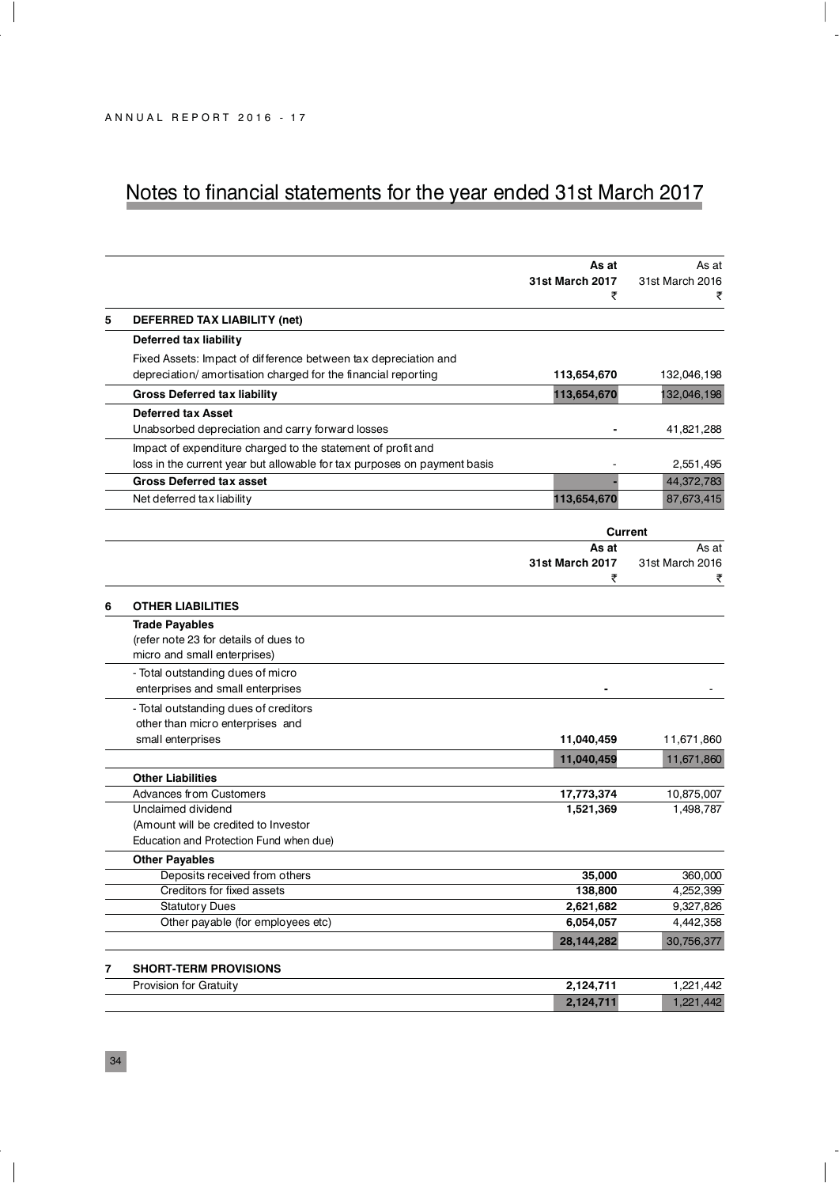# Notes to financial statements for the year ended 31st March 2017

| | | As at 31st March 2017 ₹ | As at 31st March 2016 ₹ |
|---|---|---|---|
| **5** | **DEFERRED TAX LIABILITY (net)** | | |
| | **Deferred tax liability** | | |
| | Fixed Assets: Impact of difference between tax depreciation and depreciation/ amortisation charged for the financial reporting | **113,654,670** | 132,046,198 |
| | **Gross Deferred tax liability** | **113,654,670** | 132,046,198 |
| | **Deferred tax Asset** | | |
| | Unabsorbed depreciation and carry forward losses | **-** | 41,821,288 |
| | Impact of expenditure charged to the statement of profit and loss in the current year but allowable for tax purposes on payment basis | - | 2,551,495 |
| | **Gross Deferred tax asset** | **-** | 44,372,783 |
| | Net deferred tax liability | **113,654,670** | 87,673,415 |

| | | Current | |
|---|---|---|---|
| | | **As at 31st March 2017 ₹** | As at 31st March 2016 ₹ |
| **6** | **OTHER LIABILITIES** | | |
| | **Trade Payables** (refer note 23 for details of dues to micro and small enterprises) | | |
| | - Total outstanding dues of micro enterprises and small enterprises | **-** | - |
| | - Total outstanding dues of creditors other than micro enterprises and small enterprises | **11,040,459** | 11,671,860 |
| | | **11,040,459** | 11,671,860 |
| | **Other Liabilities** | | |
| | Advances from Customers | **17,773,374** | 10,875,007 |
| | Unclaimed dividend (Amount will be credited to Investor Education and Protection Fund when due) | **1,521,369** | 1,498,787 |
| | **Other Payables** | | |
| | Deposits received from others | **35,000** | 360,000 |
| | Creditors for fixed assets | **138,800** | 4,252,399 |
| | Statutory Dues | **2,621,682** | 9,327,826 |
| | Other payable (for employees etc) | **6,054,057** | 4,442,358 |
| | | **28,144,282** | 30,756,377 |
| **7** | **SHORT-TERM PROVISIONS** | | |
| | Provision for Gratuity | **2,124,711** | 1,221,442 |
| | | **2,124,711** | 1,221,442 |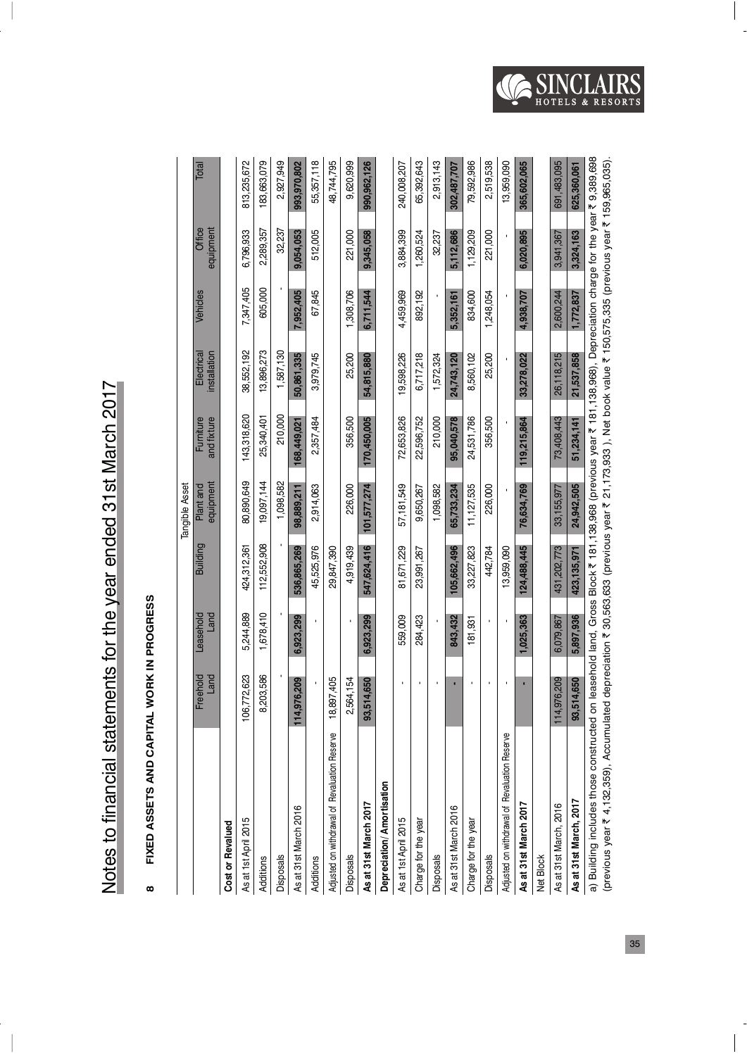# Notes to financial statements for the year ended 31st March 2017

## 8 FIXED ASSETS AND CAPITAL WORK IN PROGRESS

| | Tangible Asset | | | | | | | | |
|---|---|---|---|---|---|---|---|---|---|
| | Freehold Land | Leasehold Land | Building | Plant and equipment | Furniture and fixture | Electrical installation | Vehicles | Office equipment | Total |
| **Cost or Revalued** | | | | | | | | | |
| As at 1st April 2015 | 106,772,623 | 5,244,889 | 424,312,361 | 80,890,649 | 143,318,620 | 38,552,192 | 7,347,405 | 6,796,933 | 813,235,672 |
| Additions | 8,203,586 | 1,678,410 | 112,552,908 | 19,097,144 | 25,340,401 | 13,896,273 | 605,000 | 2,289,357 | 183,663,079 |
| Disposals | - | - | - | 1,098,582 | 210,000 | 1,587,130 | - | 32,237 | 2,927,949 |
| As at 31st March 2016 | 114,976,209 | 6,923,299 | 536,865,269 | 98,889,211 | 168,449,021 | 50,861,335 | 7,952,405 | 9,054,053 | 993,970,802 |
| Additions | - | - | 45,525,976 | 2,914,063 | 2,357,484 | 3,979,745 | 67,845 | 512,005 | 55,357,118 |
| Adjusted on withdrawal of Revaluation Reserve | 18,897,405 | | 29,847,390 | | | | | | 48,744,795 |
| Disposals | 2,564,154 | - | 4,919,439 | 226,000 | 356,500 | 25,200 | 1,308,706 | 221,000 | 9,620,999 |
| **As at 31st March 2017** | **93,514,650** | **6,923,299** | **547,624,416** | **101,577,274** | **170,450,005** | **54,815,880** | **6,711,544** | **9,345,058** | **990,962,126** |
| **Depreciation/ Amortisation** | | | | | | | | | |
| As at 1st April 2015 | - | 559,009 | 81,671,229 | 57,181,549 | 72,653,826 | 19,598,226 | 4,459,969 | 3,884,399 | 240,008,207 |
| Charge for the year | - | 284,423 | 23,991,267 | 9,650,267 | 22,596,752 | 6,717,218 | 892,192 | 1,260,524 | 65,392,643 |
| Disposals | - | - | - | 1,098,582 | 210,000 | 1,572,324 | - | 32,237 | 2,913,143 |
| As at 31st March 2016 | - | 843,432 | 105,662,496 | 65,733,234 | 95,040,578 | 24,743,120 | 5,352,161 | 5,112,686 | 302,487,707 |
| Charge for the year | - | 181,931 | 33,227,823 | 11,127,535 | 24,531,786 | 8,560,102 | 834,600 | 1,129,209 | 79,592,986 |
| Disposals | - | - | 442,784 | 226,000 | 356,500 | 25,200 | 1,248,054 | 221,000 | 2,519,538 |
| Adjusted on withdrawal of Revaluation Reserve | - | - | 13,959,090 | - | - | - | - | - | 13,959,090 |
| **As at 31st March 2017** | **-** | **1,025,363** | **124,488,445** | **76,634,769** | **119,215,864** | **33,278,022** | **4,938,707** | **6,020,895** | **365,602,065** |
| Net Block | | | | | | | | | |
| As at 31st March, 2016 | 114,976,209 | 6,079,867 | 431,202,773 | 33,155,977 | 73,408,443 | 26,118,215 | 2,600,244 | 3,941,367 | 691,483,095 |
| **As at 31st March, 2017** | **93,514,650** | **5,897,936** | **423,135,971** | **24,942,505** | **51,234,141** | **21,537,858** | **1,772,837** | **3,324,163** | **625,360,061** |

a) Building includes those constructed on leasehold land, Gross Block ₹ 181,138,968 (previous year ₹ 181,138,968), Depreciation charge for the year ₹ 9,389,698 (previous year ₹ 4,132,359), Accumulated depreciation ₹ 30,563,633 (previous year ₹ 21,173,933 ), Net book value ₹ 150,575,335 (previous year ₹ 159,965,035).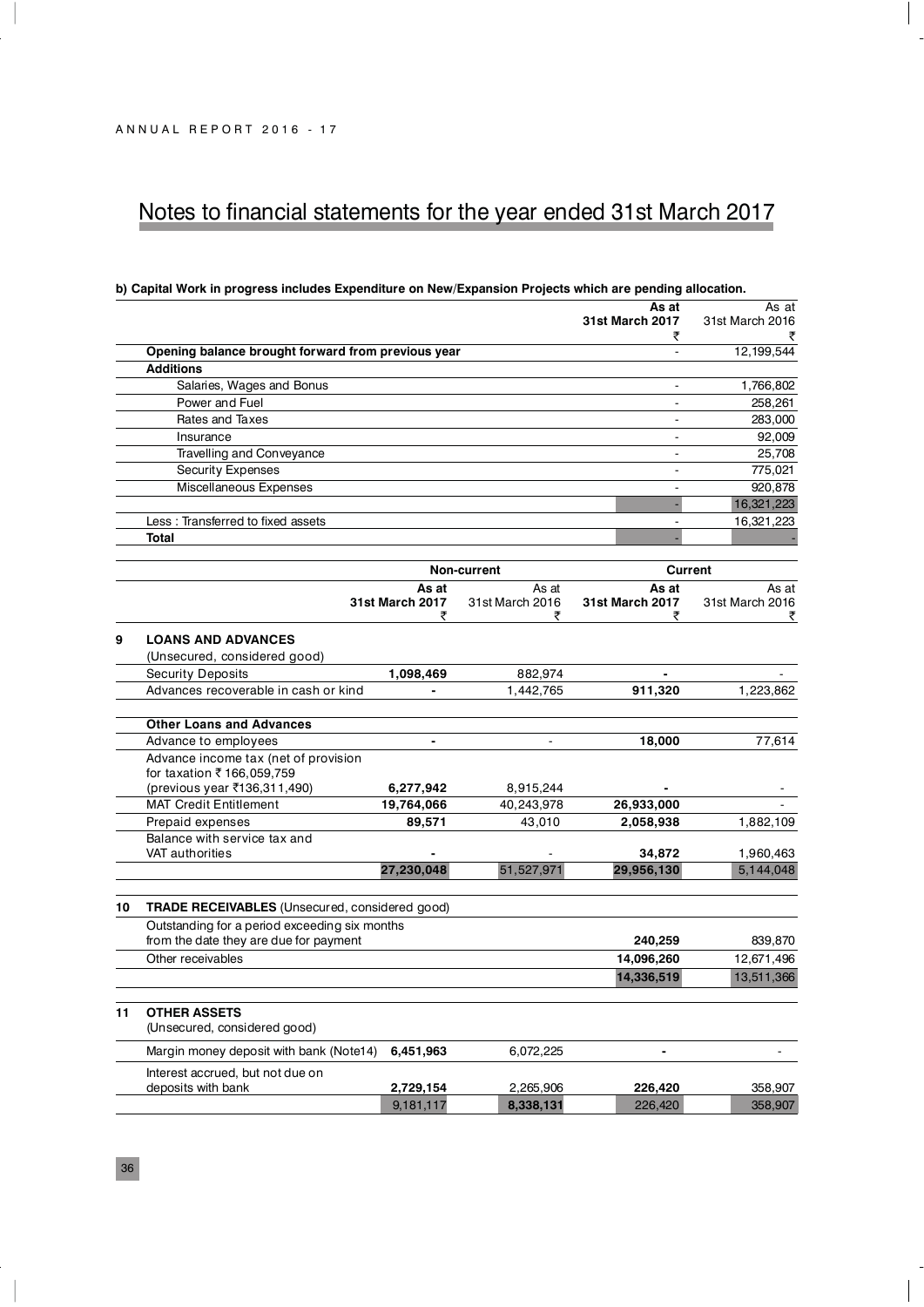# Notes to financial statements for the year ended 31st March 2017

**b) Capital Work in progress includes Expenditure on New/Expansion Projects which are pending allocation.**

| | As at 31st March 2017 ₹ | As at 31st March 2016 ₹ |
|---|---|---|
| **Opening balance brought forward from previous year** | - | 12,199,544 |
| **Additions** | | |
| Salaries, Wages and Bonus | - | 1,766,802 |
| Power and Fuel | - | 258,261 |
| Rates and Taxes | - | 283,000 |
| Insurance | - | 92,009 |
| Travelling and Conveyance | - | 25,708 |
| Security Expenses | - | 775,021 |
| Miscellaneous Expenses | - | 920,878 |
| | - | 16,321,223 |
| Less : Transferred to fixed assets | - | 16,321,223 |
| **Total** | - | - |

| | | Non-current | | Current | |
|---|---|---|---|---|---|
| | | **As at 31st March 2017** ₹ | As at 31st March 2016 ₹ | **As at 31st March 2017** ₹ | As at 31st March 2016 ₹ |
| **9** | **LOANS AND ADVANCES** (Unsecured, considered good) | | | | |
| | Security Deposits | **1,098,469** | 882,974 | **-** | - |
| | Advances recoverable in cash or kind | **-** | 1,442,765 | **911,320** | 1,223,862 |
| | **Other Loans and Advances** | | | | |
| | Advance to employees | **-** | - | **18,000** | 77,614 |
| | Advance income tax (net of provision for taxation ₹ 166,059,759 (previous year ₹136,311,490) | **6,277,942** | 8,915,244 | **-** | - |
| | MAT Credit Entitlement | **19,764,066** | 40,243,978 | **26,933,000** | - |
| | Prepaid expenses | **89,571** | 43,010 | **2,058,938** | 1,882,109 |
| | Balance with service tax and VAT authorities | **-** | - | **34,872** | 1,960,463 |
| | | **27,230,048** | 51,527,971 | **29,956,130** | 5,144,048 |
| **10** | **TRADE RECEIVABLES** (Unsecured, considered good) | | | | |
| | Outstanding for a period exceeding six months from the date they are due for payment | | | **240,259** | 839,870 |
| | Other receivables | | | **14,096,260** | 12,671,496 |
| | | | | **14,336,519** | 13,511,366 |
| **11** | **OTHER ASSETS** (Unsecured, considered good) | | | | |
| | Margin money deposit with bank (Note14) | **6,451,963** | 6,072,225 | **-** | - |
| | Interest accrued, but not due on deposits with bank | **2,729,154** | 2,265,906 | **226,420** | 358,907 |
| | | 9,181,117 | **8,338,131** | 226,420 | 358,907 |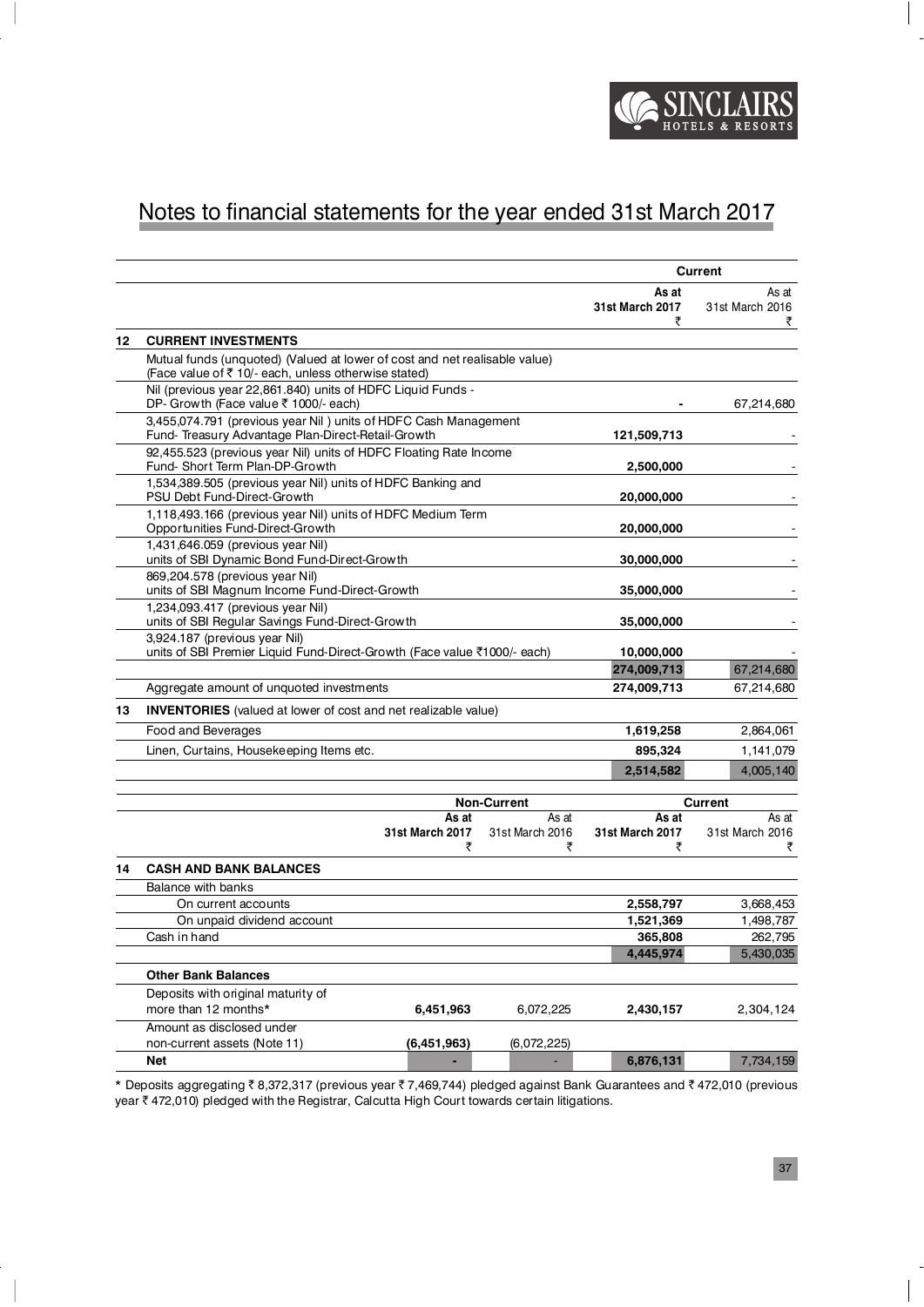# Notes to financial statements for the year ended 31st March 2017

| | | Current | |
|---|---|---|---|
| | | **As at 31st March 2017 ₹** | As at 31st March 2016 ₹ |
| **12** | **CURRENT INVESTMENTS** | | |
| | Mutual funds (unquoted) (Valued at lower of cost and net realisable value) (Face value of ₹ 10/- each, unless otherwise stated) | | |
| | Nil (previous year 22,861.840) units of HDFC Liquid Funds - DP- Growth (Face value ₹ 1000/- each) | **-** | 67,214,680 |
| | 3,455,074.791 (previous year Nil ) units of HDFC Cash Management Fund- Treasury Advantage Plan-Direct-Retail-Growth | **121,509,713** | - |
| | 92,455.523 (previous year Nil) units of HDFC Floating Rate Income Fund- Short Term Plan-DP-Growth | **2,500,000** | - |
| | 1,534,389.505 (previous year Nil) units of HDFC Banking and PSU Debt Fund-Direct-Growth | **20,000,000** | - |
| | 1,118,493.166 (previous year Nil) units of HDFC Medium Term Opportunities Fund-Direct-Growth | **20,000,000** | - |
| | 1,431,646.059 (previous year Nil) units of SBI Dynamic Bond Fund-Direct-Growth | **30,000,000** | - |
| | 869,204.578 (previous year Nil) units of SBI Magnum Income Fund-Direct-Growth | **35,000,000** | - |
| | 1,234,093.417 (previous year Nil) units of SBI Regular Savings Fund-Direct-Growth | **35,000,000** | - |
| | 3,924.187 (previous year Nil) units of SBI Premier Liquid Fund-Direct-Growth (Face value ₹1000/- each) | **10,000,000** | - |
| | | **274,009,713** | 67,214,680 |
| | Aggregate amount of unquoted investments | **274,009,713** | 67,214,680 |
| **13** | **INVENTORIES** (valued at lower of cost and net realizable value) | | |
| | Food and Beverages | **1,619,258** | 2,864,061 |
| | Linen, Curtains, Housekeeping Items etc. | **895,324** | 1,141,079 |
| | | **2,514,582** | 4,005,140 |

| | | Non-Current | | Current | |
|---|---|---|---|---|---|
| | | **As at 31st March 2017 ₹** | As at 31st March 2016 ₹ | **As at 31st March 2017 ₹** | As at 31st March 2016 ₹ |
| **14** | **CASH AND BANK BALANCES** | | | | |
| | Balance with banks | | | | |
| | On current accounts | | | **2,558,797** | 3,668,453 |
| | On unpaid dividend account | | | **1,521,369** | 1,498,787 |
| | Cash in hand | | | **365,808** | 262,795 |
| | | | | **4,445,974** | 5,430,035 |
| | **Other Bank Balances** | | | | |
| | Deposits with original maturity of more than 12 months* | **6,451,963** | 6,072,225 | **2,430,157** | 2,304,124 |
| | Amount as disclosed under non-current assets (Note 11) | **(6,451,963)** | (6,072,225) | | |
| | **Net** | **-** | - | **6,876,131** | 7,734,159 |

* Deposits aggregating ₹ 8,372,317 (previous year ₹ 7,469,744) pledged against Bank Guarantees and ₹ 472,010 (previous year ₹ 472,010) pledged with the Registrar, Calcutta High Court towards certain litigations.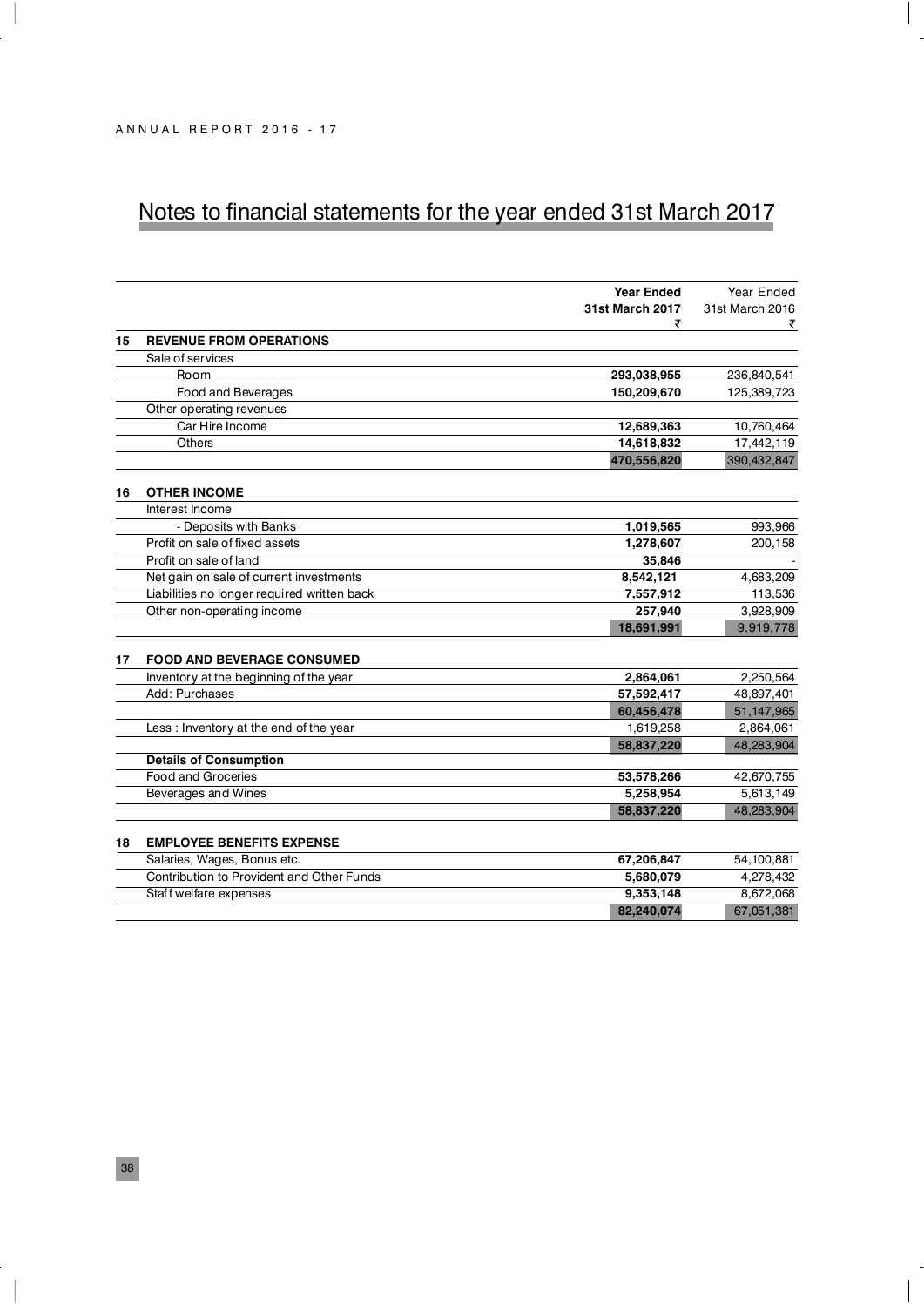# Notes to financial statements for the year ended 31st March 2017

| | | Year Ended 31st March 2017 ₹ | Year Ended 31st March 2016 ₹ |
|---|---|---|---|
| **15** | **REVENUE FROM OPERATIONS** | | |
| | Sale of services | | |
| | Room | **293,038,955** | 236,840,541 |
| | Food and Beverages | **150,209,670** | 125,389,723 |
| | Other operating revenues | | |
| | Car Hire Income | **12,689,363** | 10,760,464 |
| | Others | **14,618,832** | 17,442,119 |
| | | **470,556,820** | 390,432,847 |
| **16** | **OTHER INCOME** | | |
| | Interest Income | | |
| | - Deposits with Banks | **1,019,565** | 993,966 |
| | Profit on sale of fixed assets | **1,278,607** | 200,158 |
| | Profit on sale of land | **35,846** | - |
| | Net gain on sale of current investments | **8,542,121** | 4,683,209 |
| | Liabilities no longer required written back | **7,557,912** | 113,536 |
| | Other non-operating income | **257,940** | 3,928,909 |
| | | **18,691,991** | 9,919,778 |
| **17** | **FOOD AND BEVERAGE CONSUMED** | | |
| | Inventory at the beginning of the year | **2,864,061** | 2,250,564 |
| | Add: Purchases | **57,592,417** | 48,897,401 |
| | | **60,456,478** | 51,147,965 |
| | Less : Inventory at the end of the year | 1,619,258 | 2,864,061 |
| | | **58,837,220** | 48,283,904 |
| | **Details of Consumption** | | |
| | Food and Groceries | **53,578,266** | 42,670,755 |
| | Beverages and Wines | **5,258,954** | 5,613,149 |
| | | **58,837,220** | 48,283,904 |
| **18** | **EMPLOYEE BENEFITS EXPENSE** | | |
| | Salaries, Wages, Bonus etc. | **67,206,847** | 54,100,881 |
| | Contribution to Provident and Other Funds | **5,680,079** | 4,278,432 |
| | Staff welfare expenses | **9,353,148** | 8,672,068 |
| | | **82,240,074** | 67,051,381 |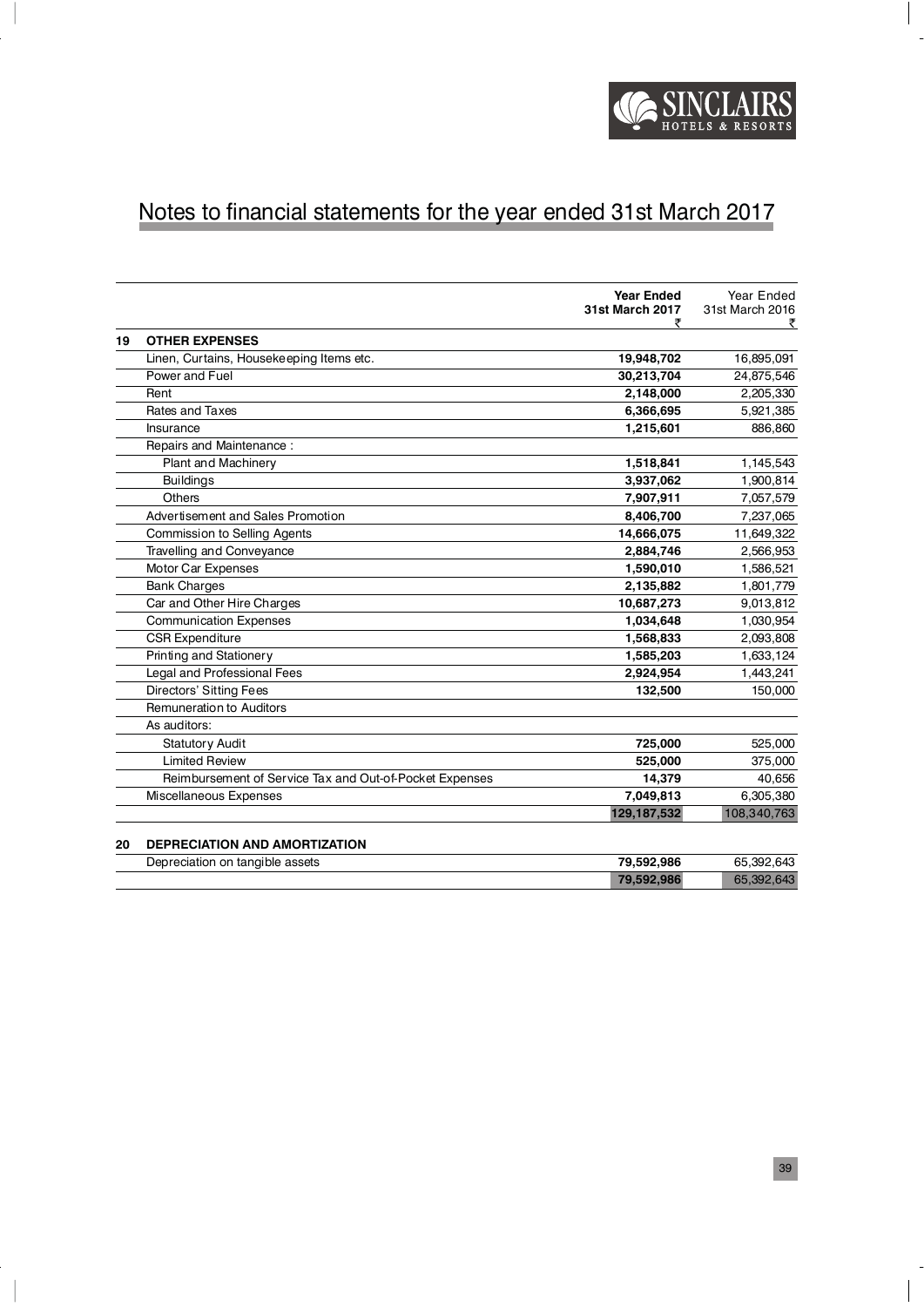# Notes to financial statements for the year ended 31st March 2017

| | | Year Ended 31st March 2017 ₹ | Year Ended 31st March 2016 ₹ |
|---|---|---|---|
| **19** | **OTHER EXPENSES** | | |
| | Linen, Curtains, Housekeeping Items etc. | **19,948,702** | 16,895,091 |
| | Power and Fuel | **30,213,704** | 24,875,546 |
| | Rent | **2,148,000** | 2,205,330 |
| | Rates and Taxes | **6,366,695** | 5,921,385 |
| | Insurance | **1,215,601** | 886,860 |
| | Repairs and Maintenance : | | |
| | Plant and Machinery | **1,518,841** | 1,145,543 |
| | Buildings | **3,937,062** | 1,900,814 |
| | Others | **7,907,911** | 7,057,579 |
| | Advertisement and Sales Promotion | **8,406,700** | 7,237,065 |
| | Commission to Selling Agents | **14,666,075** | 11,649,322 |
| | Travelling and Conveyance | **2,884,746** | 2,566,953 |
| | Motor Car Expenses | **1,590,010** | 1,586,521 |
| | Bank Charges | **2,135,882** | 1,801,779 |
| | Car and Other Hire Charges | **10,687,273** | 9,013,812 |
| | Communication Expenses | **1,034,648** | 1,030,954 |
| | CSR Expenditure | **1,568,833** | 2,093,808 |
| | Printing and Stationery | **1,585,203** | 1,633,124 |
| | Legal and Professional Fees | **2,924,954** | 1,443,241 |
| | Directors' Sitting Fees | **132,500** | 150,000 |
| | Remuneration to Auditors | | |
| | As auditors: | | |
| | Statutory Audit | **725,000** | 525,000 |
| | Limited Review | **525,000** | 375,000 |
| | Reimbursement of Service Tax and Out-of-Pocket Expenses | **14,379** | 40,656 |
| | Miscellaneous Expenses | **7,049,813** | 6,305,380 |
| | | **129,187,532** | 108,340,763 |
| **20** | **DEPRECIATION AND AMORTIZATION** | | |
| | Depreciation on tangible assets | **79,592,986** | 65,392,643 |
| | | **79,592,986** | 65,392,643 |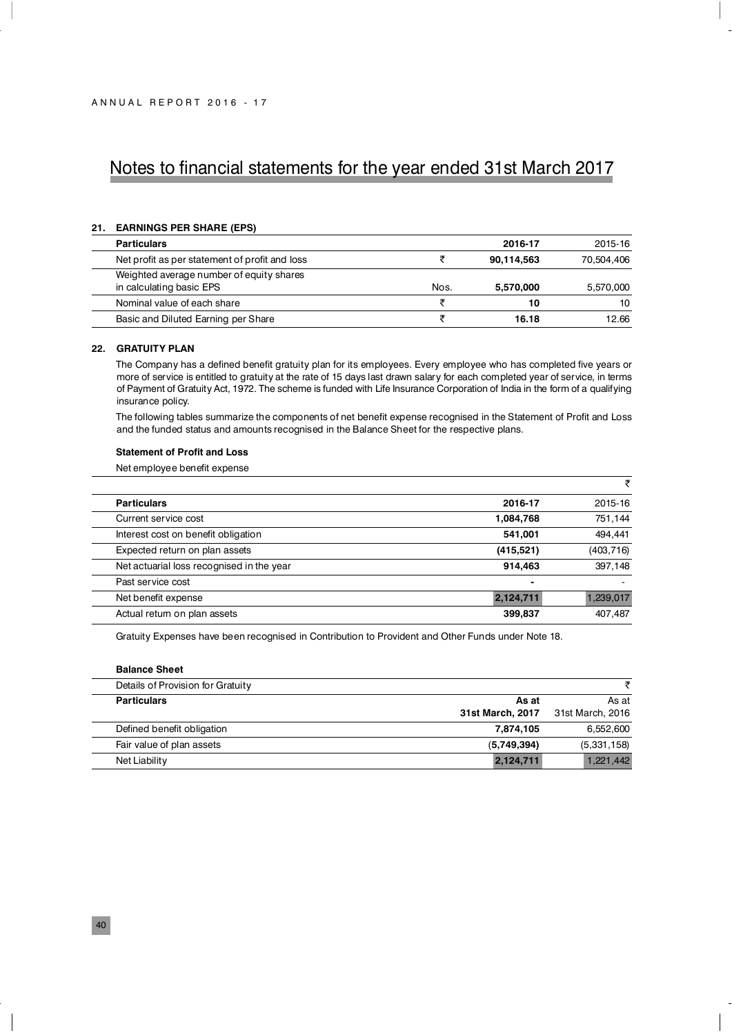# Notes to financial statements for the year ended 31st March 2017

## 21. EARNINGS PER SHARE (EPS)

| Particulars | | 2016-17 | 2015-16 |
|---|---|---|---|
| Net profit as per statement of profit and loss | ₹ | **90,114,563** | 70,504,406 |
| Weighted average number of equity shares in calculating basic EPS | Nos. | **5,570,000** | 5,570,000 |
| Nominal value of each share | ₹ | **10** | 10 |
| Basic and Diluted Earning per Share | ₹ | **16.18** | 12.66 |

## 22. GRATUITY PLAN

The Company has a defined benefit gratuity plan for its employees. Every employee who has completed five years or more of service is entitled to gratuity at the rate of 15 days last drawn salary for each completed year of service, in terms of Payment of Gratuity Act, 1972. The scheme is funded with Life Insurance Corporation of India in the form of a qualifying insurance policy.

The following tables summarize the components of net benefit expense recognised in the Statement of Profit and Loss and the funded status and amounts recognised in the Balance Sheet for the respective plans.

**Statement of Profit and Loss**

Net employee benefit expense

₹

| Particulars | 2016-17 | 2015-16 |
|---|---|---|
| Current service cost | **1,084,768** | 751,144 |
| Interest cost on benefit obligation | **541,001** | 494,441 |
| Expected return on plan assets | **(415,521)** | (403,716) |
| Net actuarial loss recognised in the year | **914,463** | 397,148 |
| Past service cost | **-** | - |
| Net benefit expense | **2,124,711** | 1,239,017 |
| Actual return on plan assets | **399,837** | 407,487 |

Gratuity Expenses have been recognised in Contribution to Provident and Other Funds under Note 18.

**Balance Sheet**

Details of Provision for Gratuity ₹

| Particulars | As at 31st March, 2017 | As at 31st March, 2016 |
|---|---|---|
| Defined benefit obligation | **7,874,105** | 6,552,600 |
| Fair value of plan assets | **(5,749,394)** | (5,331,158) |
| Net Liability | **2,124,711** | 1,221,442 |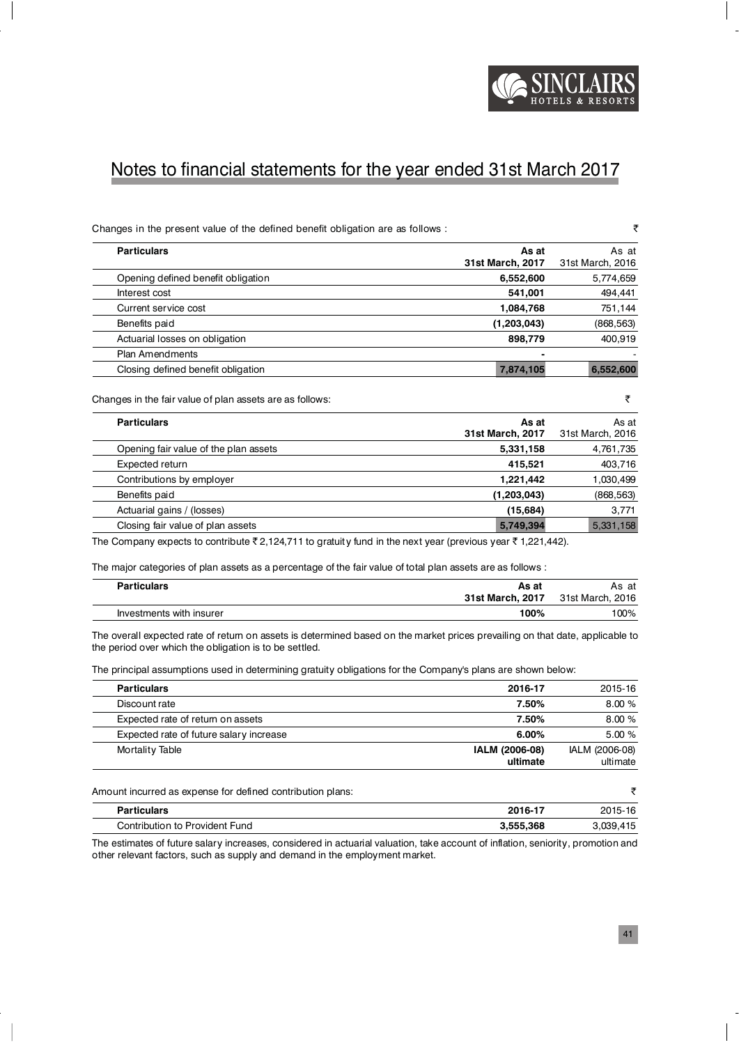# Notes to financial statements for the year ended 31st March 2017

Changes in the present value of the defined benefit obligation are as follows : ₹

| Particulars | As at 31st March, 2017 | As at 31st March, 2016 |
|---|---|---|
| Opening defined benefit obligation | **6,552,600** | 5,774,659 |
| Interest cost | **541,001** | 494,441 |
| Current service cost | **1,084,768** | 751,144 |
| Benefits paid | **(1,203,043)** | (868,563) |
| Actuarial losses on obligation | **898,779** | 400,919 |
| Plan Amendments | **-** | - |
| Closing defined benefit obligation | **7,874,105** | **6,552,600** |

Changes in the fair value of plan assets are as follows: ₹

| Particulars | As at 31st March, 2017 | As at 31st March, 2016 |
|---|---|---|
| Opening fair value of the plan assets | **5,331,158** | 4,761,735 |
| Expected return | **415,521** | 403,716 |
| Contributions by employer | **1,221,442** | 1,030,499 |
| Benefits paid | **(1,203,043)** | (868,563) |
| Actuarial gains / (losses) | **(15,684)** | 3,771 |
| Closing fair value of plan assets | **5,749,394** | 5,331,158 |

The Company expects to contribute ₹ 2,124,711 to gratuity fund in the next year (previous year ₹ 1,221,442).

The major categories of plan assets as a percentage of the fair value of total plan assets are as follows :

| Particulars | As at 31st March, 2017 | As at 31st March, 2016 |
|---|---|---|
| Investments with insurer | **100%** | 100% |

The overall expected rate of return on assets is determined based on the market prices prevailing on that date, applicable to the period over which the obligation is to be settled.

The principal assumptions used in determining gratuity obligations for the Company's plans are shown below:

| Particulars | 2016-17 | 2015-16 |
|---|---|---|
| Discount rate | **7.50%** | 8.00 % |
| Expected rate of return on assets | **7.50%** | 8.00 % |
| Expected rate of future salary increase | **6.00%** | 5.00 % |
| Mortality Table | **IALM (2006-08) ultimate** | IALM (2006-08) ultimate |

Amount incurred as expense for defined contribution plans: ₹

| Particulars | 2016-17 | 2015-16 |
|---|---|---|
| Contribution to Provident Fund | **3,555,368** | 3,039,415 |

The estimates of future salary increases, considered in actuarial valuation, take account of inflation, seniority, promotion and other relevant factors, such as supply and demand in the employment market.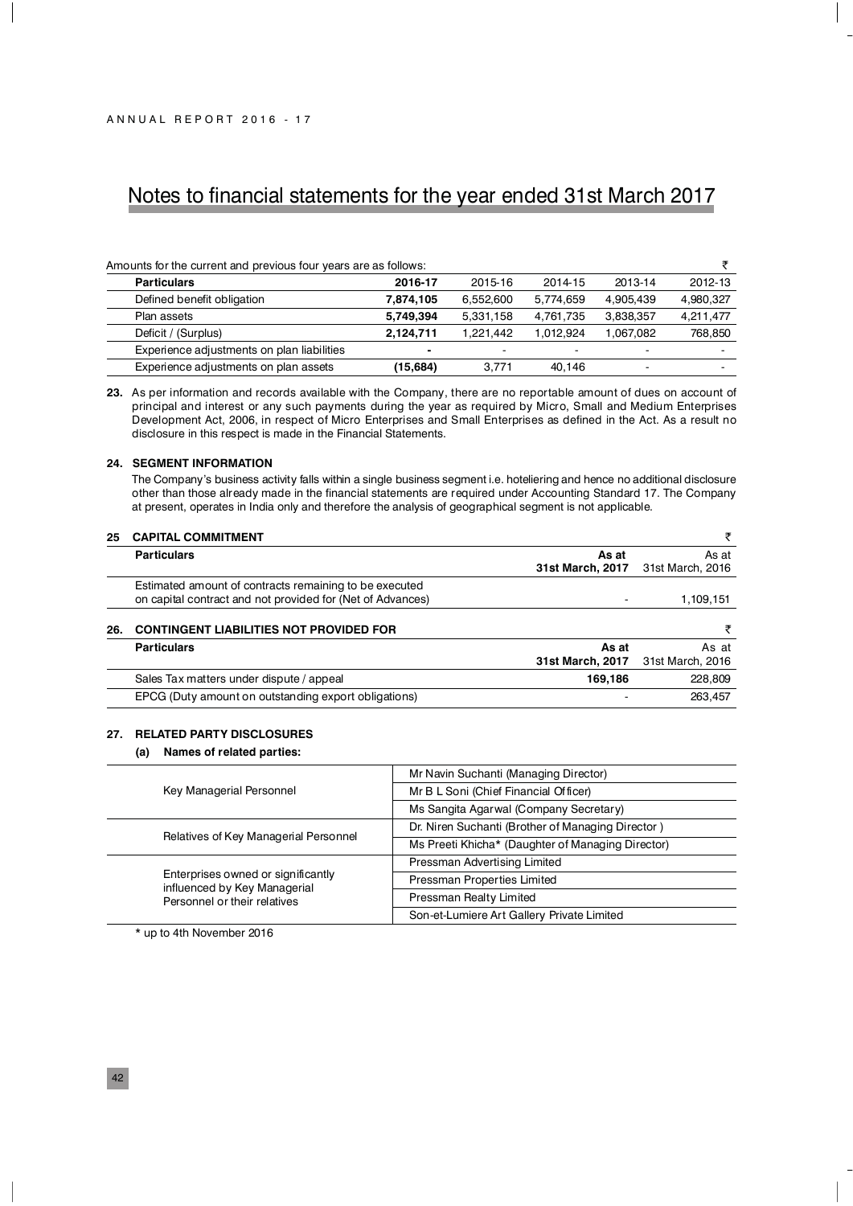# Notes to financial statements for the year ended 31st March 2017

Amounts for the current and previous four years are as follows: ₹

| Particulars | 2016-17 | 2015-16 | 2014-15 | 2013-14 | 2012-13 |
|---|---|---|---|---|---|
| Defined benefit obligation | **7,874,105** | 6,552,600 | 5,774,659 | 4,905,439 | 4,980,327 |
| Plan assets | **5,749,394** | 5,331,158 | 4,761,735 | 3,838,357 | 4,211,477 |
| Deficit / (Surplus) | **2,124,711** | 1,221,442 | 1,012,924 | 1,067,082 | 768,850 |
| Experience adjustments on plan liabilities | **-** | - | - | - | - |
| Experience adjustments on plan assets | **(15,684)** | 3,771 | 40,146 | - | - |

**23.** As per information and records available with the Company, there are no reportable amount of dues on account of principal and interest or any such payments during the year as required by Micro, Small and Medium Enterprises Development Act, 2006, in respect of Micro Enterprises and Small Enterprises as defined in the Act. As a result no disclosure in this respect is made in the Financial Statements.

**24. SEGMENT INFORMATION**

The Company's business activity falls within a single business segment i.e. hoteliering and hence no additional disclosure other than those already made in the financial statements are required under Accounting Standard 17. The Company at present, operates in India only and therefore the analysis of geographical segment is not applicable.

**25 CAPITAL COMMITMENT** ₹

| Particulars | As at 31st March, 2017 | As at 31st March, 2016 |
|---|---|---|
| Estimated amount of contracts remaining to be executed on capital contract and not provided for (Net of Advances) | - | 1,109,151 |

**26. CONTINGENT LIABILITIES NOT PROVIDED FOR** ₹

| Particulars | As at 31st March, 2017 | As at 31st March, 2016 |
|---|---|---|
| Sales Tax matters under dispute / appeal | **169,186** | 228,809 |
| EPCG (Duty amount on outstanding export obligations) | - | 263,457 |

**27. RELATED PARTY DISCLOSURES**

**(a) Names of related parties:**

| | |
|---|---|
| Key Managerial Personnel | Mr Navin Suchanti (Managing Director) |
| | Mr B L Soni (Chief Financial Officer) |
| | Ms Sangita Agarwal (Company Secretary) |
| Relatives of Key Managerial Personnel | Dr. Niren Suchanti (Brother of Managing Director ) |
| | Ms Preeti Khicha* (Daughter of Managing Director) |
| Enterprises owned or significantly influenced by Key Managerial Personnel or their relatives | Pressman Advertising Limited |
| | Pressman Properties Limited |
| | Pressman Realty Limited |
| | Son-et-Lumiere Art Gallery Private Limited |

* up to 4th November 2016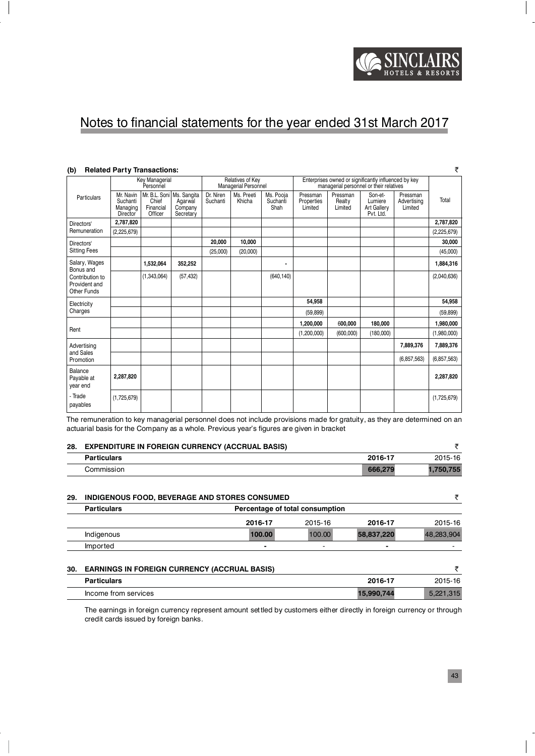# Notes to financial statements for the year ended 31st March 2017

**(b) Related Party Transactions:** ₹

| Particulars | Key Managerial Personnel | | | Relatives of Key Managerial Personnel | | | Enterprises owned or significantly influenced by key managerial personnel or their relatives | | | | Total |
|---|---|---|---|---|---|---|---|---|---|---|---|
| | Mr. Navin Suchanti Managing Director | Mr. B.L. Soni Chief Financial Officer | Ms. Sangita Agarwal Company Secretary | Dr. Niren Suchanti | Ms. Preeti Khicha | Ms. Pooja Suchanti Shah | Pressman Properties Limited | Pressman Realty Limited | Son-et-Lumiere Art Gallery Pvt. Ltd. | Pressman Advertising Limited | |
| Directors' Remuneration | **2,787,820** | | | | | | | | | | **2,787,820** |
| | (2,225,679) | | | | | | | | | | (2,225,679) |
| Directors' Sitting Fees | | | | **20,000** | **10,000** | | | | | | **30,000** |
| | | | | (25,000) | (20,000) | | | | | | (45,000) |
| Salary, Wages Bonus and Contribution to Provident and Other Funds | | **1,532,064** | **352,252** | | | **-** | | | | | **1,884,316** |
| | | (1,343,064) | (57,432) | | | (640,140) | | | | | (2,040,636) |
| Electricity Charges | | | | | | | **54,958** | | | | **54,958** |
| | | | | | | | (59,899) | | | | (59,899) |
| Rent | | | | | | | **1,200,000** | **600,000** | **180,000** | | **1,980,000** |
| | | | | | | | (1,200,000) | (600,000) | (180,000) | | (1,980,000) |
| Advertising and Sales Promotion | | | | | | | | | | **7,889,376** | **7,889,376** |
| | | | | | | | | | | (6,857,563) | (6,857,563) |
| Balance Payable at year end | **2,287,820** | | | | | | | | | | **2,287,820** |
| - Trade payables | (1,725,679) | | | | | | | | | | (1,725,679) |

The remuneration to key managerial personnel does not include provisions made for gratuity, as they are determined on an actuarial basis for the Company as a whole. Previous year's figures are given in bracket

## 28. EXPENDITURE IN FOREIGN CURRENCY (ACCRUAL BASIS) ₹

| Particulars | 2016-17 | 2015-16 |
|---|---|---|
| Commission | **666,279** | 1,750,755 |

## 29. INDIGENOUS FOOD, BEVERAGE AND STORES CONSUMED ₹

| Particulars | Percentage of total consumption | | | |
|---|---|---|---|---|
| | **2016-17** | 2015-16 | **2016-17** | 2015-16 |
| Indigenous | **100.00** | 100.00 | **58,837,220** | 48,283,904 |
| Imported | **-** | - | **-** | - |

## 30. EARNINGS IN FOREIGN CURRENCY (ACCRUAL BASIS) ₹

| Particulars | 2016-17 | 2015-16 |
|---|---|---|
| Income from services | **15,990,744** | 5,221,315 |

The earnings in foreign currency represent amount settled by customers either directly in foreign currency or through credit cards issued by foreign banks.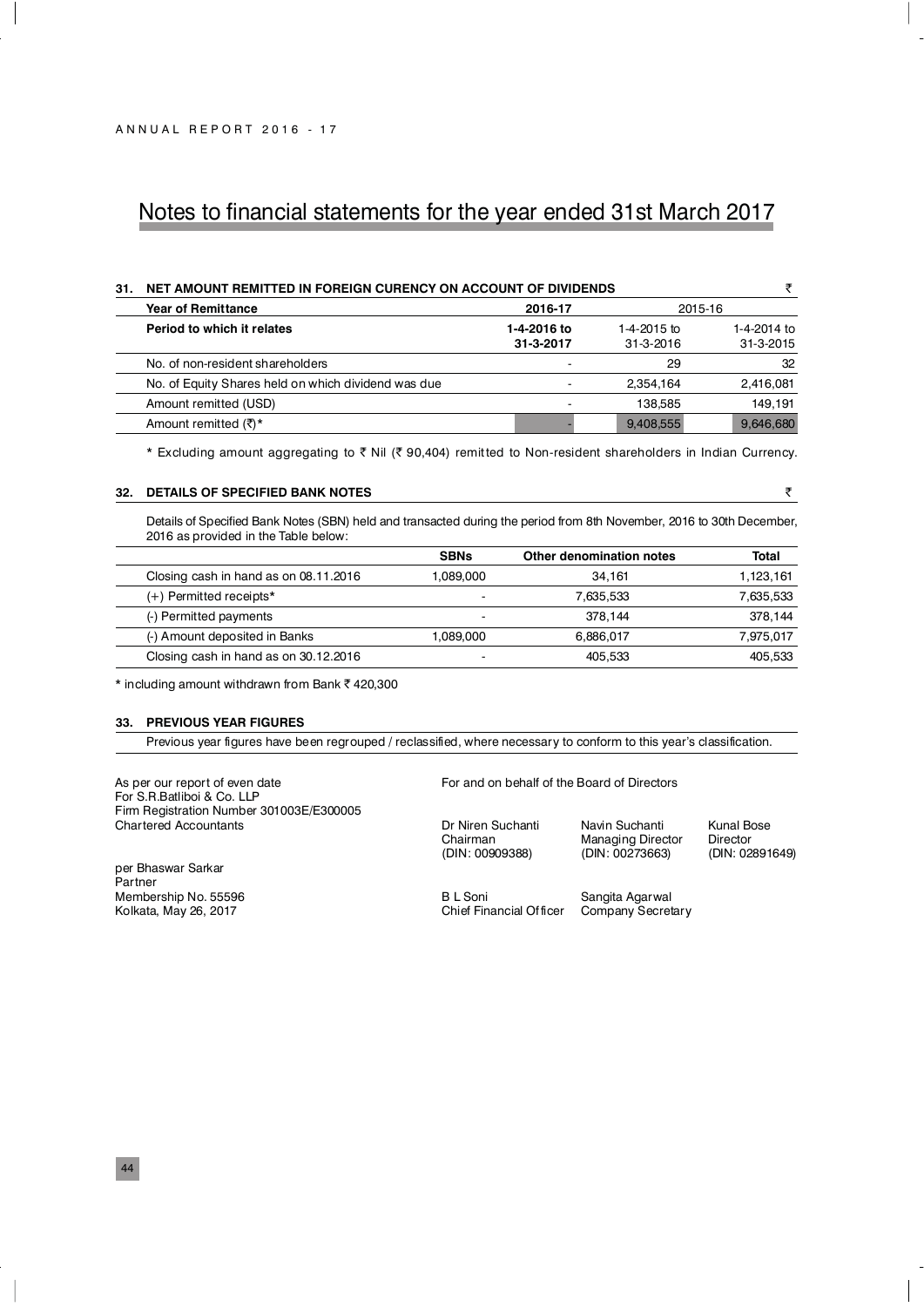# Notes to financial statements for the year ended 31st March 2017

## 31. NET AMOUNT REMITTED IN FOREIGN CURENCY ON ACCOUNT OF DIVIDENDS

₹

| Year of Remittance | 2016-17 | 2015-16 | |
|---|---|---|---|
| **Period to which it relates** | **1-4-2016 to 31-3-2017** | 1-4-2015 to 31-3-2016 | 1-4-2014 to 31-3-2015 |
| No. of non-resident shareholders | - | 29 | 32 |
| No. of Equity Shares held on which dividend was due | - | 2,354,164 | 2,416,081 |
| Amount remitted (USD) | - | 138,585 | 149,191 |
| Amount remitted (₹)* | - | 9,408,555 | 9,646,680 |

* Excluding amount aggregating to ₹ Nil (₹ 90,404) remitted to Non-resident shareholders in Indian Currency.

## 32. DETAILS OF SPECIFIED BANK NOTES

₹

Details of Specified Bank Notes (SBN) held and transacted during the period from 8th November, 2016 to 30th December, 2016 as provided in the Table below:

| | SBNs | Other denomination notes | Total |
|---|---|---|---|
| Closing cash in hand as on 08.11.2016 | 1,089,000 | 34,161 | 1,123,161 |
| (+) Permitted receipts* | - | 7,635,533 | 7,635,533 |
| (-) Permitted payments | - | 378,144 | 378,144 |
| (-) Amount deposited in Banks | 1,089,000 | 6,886,017 | 7,975,017 |
| Closing cash in hand as on 30.12.2016 | - | 405,533 | 405,533 |

* including amount withdrawn from Bank ₹ 420,300

## 33. PREVIOUS YEAR FIGURES

Previous year figures have been regrouped / reclassified, where necessary to conform to this year's classification.

As per our report of even date
For S.R.Batliboi & Co. LLP
Firm Registration Number 301003E/E300005
Chartered Accountants

per Bhaswar Sarkar
Partner
Membership No. 55596
Kolkata, May 26, 2017

For and on behalf of the Board of Directors

Dr Niren Suchanti
Chairman
(DIN: 00909388)

Navin Suchanti
Managing Director
(DIN: 00273663)

Kunal Bose
Director
(DIN: 02891649)

B L Soni
Chief Financial Officer

Sangita Agarwal
Company Secretary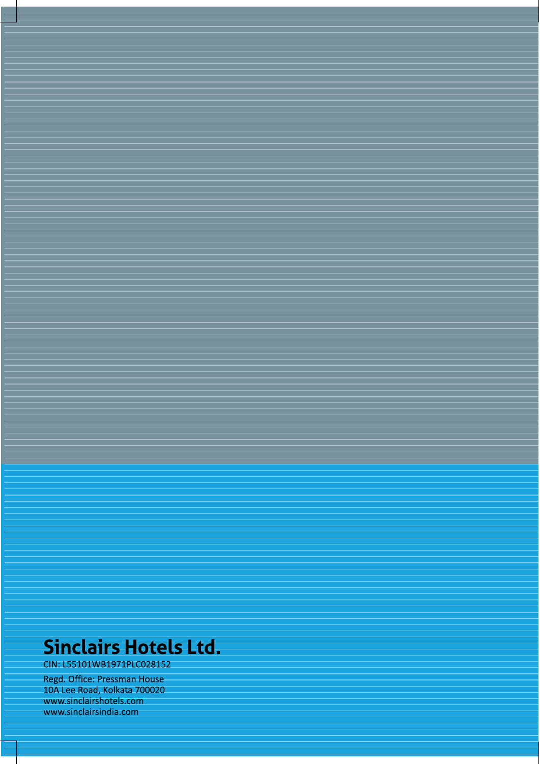# Sinclairs Hotels Ltd.

CIN: L55101WB1971PLC028152

Regd. Office: Pressman House
10A Lee Road, Kolkata 700020
www.sinclairshotels.com
www.sinclairsindia.com